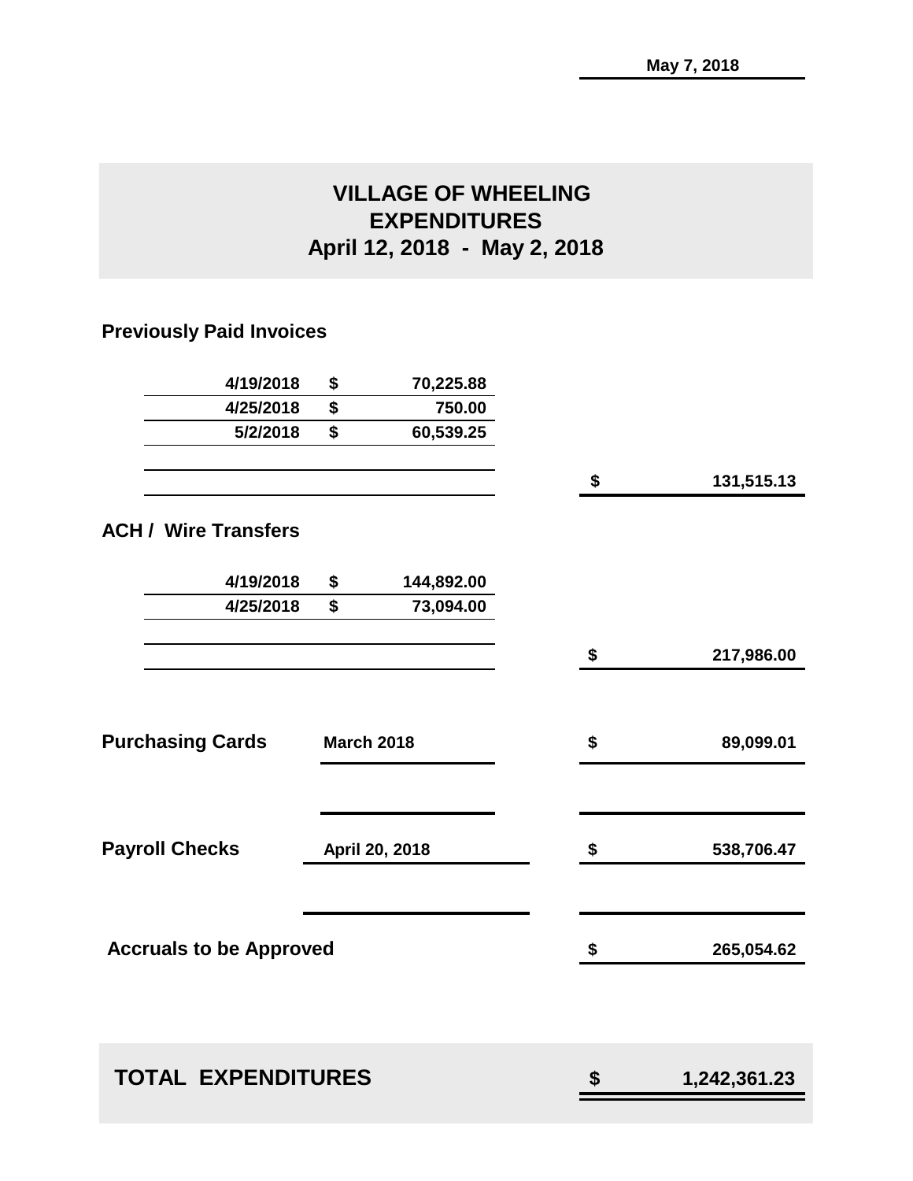May 7, 2018

# VILLAGE OF WHEELING
## EXPENDITURES
## April 12, 2018 - May 2, 2018

### Previously Paid Invoices

| Date | | Amount | | Total |
|---|---|---|---|---|
| 4/19/2018 | $ | 70,225.88 | | |
| 4/25/2018 | $ | 750.00 | | |
| 5/2/2018 | $ | 60,539.25 | | |
| | | | $ | 131,515.13 |

### ACH / Wire Transfers

| Date | | Amount | | Total |
|---|---|---|---|---|
| 4/19/2018 | $ | 144,892.00 | | |
| 4/25/2018 | $ | 73,094.00 | | |
| | | | $ | 217,986.00 |

| | | | |
|---|---|---|---|
| **Purchasing Cards** | March 2018 | $ | 89,099.01 |
| **Payroll Checks** | April 20, 2018 | $ | 538,706.47 |
| **Accruals to be Approved** | | $ | 265,054.62 |

| | | |
|---|---|---|
| **TOTAL EXPENDITURES** | $ | 1,242,361.23 |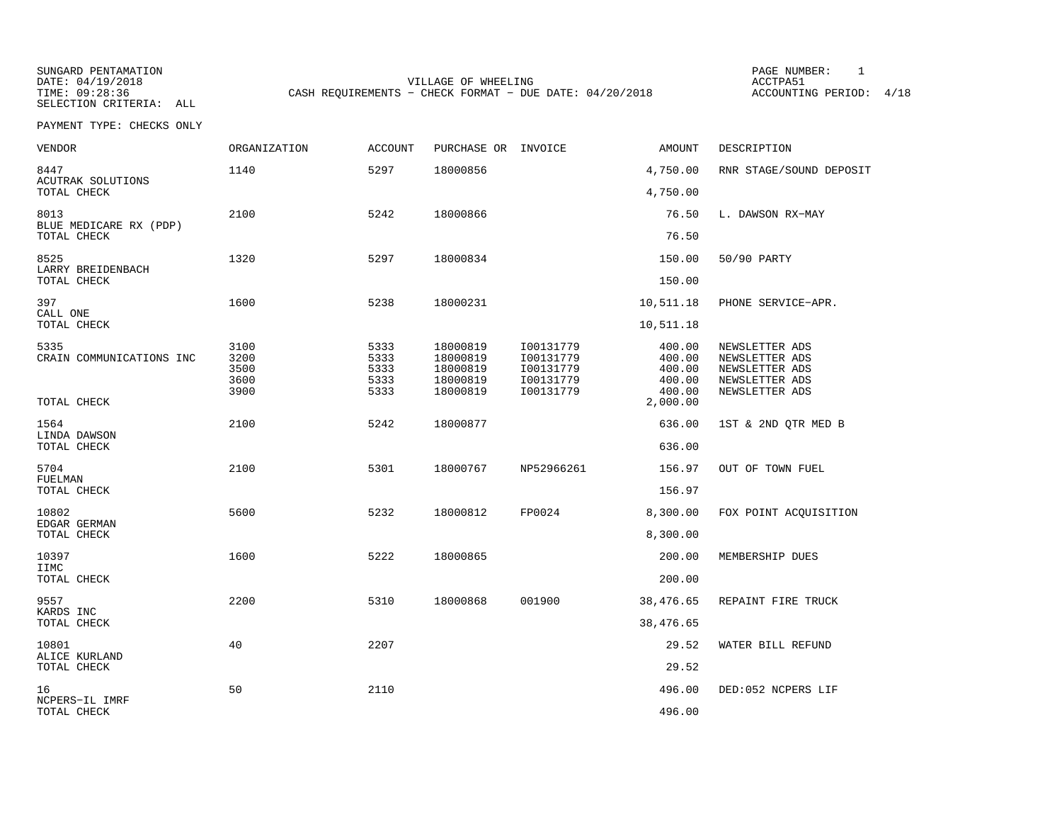SUNGARD PENTAMATION
DATE: 04/19/2018
TIME: 09:28:36
SELECTION CRITERIA: ALL

VILLAGE OF WHEELING
CASH REQUIREMENTS - CHECK FORMAT - DUE DATE: 04/20/2018

PAGE NUMBER: 1
ACCTPA51
ACCOUNTING PERIOD: 4/18

PAYMENT TYPE: CHECKS ONLY

| VENDOR | ORGANIZATION | ACCOUNT | PURCHASE OR | INVOICE | AMOUNT | DESCRIPTION |
|---|---|---|---|---|---|---|
| 8447 ACUTRAK SOLUTIONS | 1140 | 5297 | 18000856 | | 4,750.00 | RNR STAGE/SOUND DEPOSIT |
| TOTAL CHECK | | | | | 4,750.00 | |
| 8013 BLUE MEDICARE RX (PDP) | 2100 | 5242 | 18000866 | | 76.50 | L. DAWSON RX-MAY |
| TOTAL CHECK | | | | | 76.50 | |
| 8525 LARRY BREIDENBACH | 1320 | 5297 | 18000834 | | 150.00 | 50/90 PARTY |
| TOTAL CHECK | | | | | 150.00 | |
| 397 CALL ONE | 1600 | 5238 | 18000231 | | 10,511.18 | PHONE SERVICE-APR. |
| TOTAL CHECK | | | | | 10,511.18 | |
| 5335 CRAIN COMMUNICATIONS INC | 3100 | 5333 | 18000819 | I00131779 | 400.00 | NEWSLETTER ADS |
| | 3200 | 5333 | 18000819 | I00131779 | 400.00 | NEWSLETTER ADS |
| | 3500 | 5333 | 18000819 | I00131779 | 400.00 | NEWSLETTER ADS |
| | 3600 | 5333 | 18000819 | I00131779 | 400.00 | NEWSLETTER ADS |
| | 3900 | 5333 | 18000819 | I00131779 | 400.00 | NEWSLETTER ADS |
| TOTAL CHECK | | | | | 2,000.00 | |
| 1564 LINDA DAWSON | 2100 | 5242 | 18000877 | | 636.00 | 1ST & 2ND QTR MED B |
| TOTAL CHECK | | | | | 636.00 | |
| 5704 FUELMAN | 2100 | 5301 | 18000767 | NP52966261 | 156.97 | OUT OF TOWN FUEL |
| TOTAL CHECK | | | | | 156.97 | |
| 10802 EDGAR GERMAN | 5600 | 5232 | 18000812 | FP0024 | 8,300.00 | FOX POINT ACQUISITION |
| TOTAL CHECK | | | | | 8,300.00 | |
| 10397 IIMC | 1600 | 5222 | 18000865 | | 200.00 | MEMBERSHIP DUES |
| TOTAL CHECK | | | | | 200.00 | |
| 9557 KARDS INC | 2200 | 5310 | 18000868 | 001900 | 38,476.65 | REPAINT FIRE TRUCK |
| TOTAL CHECK | | | | | 38,476.65 | |
| 10801 ALICE KURLAND | 40 | 2207 | | | 29.52 | WATER BILL REFUND |
| TOTAL CHECK | | | | | 29.52 | |
| 16 NCPERS-IL IMRF | 50 | 2110 | | | 496.00 | DED:052 NCPERS LIF |
| TOTAL CHECK | | | | | 496.00 | |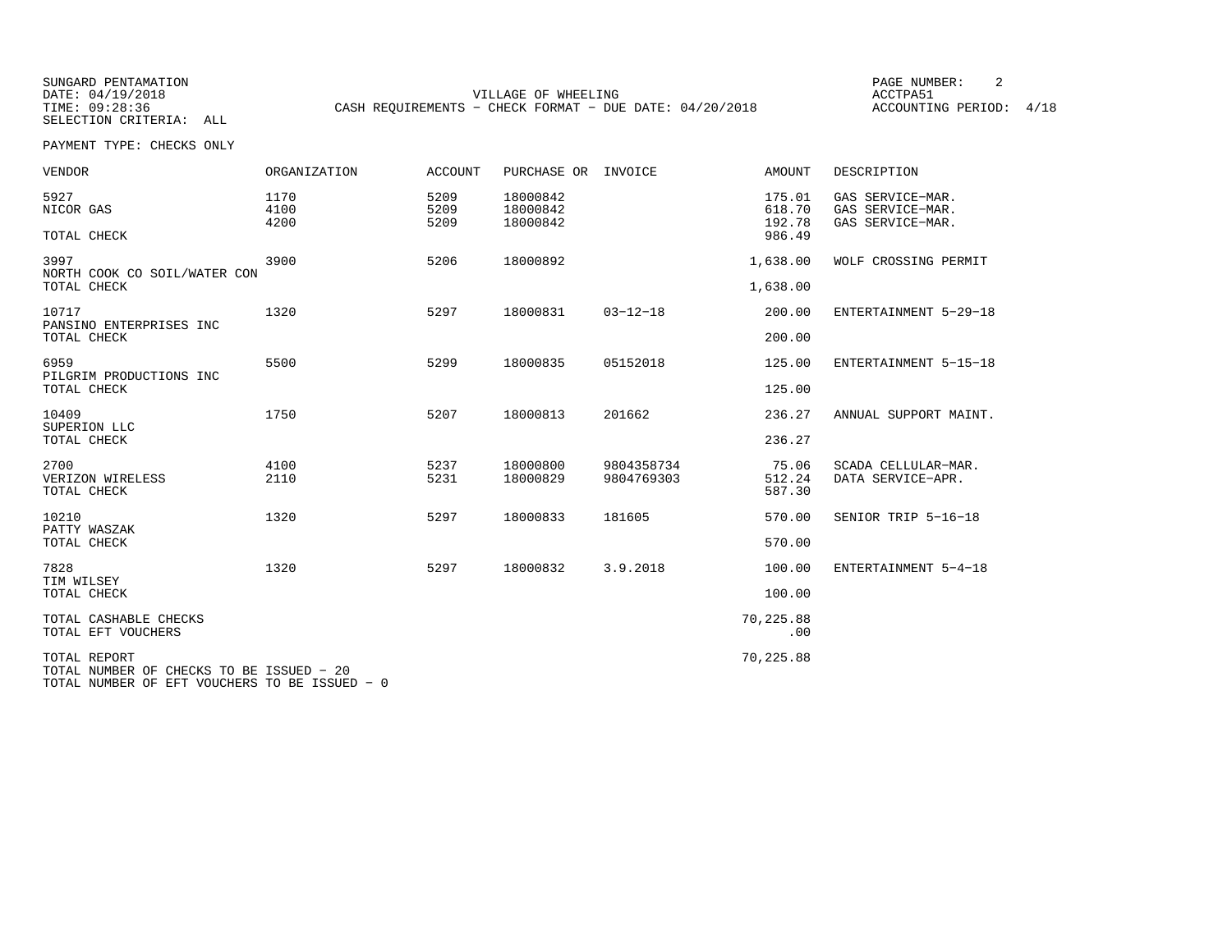SUNGARD PENTAMATION
DATE: 04/19/2018
TIME: 09:28:36
SELECTION CRITERIA: ALL

VILLAGE OF WHEELING
CASH REQUIREMENTS - CHECK FORMAT - DUE DATE: 04/20/2018

PAGE NUMBER: 2
ACCTPA51
ACCOUNTING PERIOD: 4/18

PAYMENT TYPE: CHECKS ONLY

| VENDOR | ORGANIZATION | ACCOUNT | PURCHASE OR | INVOICE | AMOUNT | DESCRIPTION |
|---|---|---|---|---|---|---|
| 5927 | 1170 | 5209 | 18000842 | | 175.01 | GAS SERVICE-MAR. |
| NICOR GAS | 4100 | 5209 | 18000842 | | 618.70 | GAS SERVICE-MAR. |
| | 4200 | 5209 | 18000842 | | 192.78 | GAS SERVICE-MAR. |
| TOTAL CHECK | | | | | 986.49 | |
| 3997 | 3900 | 5206 | 18000892 | | 1,638.00 | WOLF CROSSING PERMIT |
| NORTH COOK CO SOIL/WATER CON | | | | | | |
| TOTAL CHECK | | | | | 1,638.00 | |
| 10717 | 1320 | 5297 | 18000831 | 03-12-18 | 200.00 | ENTERTAINMENT 5-29-18 |
| PANSINO ENTERPRISES INC | | | | | | |
| TOTAL CHECK | | | | | 200.00 | |
| 6959 | 5500 | 5299 | 18000835 | 05152018 | 125.00 | ENTERTAINMENT 5-15-18 |
| PILGRIM PRODUCTIONS INC | | | | | | |
| TOTAL CHECK | | | | | 125.00 | |
| 10409 | 1750 | 5207 | 18000813 | 201662 | 236.27 | ANNUAL SUPPORT MAINT. |
| SUPERION LLC | | | | | | |
| TOTAL CHECK | | | | | 236.27 | |
| 2700 | 4100 | 5237 | 18000800 | 9804358734 | 75.06 | SCADA CELLULAR-MAR. |
| VERIZON WIRELESS | 2110 | 5231 | 18000829 | 9804769303 | 512.24 | DATA SERVICE-APR. |
| TOTAL CHECK | | | | | 587.30 | |
| 10210 | 1320 | 5297 | 18000833 | 181605 | 570.00 | SENIOR TRIP 5-16-18 |
| PATTY WASZAK | | | | | | |
| TOTAL CHECK | | | | | 570.00 | |
| 7828 | 1320 | 5297 | 18000832 | 3.9.2018 | 100.00 | ENTERTAINMENT 5-4-18 |
| TIM WILSEY | | | | | | |
| TOTAL CHECK | | | | | 100.00 | |
| TOTAL CASHABLE CHECKS | | | | | 70,225.88 | |
| TOTAL EFT VOUCHERS | | | | | .00 | |
| TOTAL REPORT | | | | | 70,225.88 | |

TOTAL NUMBER OF CHECKS TO BE ISSUED - 20
TOTAL NUMBER OF EFT VOUCHERS TO BE ISSUED - 0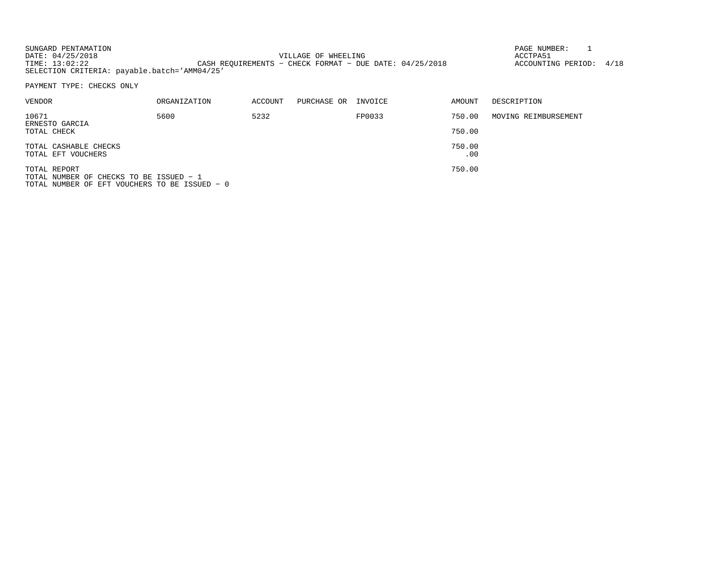SUNGARD PENTAMATION
DATE: 04/25/2018
TIME: 13:02:22
SELECTION CRITERIA: payable.batch='AMM04/25'

VILLAGE OF WHEELING
CASH REQUIREMENTS - CHECK FORMAT - DUE DATE: 04/25/2018

PAGE NUMBER: 1
ACCTPA51
ACCOUNTING PERIOD: 4/18

PAYMENT TYPE: CHECKS ONLY

| VENDOR | ORGANIZATION | ACCOUNT | PURCHASE OR | INVOICE | AMOUNT | DESCRIPTION |
|---|---|---|---|---|---|---|
| 10671<br>ERNESTO GARCIA | 5600 | 5232 | | FP0033 | 750.00 | MOVING REIMBURSEMENT |
| TOTAL CHECK | | | | | 750.00 | |
| TOTAL CASHABLE CHECKS | | | | | 750.00 | |
| TOTAL EFT VOUCHERS | | | | | .00 | |
| TOTAL REPORT | | | | | 750.00 | |

TOTAL NUMBER OF CHECKS TO BE ISSUED - 1
TOTAL NUMBER OF EFT VOUCHERS TO BE ISSUED - 0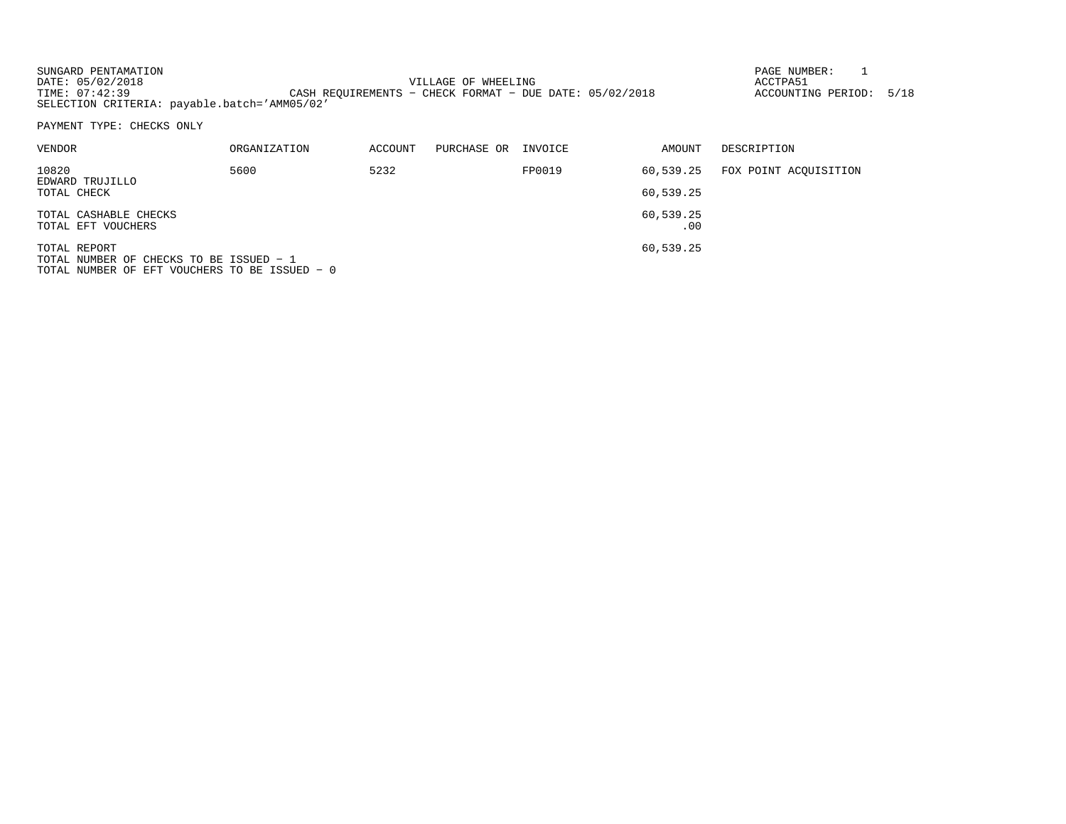SUNGARD PENTAMATION
DATE: 05/02/2018
TIME: 07:42:39
SELECTION CRITERIA: payable.batch='AMM05/02'

VILLAGE OF WHEELING
CASH REQUIREMENTS - CHECK FORMAT - DUE DATE: 05/02/2018

PAGE NUMBER: 1
ACCTPA51
ACCOUNTING PERIOD: 5/18

PAYMENT TYPE: CHECKS ONLY

| VENDOR | ORGANIZATION | ACCOUNT | PURCHASE OR | INVOICE | AMOUNT | DESCRIPTION |
|---|---|---|---|---|---|---|
| 10820 EDWARD TRUJILLO | 5600 | 5232 | | FP0019 | 60,539.25 | FOX POINT ACQUISITION |
| TOTAL CHECK | | | | | 60,539.25 | |
| TOTAL CASHABLE CHECKS | | | | | 60,539.25 | |
| TOTAL EFT VOUCHERS | | | | | .00 | |
| TOTAL REPORT | | | | | 60,539.25 | |

TOTAL NUMBER OF CHECKS TO BE ISSUED - 1
TOTAL NUMBER OF EFT VOUCHERS TO BE ISSUED - 0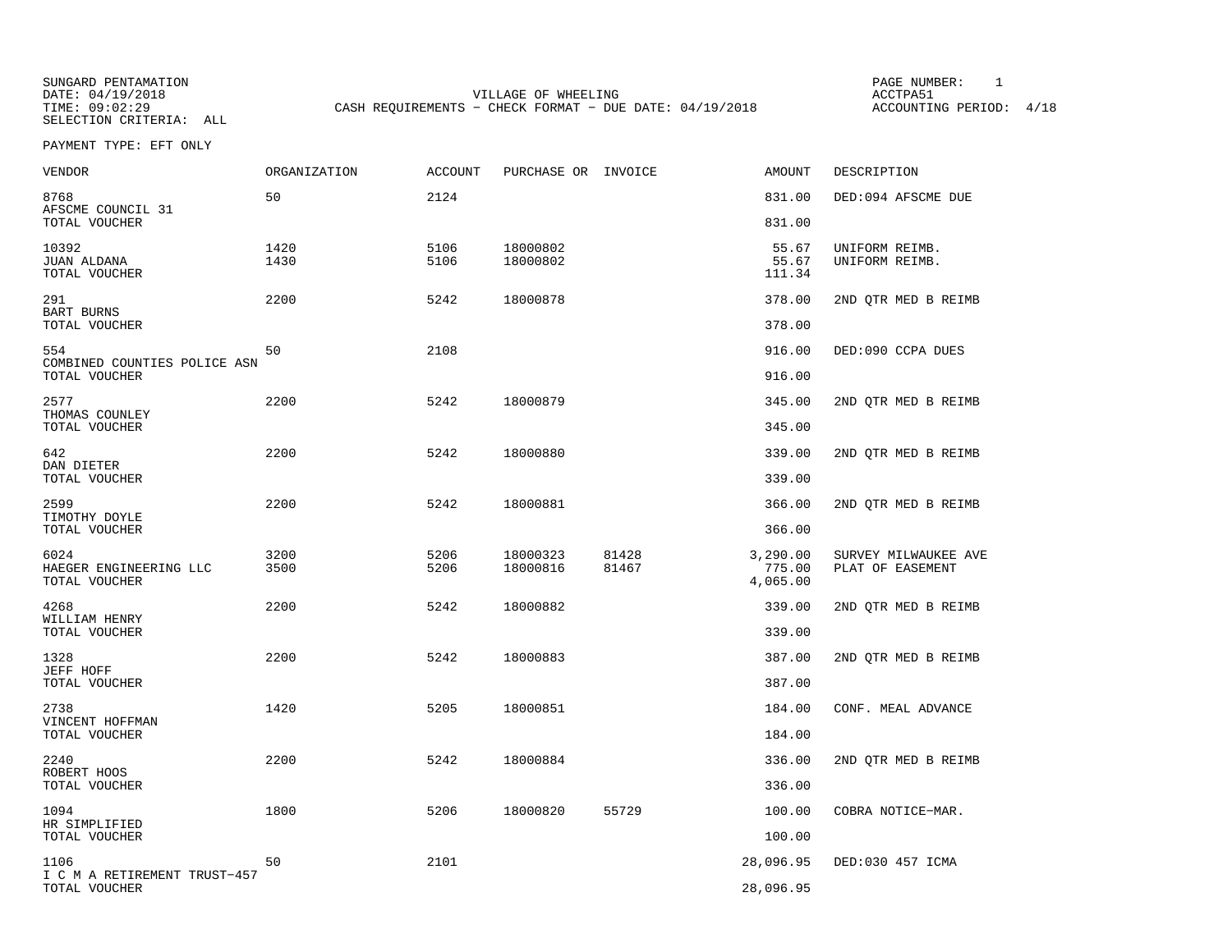SUNGARD PENTAMATION
DATE: 04/19/2018
TIME: 09:02:29
SELECTION CRITERIA: ALL

VILLAGE OF WHEELING
CASH REQUIREMENTS - CHECK FORMAT - DUE DATE: 04/19/2018

PAGE NUMBER: 1
ACCTPA51
ACCOUNTING PERIOD: 4/18

PAYMENT TYPE: EFT ONLY

| VENDOR | ORGANIZATION | ACCOUNT | PURCHASE OR | INVOICE | AMOUNT | DESCRIPTION |
|---|---|---|---|---|---|---|
| 8768 | 50 | 2124 | | | 831.00 | DED:094 AFSCME DUE |
| AFSCME COUNCIL 31 | | | | | | |
| TOTAL VOUCHER | | | | | 831.00 | |
| 10392 | 1420 | 5106 | 18000802 | | 55.67 | UNIFORM REIMB. |
| JUAN ALDANA | 1430 | 5106 | 18000802 | | 55.67 | UNIFORM REIMB. |
| TOTAL VOUCHER | | | | | 111.34 | |
| 291 | 2200 | 5242 | 18000878 | | 378.00 | 2ND QTR MED B REIMB |
| BART BURNS | | | | | | |
| TOTAL VOUCHER | | | | | 378.00 | |
| 554 | 50 | 2108 | | | 916.00 | DED:090 CCPA DUES |
| COMBINED COUNTIES POLICE ASN | | | | | | |
| TOTAL VOUCHER | | | | | 916.00 | |
| 2577 | 2200 | 5242 | 18000879 | | 345.00 | 2ND QTR MED B REIMB |
| THOMAS COUNLEY | | | | | | |
| TOTAL VOUCHER | | | | | 345.00 | |
| 642 | 2200 | 5242 | 18000880 | | 339.00 | 2ND QTR MED B REIMB |
| DAN DIETER | | | | | | |
| TOTAL VOUCHER | | | | | 339.00 | |
| 2599 | 2200 | 5242 | 18000881 | | 366.00 | 2ND QTR MED B REIMB |
| TIMOTHY DOYLE | | | | | | |
| TOTAL VOUCHER | | | | | 366.00 | |
| 6024 | 3200 | 5206 | 18000323 | 81428 | 3,290.00 | SURVEY MILWAUKEE AVE |
| HAEGER ENGINEERING LLC | 3500 | 5206 | 18000816 | 81467 | 775.00 | PLAT OF EASEMENT |
| TOTAL VOUCHER | | | | | 4,065.00 | |
| 4268 | 2200 | 5242 | 18000882 | | 339.00 | 2ND QTR MED B REIMB |
| WILLIAM HENRY | | | | | | |
| TOTAL VOUCHER | | | | | 339.00 | |
| 1328 | 2200 | 5242 | 18000883 | | 387.00 | 2ND QTR MED B REIMB |
| JEFF HOFF | | | | | | |
| TOTAL VOUCHER | | | | | 387.00 | |
| 2738 | 1420 | 5205 | 18000851 | | 184.00 | CONF. MEAL ADVANCE |
| VINCENT HOFFMAN | | | | | | |
| TOTAL VOUCHER | | | | | 184.00 | |
| 2240 | 2200 | 5242 | 18000884 | | 336.00 | 2ND QTR MED B REIMB |
| ROBERT HOOS | | | | | | |
| TOTAL VOUCHER | | | | | 336.00 | |
| 1094 | 1800 | 5206 | 18000820 | 55729 | 100.00 | COBRA NOTICE-MAR. |
| HR SIMPLIFIED | | | | | | |
| TOTAL VOUCHER | | | | | 100.00 | |
| 1106 | 50 | 2101 | | | 28,096.95 | DED:030 457 ICMA |
| I C M A RETIREMENT TRUST-457 | | | | | | |
| TOTAL VOUCHER | | | | | 28,096.95 | |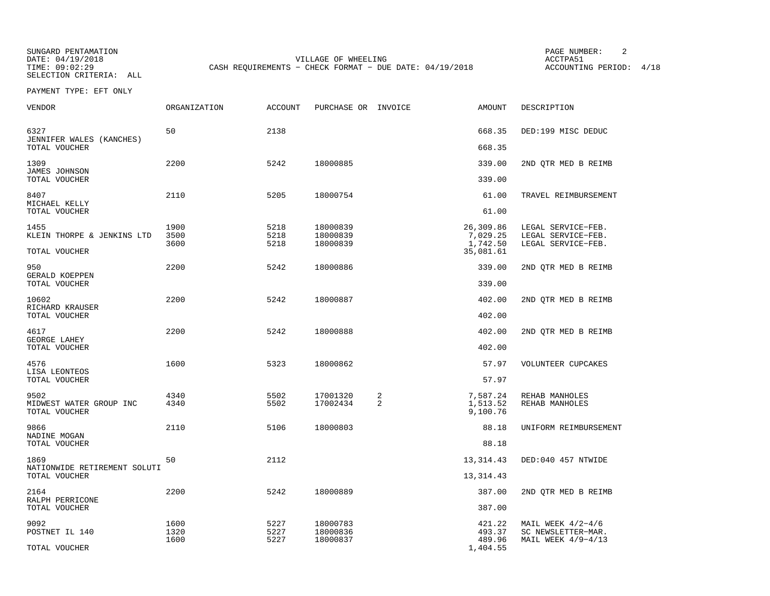SUNGARD PENTAMATION
DATE: 04/19/2018
TIME: 09:02:29
SELECTION CRITERIA: ALL

VILLAGE OF WHEELING
CASH REQUIREMENTS - CHECK FORMAT - DUE DATE: 04/19/2018

PAGE NUMBER: 2
ACCTPA51
ACCOUNTING PERIOD: 4/18

PAYMENT TYPE: EFT ONLY

| VENDOR | ORGANIZATION | ACCOUNT | PURCHASE OR | INVOICE | AMOUNT | DESCRIPTION |
|---|---|---|---|---|---|---|
| 6327 | 50 | 2138 | | | 668.35 | DED:199 MISC DEDUC |
| JENNIFER WALES (KANCHES) | | | | | | |
| TOTAL VOUCHER | | | | | 668.35 | |
| 1309 | 2200 | 5242 | 18000885 | | 339.00 | 2ND QTR MED B REIMB |
| JAMES JOHNSON | | | | | | |
| TOTAL VOUCHER | | | | | 339.00 | |
| 8407 | 2110 | 5205 | 18000754 | | 61.00 | TRAVEL REIMBURSEMENT |
| MICHAEL KELLY | | | | | | |
| TOTAL VOUCHER | | | | | 61.00 | |
| 1455 | 1900 | 5218 | 18000839 | | 26,309.86 | LEGAL SERVICE-FEB. |
| KLEIN THORPE & JENKINS LTD | 3500 | 5218 | 18000839 | | 7,029.25 | LEGAL SERVICE-FEB. |
| | 3600 | 5218 | 18000839 | | 1,742.50 | LEGAL SERVICE-FEB. |
| TOTAL VOUCHER | | | | | 35,081.61 | |
| 950 | 2200 | 5242 | 18000886 | | 339.00 | 2ND QTR MED B REIMB |
| GERALD KOEPPEN | | | | | | |
| TOTAL VOUCHER | | | | | 339.00 | |
| 10602 | 2200 | 5242 | 18000887 | | 402.00 | 2ND QTR MED B REIMB |
| RICHARD KRAUSER | | | | | | |
| TOTAL VOUCHER | | | | | 402.00 | |
| 4617 | 2200 | 5242 | 18000888 | | 402.00 | 2ND QTR MED B REIMB |
| GEORGE LAHEY | | | | | | |
| TOTAL VOUCHER | | | | | 402.00 | |
| 4576 | 1600 | 5323 | 18000862 | | 57.97 | VOLUNTEER CUPCAKES |
| LISA LEONTEOS | | | | | | |
| TOTAL VOUCHER | | | | | 57.97 | |
| 9502 | 4340 | 5502 | 17001320 | 2 | 7,587.24 | REHAB MANHOLES |
| MIDWEST WATER GROUP INC | 4340 | 5502 | 17002434 | 2 | 1,513.52 | REHAB MANHOLES |
| TOTAL VOUCHER | | | | | 9,100.76 | |
| 9866 | 2110 | 5106 | 18000803 | | 88.18 | UNIFORM REIMBURSEMENT |
| NADINE MOGAN | | | | | | |
| TOTAL VOUCHER | | | | | 88.18 | |
| 1869 | 50 | 2112 | | | 13,314.43 | DED:040 457 NTWIDE |
| NATIONWIDE RETIREMENT SOLUTI | | | | | | |
| TOTAL VOUCHER | | | | | 13,314.43 | |
| 2164 | 2200 | 5242 | 18000889 | | 387.00 | 2ND QTR MED B REIMB |
| RALPH PERRICONE | | | | | | |
| TOTAL VOUCHER | | | | | 387.00 | |
| 9092 | 1600 | 5227 | 18000783 | | 421.22 | MAIL WEEK 4/2-4/6 |
| POSTNET IL 140 | 1320 | 5227 | 18000836 | | 493.37 | SC NEWSLETTER-MAR. |
| | 1600 | 5227 | 18000837 | | 489.96 | MAIL WEEK 4/9-4/13 |
| TOTAL VOUCHER | | | | | 1,404.55 | |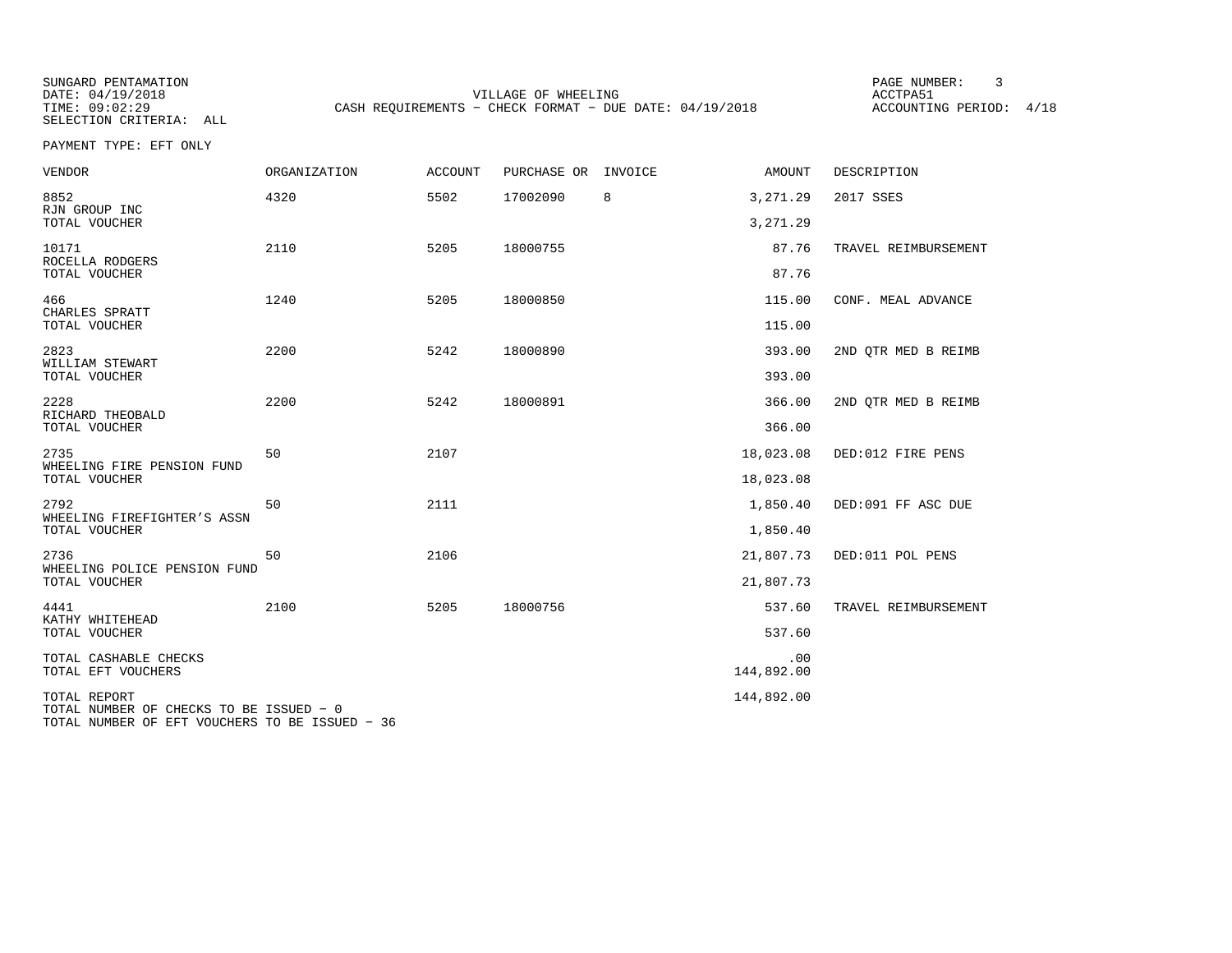SUNGARD PENTAMATION
DATE: 04/19/2018
TIME: 09:02:29
SELECTION CRITERIA: ALL

VILLAGE OF WHEELING
CASH REQUIREMENTS - CHECK FORMAT - DUE DATE: 04/19/2018

ACCTPA51
ACCOUNTING PERIOD: 4/18

PAYMENT TYPE: EFT ONLY

| VENDOR | ORGANIZATION | ACCOUNT | PURCHASE OR | INVOICE | AMOUNT | DESCRIPTION |
|---|---|---|---|---|---|---|
| 8852 RJN GROUP INC | 4320 | 5502 | 17002090 | 8 | 3,271.29 | 2017 SSES |
| TOTAL VOUCHER | | | | | 3,271.29 | |
| 10171 ROCELLA RODGERS | 2110 | 5205 | 18000755 | | 87.76 | TRAVEL REIMBURSEMENT |
| TOTAL VOUCHER | | | | | 87.76 | |
| 466 CHARLES SPRATT | 1240 | 5205 | 18000850 | | 115.00 | CONF. MEAL ADVANCE |
| TOTAL VOUCHER | | | | | 115.00 | |
| 2823 WILLIAM STEWART | 2200 | 5242 | 18000890 | | 393.00 | 2ND QTR MED B REIMB |
| TOTAL VOUCHER | | | | | 393.00 | |
| 2228 RICHARD THEOBALD | 2200 | 5242 | 18000891 | | 366.00 | 2ND QTR MED B REIMB |
| TOTAL VOUCHER | | | | | 366.00 | |
| 2735 WHEELING FIRE PENSION FUND | 50 | 2107 | | | 18,023.08 | DED:012 FIRE PENS |
| TOTAL VOUCHER | | | | | 18,023.08 | |
| 2792 WHEELING FIREFIGHTER'S ASSN | 50 | 2111 | | | 1,850.40 | DED:091 FF ASC DUE |
| TOTAL VOUCHER | | | | | 1,850.40 | |
| 2736 WHEELING POLICE PENSION FUND | 50 | 2106 | | | 21,807.73 | DED:011 POL PENS |
| TOTAL VOUCHER | | | | | 21,807.73 | |
| 4441 KATHY WHITEHEAD | 2100 | 5205 | 18000756 | | 537.60 | TRAVEL REIMBURSEMENT |
| TOTAL VOUCHER | | | | | 537.60 | |
| TOTAL CASHABLE CHECKS | | | | | .00 | |
| TOTAL EFT VOUCHERS | | | | | 144,892.00 | |
| TOTAL REPORT | | | | | 144,892.00 | |

TOTAL NUMBER OF CHECKS TO BE ISSUED - 0
TOTAL NUMBER OF EFT VOUCHERS TO BE ISSUED - 36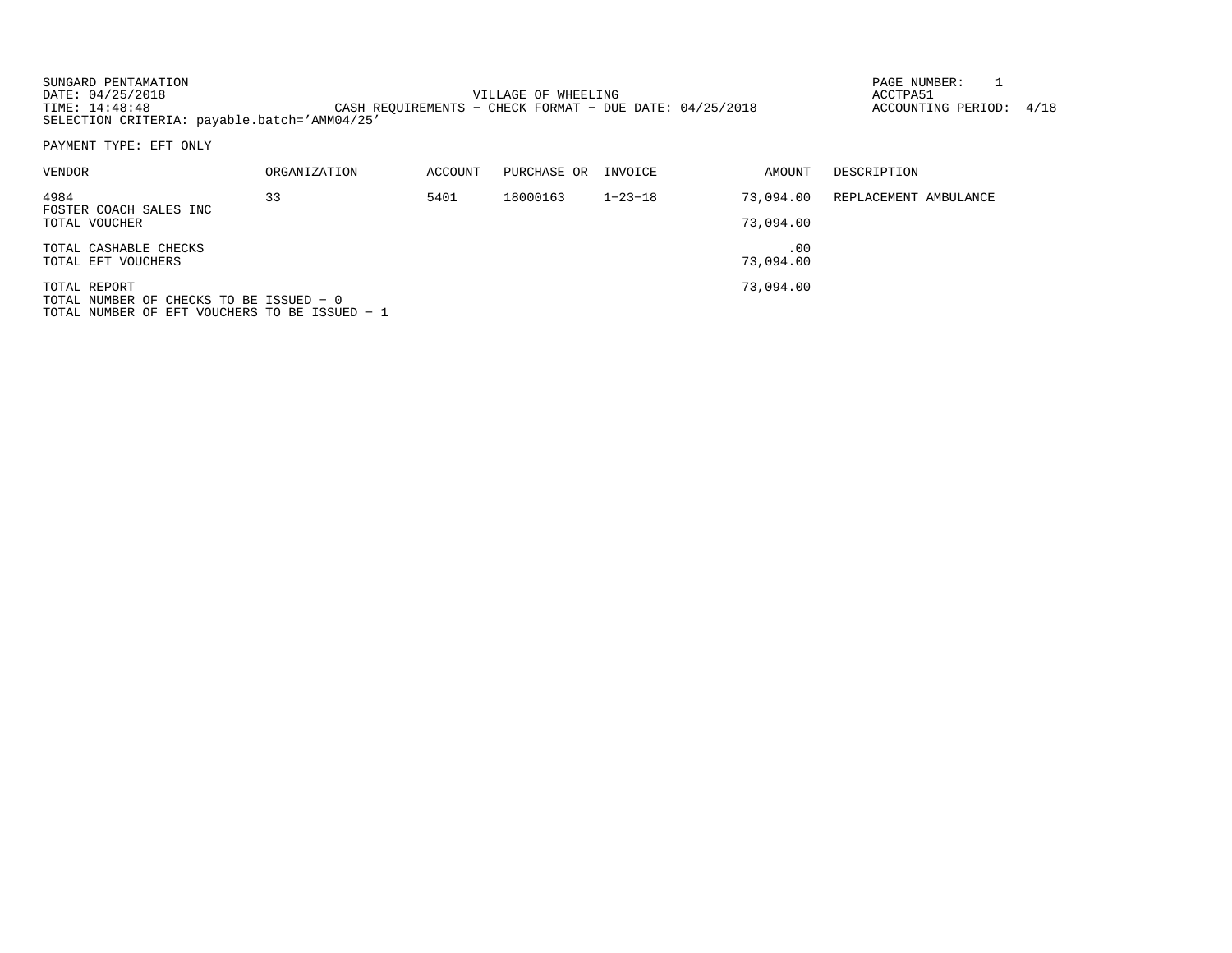SUNGARD PENTAMATION
DATE: 04/25/2018
TIME: 14:48:48
SELECTION CRITERIA: payable.batch='AMM04/25'

VILLAGE OF WHEELING
CASH REQUIREMENTS - CHECK FORMAT - DUE DATE: 04/25/2018

PAGE NUMBER: 1
ACCTPA51
ACCOUNTING PERIOD: 4/18

PAYMENT TYPE: EFT ONLY

| VENDOR | ORGANIZATION | ACCOUNT | PURCHASE OR | INVOICE | AMOUNT | DESCRIPTION |
|---|---|---|---|---|---|---|
| 4984<br>FOSTER COACH SALES INC | 33 | 5401 | 18000163 | 1-23-18 | 73,094.00 | REPLACEMENT AMBULANCE |
| TOTAL VOUCHER | | | | | 73,094.00 | |
| TOTAL CASHABLE CHECKS | | | | | .00 | |
| TOTAL EFT VOUCHERS | | | | | 73,094.00 | |
| TOTAL REPORT | | | | | 73,094.00 | |

TOTAL NUMBER OF CHECKS TO BE ISSUED - 0
TOTAL NUMBER OF EFT VOUCHERS TO BE ISSUED - 1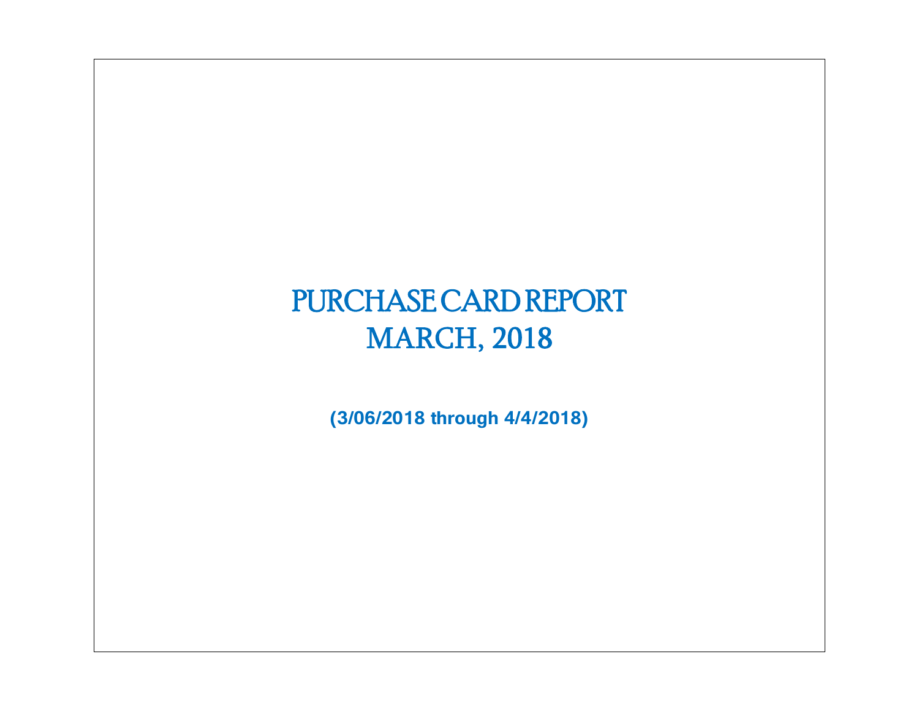# PURCHASE CARD REPORT
# MARCH, 2018

**(3/06/2018 through 4/4/2018)**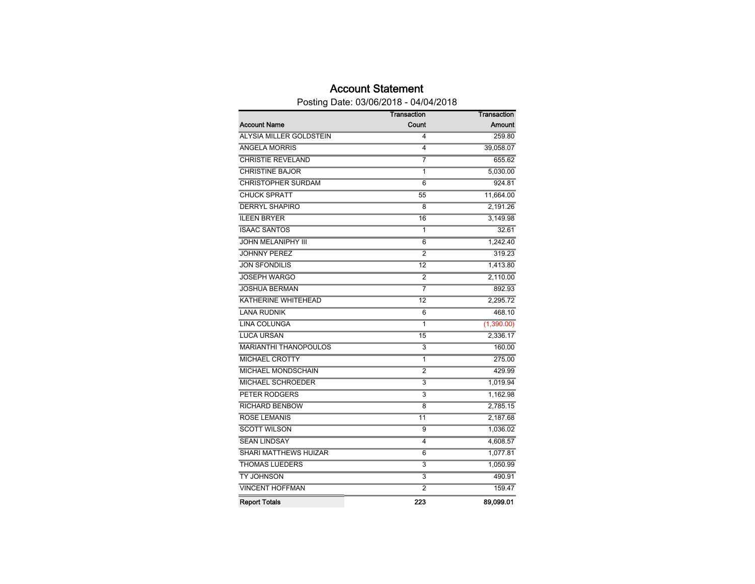# Account Statement

Posting Date: 03/06/2018 - 04/04/2018

| Account Name | Transaction Count | Transaction Amount |
|---|---|---|
| ALYSIA MILLER GOLDSTEIN | 4 | 259.80 |
| ANGELA MORRIS | 4 | 39,058.07 |
| CHRISTIE REVELAND | 7 | 655.62 |
| CHRISTINE BAJOR | 1 | 5,030.00 |
| CHRISTOPHER SURDAM | 6 | 924.81 |
| CHUCK SPRATT | 55 | 11,664.00 |
| DERRYL SHAPIRO | 8 | 2,191.26 |
| ILEEN BRYER | 16 | 3,149.98 |
| ISAAC SANTOS | 1 | 32.61 |
| JOHN MELANIPHY III | 6 | 1,242.40 |
| JOHNNY PEREZ | 2 | 319.23 |
| JON SFONDILIS | 12 | 1,413.80 |
| JOSEPH WARGO | 2 | 2,110.00 |
| JOSHUA BERMAN | 7 | 892.93 |
| KATHERINE WHITEHEAD | 12 | 2,295.72 |
| LANA RUDNIK | 6 | 468.10 |
| LINA COLUNGA | 1 | (1,390.00) |
| LUCA URSAN | 15 | 2,336.17 |
| MARIANTHI THANOPOULOS | 3 | 160.00 |
| MICHAEL CROTTY | 1 | 275.00 |
| MICHAEL MONDSCHAIN | 2 | 429.99 |
| MICHAEL SCHROEDER | 3 | 1,019.94 |
| PETER RODGERS | 3 | 1,162.98 |
| RICHARD BENBOW | 8 | 2,785.15 |
| ROSE LEMANIS | 11 | 2,187.68 |
| SCOTT WILSON | 9 | 1,036.02 |
| SEAN LINDSAY | 4 | 4,608.57 |
| SHARI MATTHEWS HUIZAR | 6 | 1,077.81 |
| THOMAS LUEDERS | 3 | 1,050.99 |
| TY JOHNSON | 3 | 490.91 |
| VINCENT HOFFMAN | 2 | 159.47 |
| **Report Totals** | **223** | **89,099.01** |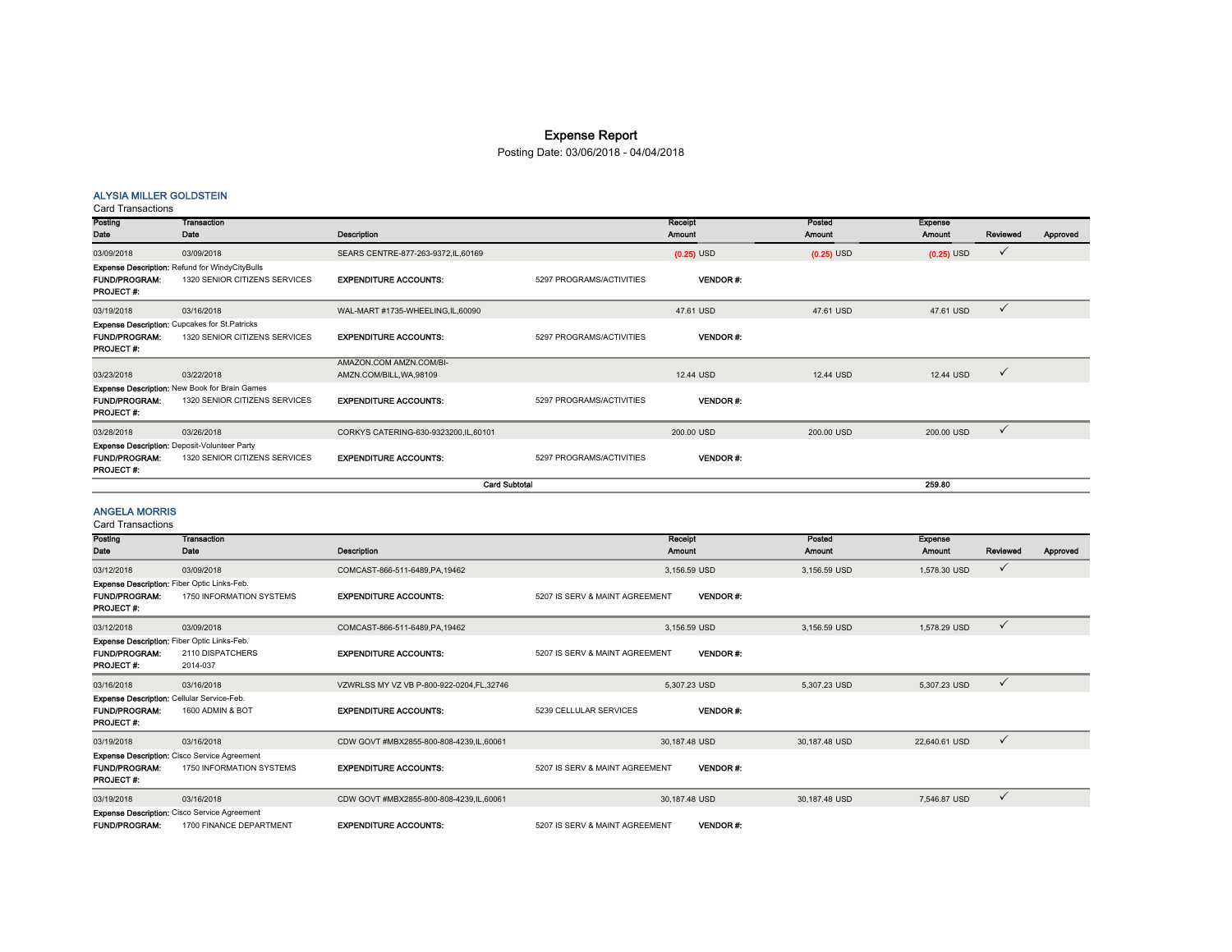# Expense Report

Posting Date: 03/06/2018 - 04/04/2018

## ALYSIA MILLER GOLDSTEIN

Card Transactions

| Posting Date | Transaction Date | Description | | Receipt Amount | Posted Amount | Expense Amount | Reviewed | Approved |
|---|---|---|---|---|---|---|---|---|
| 03/09/2018 | 03/09/2018 | SEARS CENTRE-877-263-9372,IL,60169 | | (0.25) USD | (0.25) USD | (0.25) USD | ✓ | |
| **Expense Description:** Refund for WindyCityBulls | | | | | | | | |
| **FUND/PROGRAM:** | 1320 SENIOR CITIZENS SERVICES | **EXPENDITURE ACCOUNTS:** | 5297 PROGRAMS/ACTIVITIES | **VENDOR #:** | | | | |
| **PROJECT #:** | | | | | | | | |
| 03/19/2018 | 03/16/2018 | WAL-MART #1735-WHEELING,IL,60090 | | 47.61 USD | 47.61 USD | 47.61 USD | ✓ | |
| **Expense Description:** Cupcakes for St.Patricks | | | | | | | | |
| **FUND/PROGRAM:** | 1320 SENIOR CITIZENS SERVICES | **EXPENDITURE ACCOUNTS:** | 5297 PROGRAMS/ACTIVITIES | **VENDOR #:** | | | | |
| **PROJECT #:** | | | | | | | | |
| 03/23/2018 | 03/22/2018 | AMAZON.COM AMZN.COM/BI-AMZN.COM/BILL,WA,98109 | | 12.44 USD | 12.44 USD | 12.44 USD | ✓ | |
| **Expense Description:** New Book for Brain Games | | | | | | | | |
| **FUND/PROGRAM:** | 1320 SENIOR CITIZENS SERVICES | **EXPENDITURE ACCOUNTS:** | 5297 PROGRAMS/ACTIVITIES | **VENDOR #:** | | | | |
| **PROJECT #:** | | | | | | | | |
| 03/28/2018 | 03/26/2018 | CORKYS CATERING-630-9323200,IL,60101 | | 200.00 USD | 200.00 USD | 200.00 USD | ✓ | |
| **Expense Description:** Deposit-Volunteer Party | | | | | | | | |
| **FUND/PROGRAM:** | 1320 SENIOR CITIZENS SERVICES | **EXPENDITURE ACCOUNTS:** | 5297 PROGRAMS/ACTIVITIES | **VENDOR #:** | | | | |
| **PROJECT #:** | | | | | | | | |
| | | | **Card Subtotal** | | | **259.80** | | |

## ANGELA MORRIS

Card Transactions

| Posting Date | Transaction Date | Description | | Receipt Amount | Posted Amount | Expense Amount | Reviewed | Approved |
|---|---|---|---|---|---|---|---|---|
| 03/12/2018 | 03/09/2018 | COMCAST-866-511-6489,PA,19462 | | 3,156.59 USD | 3,156.59 USD | 1,578.30 USD | ✓ | |
| **Expense Description:** Fiber Optic Links-Feb. | | | | | | | | |
| **FUND/PROGRAM:** | 1750 INFORMATION SYSTEMS | **EXPENDITURE ACCOUNTS:** | 5207 IS SERV & MAINT AGREEMENT | **VENDOR #:** | | | | |
| **PROJECT #:** | | | | | | | | |
| 03/12/2018 | 03/09/2018 | COMCAST-866-511-6489,PA,19462 | | 3,156.59 USD | 3,156.59 USD | 1,578.29 USD | ✓ | |
| **Expense Description:** Fiber Optic Links-Feb. | | | | | | | | |
| **FUND/PROGRAM:** | 2110 DISPATCHERS | **EXPENDITURE ACCOUNTS:** | 5207 IS SERV & MAINT AGREEMENT | **VENDOR #:** | | | | |
| **PROJECT #:** | 2014-037 | | | | | | | |
| 03/16/2018 | 03/16/2018 | VZWRLSS MY VZ VB P-800-922-0204,FL,32746 | | 5,307.23 USD | 5,307.23 USD | 5,307.23 USD | ✓ | |
| **Expense Description:** Cellular Service-Feb. | | | | | | | | |
| **FUND/PROGRAM:** | 1600 ADMIN & BOT | **EXPENDITURE ACCOUNTS:** | 5239 CELLULAR SERVICES | **VENDOR #:** | | | | |
| **PROJECT #:** | | | | | | | | |
| 03/19/2018 | 03/16/2018 | CDW GOVT #MBX2855-800-808-4239,IL,60061 | | 30,187.48 USD | 30,187.48 USD | 22,640.61 USD | ✓ | |
| **Expense Description:** Cisco Service Agreement | | | | | | | | |
| **FUND/PROGRAM:** | 1750 INFORMATION SYSTEMS | **EXPENDITURE ACCOUNTS:** | 5207 IS SERV & MAINT AGREEMENT | **VENDOR #:** | | | | |
| **PROJECT #:** | | | | | | | | |
| 03/19/2018 | 03/16/2018 | CDW GOVT #MBX2855-800-808-4239,IL,60061 | | 30,187.48 USD | 30,187.48 USD | 7,546.87 USD | ✓ | |
| **Expense Description:** Cisco Service Agreement | | | | | | | | |
| **FUND/PROGRAM:** | 1700 FINANCE DEPARTMENT | **EXPENDITURE ACCOUNTS:** | 5207 IS SERV & MAINT AGREEMENT | **VENDOR #:** | | | | |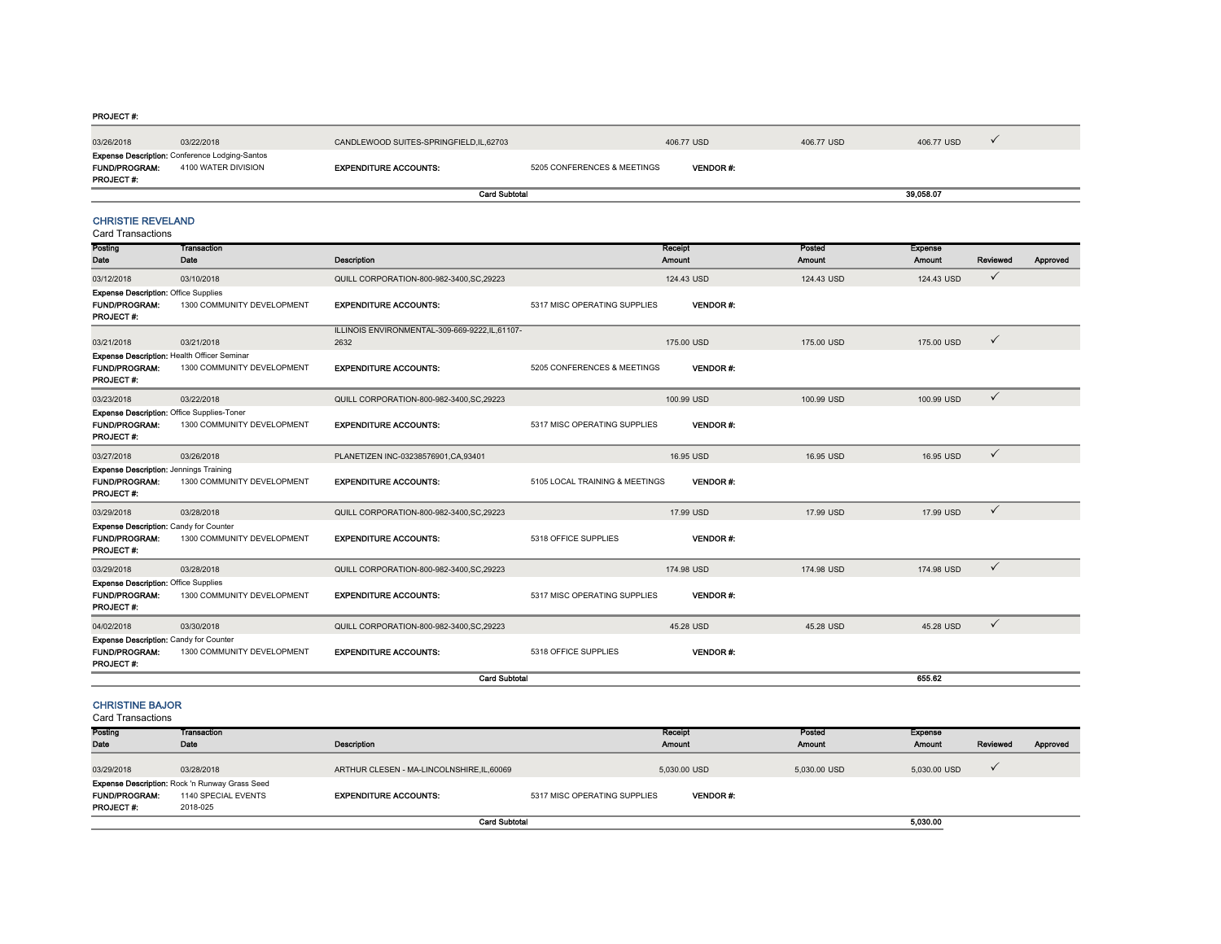PROJECT #:

| Posting Date | Transaction Date | Description | | Receipt Amount | Posted Amount | Expense Amount | Reviewed | Approved |
|---|---|---|---|---|---|---|---|---|
| 03/26/2018 | 03/22/2018 | CANDLEWOOD SUITES-SPRINGFIELD,IL,62703 | | 406.77 USD | 406.77 USD | 406.77 USD | ✓ | |
| **Expense Description:** Conference Lodging-Santos | | | | | | | | |
| **FUND/PROGRAM:** | 4100 WATER DIVISION | **EXPENDITURE ACCOUNTS:** | 5205 CONFERENCES & MEETINGS | **VENDOR #:** | | | | |
| **PROJECT #:** | | | | | | | | |
| | | **Card Subtotal** | | | | 39,058.07 | | |

## CHRISTIE REVELAND

Card Transactions

| Posting Date | Transaction Date | Description | | Receipt Amount | Posted Amount | Expense Amount | Reviewed | Approved |
|---|---|---|---|---|---|---|---|---|
| 03/12/2018 | 03/10/2018 | QUILL CORPORATION-800-982-3400,SC,29223 | | 124.43 USD | 124.43 USD | 124.43 USD | ✓ | |
| **Expense Description:** Office Supplies | | | | | | | | |
| **FUND/PROGRAM:** | 1300 COMMUNITY DEVELOPMENT | **EXPENDITURE ACCOUNTS:** | 5317 MISC OPERATING SUPPLIES | **VENDOR #:** | | | | |
| **PROJECT #:** | | | | | | | | |
| 03/21/2018 | 03/21/2018 | ILLINOIS ENVIRONMENTAL-309-669-9222,IL,61107-2632 | | 175.00 USD | 175.00 USD | 175.00 USD | ✓ | |
| **Expense Description:** Health Officer Seminar | | | | | | | | |
| **FUND/PROGRAM:** | 1300 COMMUNITY DEVELOPMENT | **EXPENDITURE ACCOUNTS:** | 5205 CONFERENCES & MEETINGS | **VENDOR #:** | | | | |
| **PROJECT #:** | | | | | | | | |
| 03/23/2018 | 03/22/2018 | QUILL CORPORATION-800-982-3400,SC,29223 | | 100.99 USD | 100.99 USD | 100.99 USD | ✓ | |
| **Expense Description:** Office Supplies-Toner | | | | | | | | |
| **FUND/PROGRAM:** | 1300 COMMUNITY DEVELOPMENT | **EXPENDITURE ACCOUNTS:** | 5317 MISC OPERATING SUPPLIES | **VENDOR #:** | | | | |
| **PROJECT #:** | | | | | | | | |
| 03/27/2018 | 03/26/2018 | PLANETIZEN INC-03238576901,CA,93401 | | 16.95 USD | 16.95 USD | 16.95 USD | ✓ | |
| **Expense Description:** Jennings Training | | | | | | | | |
| **FUND/PROGRAM:** | 1300 COMMUNITY DEVELOPMENT | **EXPENDITURE ACCOUNTS:** | 5105 LOCAL TRAINING & MEETINGS | **VENDOR #:** | | | | |
| **PROJECT #:** | | | | | | | | |
| 03/29/2018 | 03/28/2018 | QUILL CORPORATION-800-982-3400,SC,29223 | | 17.99 USD | 17.99 USD | 17.99 USD | ✓ | |
| **Expense Description:** Candy for Counter | | | | | | | | |
| **FUND/PROGRAM:** | 1300 COMMUNITY DEVELOPMENT | **EXPENDITURE ACCOUNTS:** | 5318 OFFICE SUPPLIES | **VENDOR #:** | | | | |
| **PROJECT #:** | | | | | | | | |
| 03/29/2018 | 03/28/2018 | QUILL CORPORATION-800-982-3400,SC,29223 | | 174.98 USD | 174.98 USD | 174.98 USD | ✓ | |
| **Expense Description:** Office Supplies | | | | | | | | |
| **FUND/PROGRAM:** | 1300 COMMUNITY DEVELOPMENT | **EXPENDITURE ACCOUNTS:** | 5317 MISC OPERATING SUPPLIES | **VENDOR #:** | | | | |
| **PROJECT #:** | | | | | | | | |
| 04/02/2018 | 03/30/2018 | QUILL CORPORATION-800-982-3400,SC,29223 | | 45.28 USD | 45.28 USD | 45.28 USD | ✓ | |
| **Expense Description:** Candy for Counter | | | | | | | | |
| **FUND/PROGRAM:** | 1300 COMMUNITY DEVELOPMENT | **EXPENDITURE ACCOUNTS:** | 5318 OFFICE SUPPLIES | **VENDOR #:** | | | | |
| **PROJECT #:** | | | | | | | | |
| | | **Card Subtotal** | | | | 655.62 | | |

## CHRISTINE BAJOR

Card Transactions

| Posting Date | Transaction Date | Description | | Receipt Amount | Posted Amount | Expense Amount | Reviewed | Approved |
|---|---|---|---|---|---|---|---|---|
| 03/29/2018 | 03/28/2018 | ARTHUR CLESEN - MA-LINCOLNSHIRE,IL,60069 | | 5,030.00 USD | 5,030.00 USD | 5,030.00 USD | ✓ | |
| **Expense Description:** Rock 'n Runway Grass Seed | | | | | | | | |
| **FUND/PROGRAM:** | 1140 SPECIAL EVENTS | **EXPENDITURE ACCOUNTS:** | 5317 MISC OPERATING SUPPLIES | **VENDOR #:** | | | | |
| **PROJECT #:** | 2018-025 | | | | | | | |
| | | **Card Subtotal** | | | | 5,030.00 | | |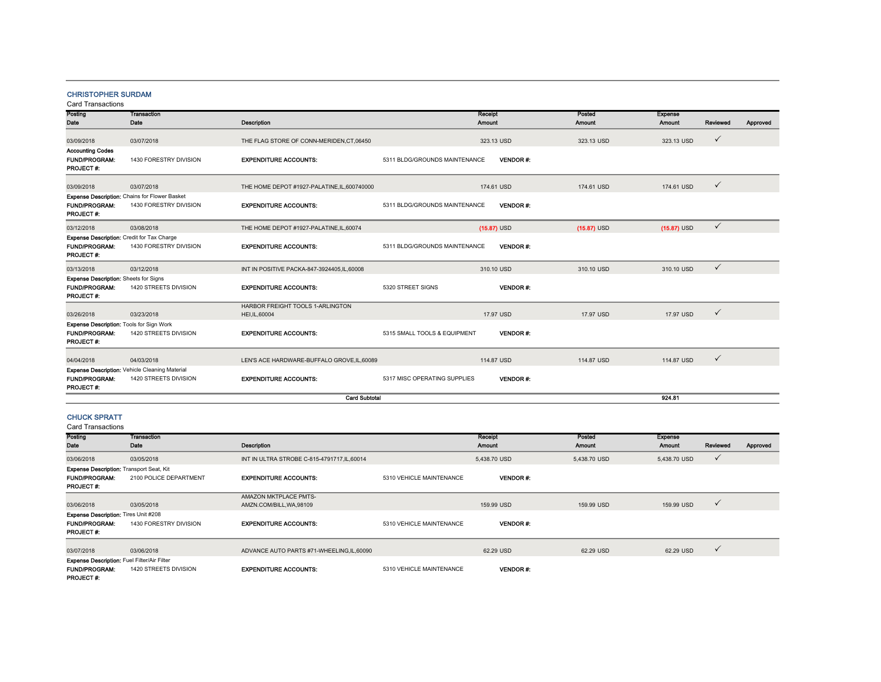## CHRISTOPHER SURDAM

Card Transactions

| Posting Date | Transaction Date | Description | | Receipt Amount | Posted Amount | Expense Amount | Reviewed | Approved |
|---|---|---|---|---|---|---|---|---|
| 03/09/2018 | 03/07/2018 | THE FLAG STORE OF CONN-MERIDEN,CT,06450 | | 323.13 USD | 323.13 USD | 323.13 USD | ✓ | |
| **Accounting Codes** | | | | | | | | |
| **FUND/PROGRAM:** | 1430 FORESTRY DIVISION | **EXPENDITURE ACCOUNTS:** | 5311 BLDG/GROUNDS MAINTENANCE | **VENDOR #:** | | | | |
| **PROJECT #:** | | | | | | | | |
| 03/09/2018 | 03/07/2018 | THE HOME DEPOT #1927-PALATINE,IL,600740000 | | 174.61 USD | 174.61 USD | 174.61 USD | ✓ | |
| **Expense Description:** Chains for Flower Basket | | | | | | | | |
| **FUND/PROGRAM:** | 1430 FORESTRY DIVISION | **EXPENDITURE ACCOUNTS:** | 5311 BLDG/GROUNDS MAINTENANCE | **VENDOR #:** | | | | |
| **PROJECT #:** | | | | | | | | |
| 03/12/2018 | 03/08/2018 | THE HOME DEPOT #1927-PALATINE,IL,60074 | | (15.87) USD | (15.87) USD | (15.87) USD | ✓ | |
| **Expense Description:** Credit for Tax Charge | | | | | | | | |
| **FUND/PROGRAM:** | 1430 FORESTRY DIVISION | **EXPENDITURE ACCOUNTS:** | 5311 BLDG/GROUNDS MAINTENANCE | **VENDOR #:** | | | | |
| **PROJECT #:** | | | | | | | | |
| 03/13/2018 | 03/12/2018 | INT IN POSITIVE PACKA-847-3924405,IL,60008 | | 310.10 USD | 310.10 USD | 310.10 USD | ✓ | |
| **Expense Description:** Sheets for Signs | | | | | | | | |
| **FUND/PROGRAM:** | 1420 STREETS DIVISION | **EXPENDITURE ACCOUNTS:** | 5320 STREET SIGNS | **VENDOR #:** | | | | |
| **PROJECT #:** | | | | | | | | |
| 03/26/2018 | 03/23/2018 | HARBOR FREIGHT TOOLS 1-ARLINGTON HEI,IL,60004 | | 17.97 USD | 17.97 USD | 17.97 USD | ✓ | |
| **Expense Description:** Tools for Sign Work | | | | | | | | |
| **FUND/PROGRAM:** | 1420 STREETS DIVISION | **EXPENDITURE ACCOUNTS:** | 5315 SMALL TOOLS & EQUIPMENT | **VENDOR #:** | | | | |
| **PROJECT #:** | | | | | | | | |
| 04/04/2018 | 04/03/2018 | LEN'S ACE HARDWARE-BUFFALO GROVE,IL,60089 | | 114.87 USD | 114.87 USD | 114.87 USD | ✓ | |
| **Expense Description:** Vehicle Cleaning Material | | | | | | | | |
| **FUND/PROGRAM:** | 1420 STREETS DIVISION | **EXPENDITURE ACCOUNTS:** | 5317 MISC OPERATING SUPPLIES | **VENDOR #:** | | | | |
| **PROJECT #:** | | | | | | | | |
| | | | **Card Subtotal** | | | **924.81** | | |

## CHUCK SPRATT

Card Transactions

| Posting Date | Transaction Date | Description | | Receipt Amount | Posted Amount | Expense Amount | Reviewed | Approved |
|---|---|---|---|---|---|---|---|---|
| 03/06/2018 | 03/05/2018 | INT IN ULTRA STROBE C-815-4791717,IL,60014 | | 5,438.70 USD | 5,438.70 USD | 5,438.70 USD | ✓ | |
| **Expense Description:** Transport Seat, Kit | | | | | | | | |
| **FUND/PROGRAM:** | 2100 POLICE DEPARTMENT | **EXPENDITURE ACCOUNTS:** | 5310 VEHICLE MAINTENANCE | **VENDOR #:** | | | | |
| **PROJECT #:** | | | | | | | | |
| 03/06/2018 | 03/05/2018 | AMAZON MKTPLACE PMTS-AMZN.COM/BILL,WA,98109 | | 159.99 USD | 159.99 USD | 159.99 USD | ✓ | |
| **Expense Description:** Tires Unit #208 | | | | | | | | |
| **FUND/PROGRAM:** | 1430 FORESTRY DIVISION | **EXPENDITURE ACCOUNTS:** | 5310 VEHICLE MAINTENANCE | **VENDOR #:** | | | | |
| **PROJECT #:** | | | | | | | | |
| 03/07/2018 | 03/06/2018 | ADVANCE AUTO PARTS #71-WHEELING,IL,60090 | | 62.29 USD | 62.29 USD | 62.29 USD | ✓ | |
| **Expense Description:** Fuel Filter/Air Filter | | | | | | | | |
| **FUND/PROGRAM:** | 1420 STREETS DIVISION | **EXPENDITURE ACCOUNTS:** | 5310 VEHICLE MAINTENANCE | **VENDOR #:** | | | | |
| **PROJECT #:** | | | | | | | | |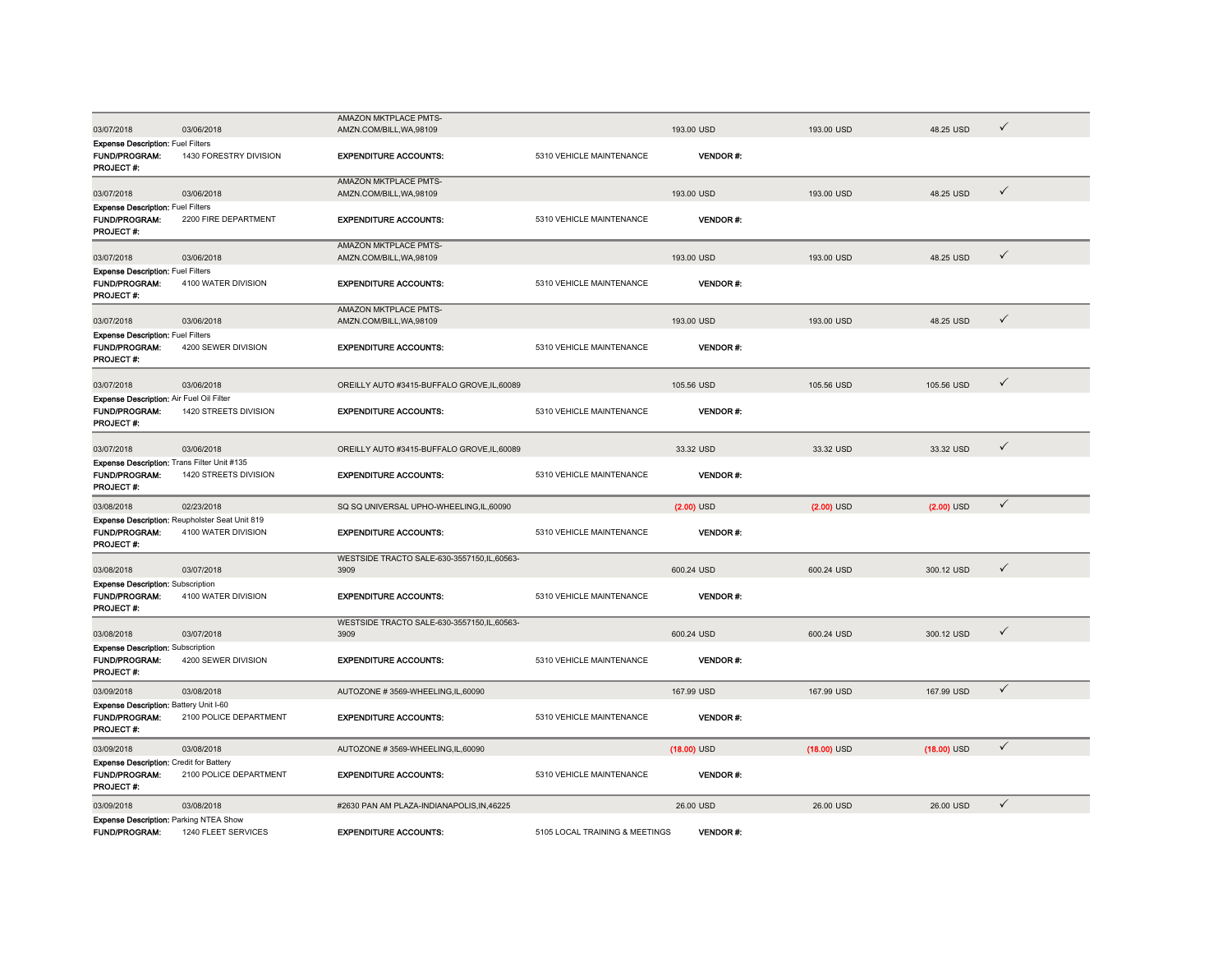| Post Date | Trans Date | Merchant | | Amount | Original Amount | Allocated Amount | |
|---|---|---|---|---|---|---|---|
| 03/07/2018 | 03/06/2018 | AMAZON MKTPLACE PMTS-AMZN.COM/BILL,WA,98109 | | 193.00 USD | 193.00 USD | 48.25 USD | ✓ |
| **Expense Description:** Fuel Filters | | | | | | | |
| **FUND/PROGRAM:** | 1430 FORESTRY DIVISION | **EXPENDITURE ACCOUNTS:** | 5310 VEHICLE MAINTENANCE | **VENDOR #:** | | | |
| **PROJECT #:** | | | | | | | |
| 03/07/2018 | 03/06/2018 | AMAZON MKTPLACE PMTS-AMZN.COM/BILL,WA,98109 | | 193.00 USD | 193.00 USD | 48.25 USD | ✓ |
| **Expense Description:** Fuel Filters | | | | | | | |
| **FUND/PROGRAM:** | 2200 FIRE DEPARTMENT | **EXPENDITURE ACCOUNTS:** | 5310 VEHICLE MAINTENANCE | **VENDOR #:** | | | |
| **PROJECT #:** | | | | | | | |
| 03/07/2018 | 03/06/2018 | AMAZON MKTPLACE PMTS-AMZN.COM/BILL,WA,98109 | | 193.00 USD | 193.00 USD | 48.25 USD | ✓ |
| **Expense Description:** Fuel Filters | | | | | | | |
| **FUND/PROGRAM:** | 4100 WATER DIVISION | **EXPENDITURE ACCOUNTS:** | 5310 VEHICLE MAINTENANCE | **VENDOR #:** | | | |
| **PROJECT #:** | | | | | | | |
| 03/07/2018 | 03/06/2018 | AMAZON MKTPLACE PMTS-AMZN.COM/BILL,WA,98109 | | 193.00 USD | 193.00 USD | 48.25 USD | ✓ |
| **Expense Description:** Fuel Filters | | | | | | | |
| **FUND/PROGRAM:** | 4200 SEWER DIVISION | **EXPENDITURE ACCOUNTS:** | 5310 VEHICLE MAINTENANCE | **VENDOR #:** | | | |
| **PROJECT #:** | | | | | | | |
| 03/07/2018 | 03/06/2018 | OREILLY AUTO #3415-BUFFALO GROVE,IL,60089 | | 105.56 USD | 105.56 USD | 105.56 USD | ✓ |
| **Expense Description:** Air Fuel Oil Filter | | | | | | | |
| **FUND/PROGRAM:** | 1420 STREETS DIVISION | **EXPENDITURE ACCOUNTS:** | 5310 VEHICLE MAINTENANCE | **VENDOR #:** | | | |
| **PROJECT #:** | | | | | | | |
| 03/07/2018 | 03/06/2018 | OREILLY AUTO #3415-BUFFALO GROVE,IL,60089 | | 33.32 USD | 33.32 USD | 33.32 USD | ✓ |
| **Expense Description:** Trans Filter Unit #135 | | | | | | | |
| **FUND/PROGRAM:** | 1420 STREETS DIVISION | **EXPENDITURE ACCOUNTS:** | 5310 VEHICLE MAINTENANCE | **VENDOR #:** | | | |
| **PROJECT #:** | | | | | | | |
| 03/08/2018 | 02/23/2018 | SQ SQ UNIVERSAL UPHO-WHEELING,IL,60090 | | (2.00) USD | (2.00) USD | (2.00) USD | ✓ |
| **Expense Description:** Reupholster Seat Unit 819 | | | | | | | |
| **FUND/PROGRAM:** | 4100 WATER DIVISION | **EXPENDITURE ACCOUNTS:** | 5310 VEHICLE MAINTENANCE | **VENDOR #:** | | | |
| **PROJECT #:** | | | | | | | |
| 03/08/2018 | 03/07/2018 | WESTSIDE TRACTO SALE-630-3557150,IL,60563-3909 | | 600.24 USD | 600.24 USD | 300.12 USD | ✓ |
| **Expense Description:** Subscription | | | | | | | |
| **FUND/PROGRAM:** | 4100 WATER DIVISION | **EXPENDITURE ACCOUNTS:** | 5310 VEHICLE MAINTENANCE | **VENDOR #:** | | | |
| **PROJECT #:** | | | | | | | |
| 03/08/2018 | 03/07/2018 | WESTSIDE TRACTO SALE-630-3557150,IL,60563-3909 | | 600.24 USD | 600.24 USD | 300.12 USD | ✓ |
| **Expense Description:** Subscription | | | | | | | |
| **FUND/PROGRAM:** | 4200 SEWER DIVISION | **EXPENDITURE ACCOUNTS:** | 5310 VEHICLE MAINTENANCE | **VENDOR #:** | | | |
| **PROJECT #:** | | | | | | | |
| 03/09/2018 | 03/08/2018 | AUTOZONE # 3569-WHEELING,IL,60090 | | 167.99 USD | 167.99 USD | 167.99 USD | ✓ |
| **Expense Description:** Battery Unit I-60 | | | | | | | |
| **FUND/PROGRAM:** | 2100 POLICE DEPARTMENT | **EXPENDITURE ACCOUNTS:** | 5310 VEHICLE MAINTENANCE | **VENDOR #:** | | | |
| **PROJECT #:** | | | | | | | |
| 03/09/2018 | 03/08/2018 | AUTOZONE # 3569-WHEELING,IL,60090 | | (18.00) USD | (18.00) USD | (18.00) USD | ✓ |
| **Expense Description:** Credit for Battery | | | | | | | |
| **FUND/PROGRAM:** | 2100 POLICE DEPARTMENT | **EXPENDITURE ACCOUNTS:** | 5310 VEHICLE MAINTENANCE | **VENDOR #:** | | | |
| **PROJECT #:** | | | | | | | |
| 03/09/2018 | 03/08/2018 | #2630 PAN AM PLAZA-INDIANAPOLIS,IN,46225 | | 26.00 USD | 26.00 USD | 26.00 USD | ✓ |
| **Expense Description:** Parking NTEA Show | | | | | | | |
| **FUND/PROGRAM:** | 1240 FLEET SERVICES | **EXPENDITURE ACCOUNTS:** | 5105 LOCAL TRAINING & MEETINGS | **VENDOR #:** | | | |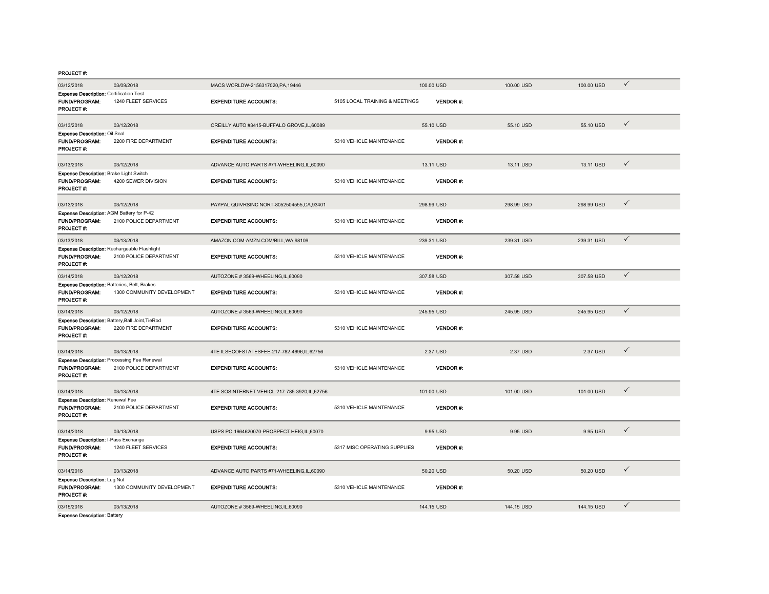PROJECT #:

| | | | | | | | |
|---|---|---|---|---|---|---|---|
| 03/12/2018 | 03/09/2018 | MACS WORLDW-2156317020,PA,19446 | | 100.00 USD | 100.00 USD | 100.00 USD | ✓ |

**Expense Description:** Certification Test
**FUND/PROGRAM:** 1240 FLEET SERVICES **EXPENDITURE ACCOUNTS:** 5105 LOCAL TRAINING & MEETINGS **VENDOR #:**
**PROJECT #:**

| | | | | | | | |
|---|---|---|---|---|---|---|---|
| 03/13/2018 | 03/12/2018 | OREILLY AUTO #3415-BUFFALO GROVE,IL,60089 | | 55.10 USD | 55.10 USD | 55.10 USD | ✓ |

**Expense Description:** Oil Seal
**FUND/PROGRAM:** 2200 FIRE DEPARTMENT **EXPENDITURE ACCOUNTS:** 5310 VEHICLE MAINTENANCE **VENDOR #:**
**PROJECT #:**

| | | | | | | | |
|---|---|---|---|---|---|---|---|
| 03/13/2018 | 03/12/2018 | ADVANCE AUTO PARTS #71-WHEELING,IL,60090 | | 13.11 USD | 13.11 USD | 13.11 USD | ✓ |

**Expense Description:** Brake Light Switch
**FUND/PROGRAM:** 4200 SEWER DIVISION **EXPENDITURE ACCOUNTS:** 5310 VEHICLE MAINTENANCE **VENDOR #:**
**PROJECT #:**

| | | | | | | | |
|---|---|---|---|---|---|---|---|
| 03/13/2018 | 03/12/2018 | PAYPAL QUIVRSINC NORT-8052504555,CA,93401 | | 298.99 USD | 298.99 USD | 298.99 USD | ✓ |

**Expense Description:** AGM Battery for P-42
**FUND/PROGRAM:** 2100 POLICE DEPARTMENT **EXPENDITURE ACCOUNTS:** 5310 VEHICLE MAINTENANCE **VENDOR #:**
**PROJECT #:**

| | | | | | | | |
|---|---|---|---|---|---|---|---|
| 03/13/2018 | 03/13/2018 | AMAZON.COM-AMZN.COM/BILL,WA,98109 | | 239.31 USD | 239.31 USD | 239.31 USD | ✓ |

**Expense Description:** Rechargeable Flashlight
**FUND/PROGRAM:** 2100 POLICE DEPARTMENT **EXPENDITURE ACCOUNTS:** 5310 VEHICLE MAINTENANCE **VENDOR #:**
**PROJECT #:**

| | | | | | | | |
|---|---|---|---|---|---|---|---|
| 03/14/2018 | 03/12/2018 | AUTOZONE # 3569-WHEELING,IL,60090 | | 307.58 USD | 307.58 USD | 307.58 USD | ✓ |

**Expense Description:** Batteries, Belt, Brakes
**FUND/PROGRAM:** 1300 COMMUNITY DEVELOPMENT **EXPENDITURE ACCOUNTS:** 5310 VEHICLE MAINTENANCE **VENDOR #:**
**PROJECT #:**

| | | | | | | | |
|---|---|---|---|---|---|---|---|
| 03/14/2018 | 03/12/2018 | AUTOZONE # 3569-WHEELING,IL,60090 | | 245.95 USD | 245.95 USD | 245.95 USD | ✓ |

**Expense Description:** Battery,Ball Joint,TieRod
**FUND/PROGRAM:** 2200 FIRE DEPARTMENT **EXPENDITURE ACCOUNTS:** 5310 VEHICLE MAINTENANCE **VENDOR #:**
**PROJECT #:**

| | | | | | | | |
|---|---|---|---|---|---|---|---|
| 03/14/2018 | 03/13/2018 | 4TE ILSECOFSTATESFEE-217-782-4696,IL,62756 | | 2.37 USD | 2.37 USD | 2.37 USD | ✓ |

**Expense Description:** Processing Fee Renewal
**FUND/PROGRAM:** 2100 POLICE DEPARTMENT **EXPENDITURE ACCOUNTS:** 5310 VEHICLE MAINTENANCE **VENDOR #:**
**PROJECT #:**

| | | | | | | | |
|---|---|---|---|---|---|---|---|
| 03/14/2018 | 03/13/2018 | 4TE SOSINTERNET VEHICL-217-785-3920,IL,62756 | | 101.00 USD | 101.00 USD | 101.00 USD | ✓ |

**Expense Description:** Renewal Fee
**FUND/PROGRAM:** 2100 POLICE DEPARTMENT **EXPENDITURE ACCOUNTS:** 5310 VEHICLE MAINTENANCE **VENDOR #:**
**PROJECT #:**

| | | | | | | | |
|---|---|---|---|---|---|---|---|
| 03/14/2018 | 03/13/2018 | USPS PO 1664620070-PROSPECT HEIG,IL,60070 | | 9.95 USD | 9.95 USD | 9.95 USD | ✓ |

**Expense Description:** I-Pass Exchange
**FUND/PROGRAM:** 1240 FLEET SERVICES **EXPENDITURE ACCOUNTS:** 5317 MISC OPERATING SUPPLIES **VENDOR #:**
**PROJECT #:**

| | | | | | | | |
|---|---|---|---|---|---|---|---|
| 03/14/2018 | 03/13/2018 | ADVANCE AUTO PARTS #71-WHEELING,IL,60090 | | 50.20 USD | 50.20 USD | 50.20 USD | ✓ |

**Expense Description:** Lug Nut
**FUND/PROGRAM:** 1300 COMMUNITY DEVELOPMENT **EXPENDITURE ACCOUNTS:** 5310 VEHICLE MAINTENANCE **VENDOR #:**
**PROJECT #:**

| | | | | | | | |
|---|---|---|---|---|---|---|---|
| 03/15/2018 | 03/13/2018 | AUTOZONE # 3569-WHEELING,IL,60090 | | 144.15 USD | 144.15 USD | 144.15 USD | ✓ |

**Expense Description:** Battery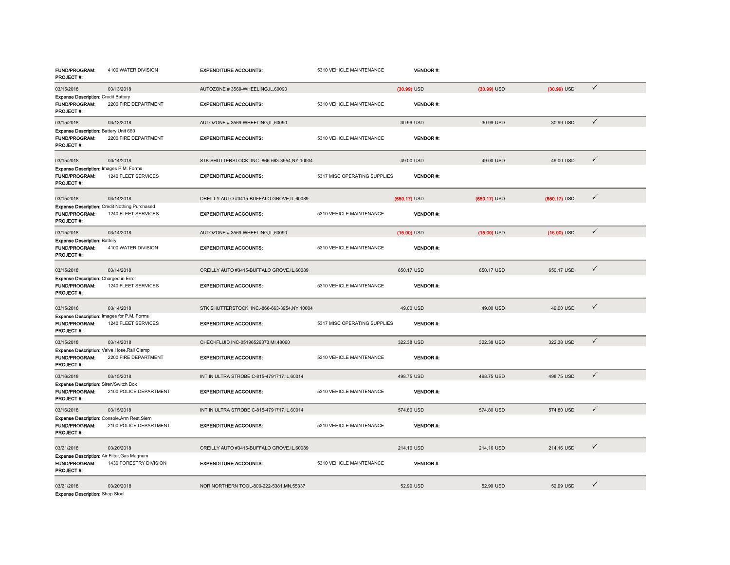| | | | | | | |
|---|---|---|---|---|---|---|
| **FUND/PROGRAM:** 4100 WATER DIVISION | | **EXPENDITURE ACCOUNTS:** | 5310 VEHICLE MAINTENANCE | **VENDOR #:** | | |
| **PROJECT #:** | | | | | | |
| 03/15/2018 | 03/13/2018 | AUTOZONE # 3569-WHEELING,IL,60090 | (30.99) USD | (30.99) USD | (30.99) USD | ✓ |
| **Expense Description:** Credit Battery | | | | | | |
| **FUND/PROGRAM:** 2200 FIRE DEPARTMENT | | **EXPENDITURE ACCOUNTS:** | 5310 VEHICLE MAINTENANCE | **VENDOR #:** | | |
| **PROJECT #:** | | | | | | |
| 03/15/2018 | 03/13/2018 | AUTOZONE # 3569-WHEELING,IL,60090 | 30.99 USD | 30.99 USD | 30.99 USD | ✓ |
| **Expense Description:** Battery Unit 660 | | | | | | |
| **FUND/PROGRAM:** 2200 FIRE DEPARTMENT | | **EXPENDITURE ACCOUNTS:** | 5310 VEHICLE MAINTENANCE | **VENDOR #:** | | |
| **PROJECT #:** | | | | | | |
| 03/15/2018 | 03/14/2018 | STK SHUTTERSTOCK, INC.-866-663-3954,NY,10004 | 49.00 USD | 49.00 USD | 49.00 USD | ✓ |
| **Expense Description:** Images P.M. Forms | | | | | | |
| **FUND/PROGRAM:** 1240 FLEET SERVICES | | **EXPENDITURE ACCOUNTS:** | 5317 MISC OPERATING SUPPLIES | **VENDOR #:** | | |
| **PROJECT #:** | | | | | | |
| 03/15/2018 | 03/14/2018 | OREILLY AUTO #3415-BUFFALO GROVE,IL,60089 | (650.17) USD | (650.17) USD | (650.17) USD | ✓ |
| **Expense Description:** Credit Nothing Purchased | | | | | | |
| **FUND/PROGRAM:** 1240 FLEET SERVICES | | **EXPENDITURE ACCOUNTS:** | 5310 VEHICLE MAINTENANCE | **VENDOR #:** | | |
| **PROJECT #:** | | | | | | |
| 03/15/2018 | 03/14/2018 | AUTOZONE # 3569-WHEELING,IL,60090 | (15.00) USD | (15.00) USD | (15.00) USD | ✓ |
| **Expense Description:** Battery | | | | | | |
| **FUND/PROGRAM:** 4100 WATER DIVISION | | **EXPENDITURE ACCOUNTS:** | 5310 VEHICLE MAINTENANCE | **VENDOR #:** | | |
| **PROJECT #:** | | | | | | |
| 03/15/2018 | 03/14/2018 | OREILLY AUTO #3415-BUFFALO GROVE,IL,60089 | 650.17 USD | 650.17 USD | 650.17 USD | ✓ |
| **Expense Description:** Charged in Error | | | | | | |
| **FUND/PROGRAM:** 1240 FLEET SERVICES | | **EXPENDITURE ACCOUNTS:** | 5310 VEHICLE MAINTENANCE | **VENDOR #:** | | |
| **PROJECT #:** | | | | | | |
| 03/15/2018 | 03/14/2018 | STK SHUTTERSTOCK, INC.-866-663-3954,NY,10004 | 49.00 USD | 49.00 USD | 49.00 USD | ✓ |
| **Expense Description:** Images for P.M. Forms | | | | | | |
| **FUND/PROGRAM:** 1240 FLEET SERVICES | | **EXPENDITURE ACCOUNTS:** | 5317 MISC OPERATING SUPPLIES | **VENDOR #:** | | |
| **PROJECT #:** | | | | | | |
| 03/15/2018 | 03/14/2018 | CHECKFLUID INC-05196526373,MI,48060 | 322.38 USD | 322.38 USD | 322.38 USD | ✓ |
| **Expense Description:** Valve,Hose,Rail Clamp | | | | | | |
| **FUND/PROGRAM:** 2200 FIRE DEPARTMENT | | **EXPENDITURE ACCOUNTS:** | 5310 VEHICLE MAINTENANCE | **VENDOR #:** | | |
| **PROJECT #:** | | | | | | |
| 03/16/2018 | 03/15/2018 | INT IN ULTRA STROBE C-815-4791717,IL,60014 | 498.75 USD | 498.75 USD | 498.75 USD | ✓ |
| **Expense Description:** Siren/Switch Box | | | | | | |
| **FUND/PROGRAM:** 2100 POLICE DEPARTMENT | | **EXPENDITURE ACCOUNTS:** | 5310 VEHICLE MAINTENANCE | **VENDOR #:** | | |
| **PROJECT #:** | | | | | | |
| 03/16/2018 | 03/15/2018 | INT IN ULTRA STROBE C-815-4791717,IL,60014 | 574.80 USD | 574.80 USD | 574.80 USD | ✓ |
| **Expense Description:** Console,Arm Rest,Siern | | | | | | |
| **FUND/PROGRAM:** 2100 POLICE DEPARTMENT | | **EXPENDITURE ACCOUNTS:** | 5310 VEHICLE MAINTENANCE | **VENDOR #:** | | |
| **PROJECT #:** | | | | | | |
| 03/21/2018 | 03/20/2018 | OREILLY AUTO #3415-BUFFALO GROVE,IL,60089 | 214.16 USD | 214.16 USD | 214.16 USD | ✓ |
| **Expense Description:** Air Filter,Gas Magnum | | | | | | |
| **FUND/PROGRAM:** 1430 FORESTRY DIVISION | | **EXPENDITURE ACCOUNTS:** | 5310 VEHICLE MAINTENANCE | **VENDOR #:** | | |
| **PROJECT #:** | | | | | | |
| 03/21/2018 | 03/20/2018 | NOR NORTHERN TOOL-800-222-5381,MN,55337 | 52.99 USD | 52.99 USD | 52.99 USD | ✓ |
| **Expense Description:** Shop Stool | | | | | | |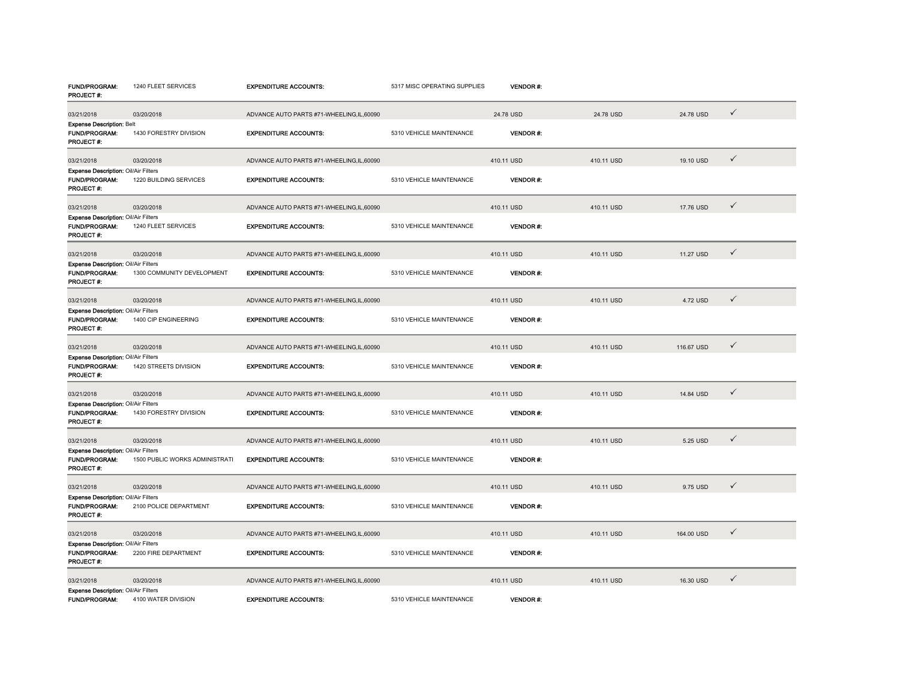| | | | | | | | |
|---|---|---|---|---|---|---|---|
| **FUND/PROGRAM:** 1240 FLEET SERVICES | | **EXPENDITURE ACCOUNTS:** | 5317 MISC OPERATING SUPPLIES | **VENDOR #:** | | | |
| **PROJECT #:** | | | | | | | |
| 03/21/2018 | 03/20/2018 | ADVANCE AUTO PARTS #71-WHEELING,IL,60090 | | 24.78 USD | 24.78 USD | 24.78 USD | ✓ |
| **Expense Description:** Belt | | | | | | | |
| **FUND/PROGRAM:** 1430 FORESTRY DIVISION | | **EXPENDITURE ACCOUNTS:** | 5310 VEHICLE MAINTENANCE | **VENDOR #:** | | | |
| **PROJECT #:** | | | | | | | |
| 03/21/2018 | 03/20/2018 | ADVANCE AUTO PARTS #71-WHEELING,IL,60090 | | 410.11 USD | 410.11 USD | 19.10 USD | ✓ |
| **Expense Description:** Oil/Air Filters | | | | | | | |
| **FUND/PROGRAM:** 1220 BUILDING SERVICES | | **EXPENDITURE ACCOUNTS:** | 5310 VEHICLE MAINTENANCE | **VENDOR #:** | | | |
| **PROJECT #:** | | | | | | | |
| 03/21/2018 | 03/20/2018 | ADVANCE AUTO PARTS #71-WHEELING,IL,60090 | | 410.11 USD | 410.11 USD | 17.76 USD | ✓ |
| **Expense Description:** Oil/Air Filters | | | | | | | |
| **FUND/PROGRAM:** 1240 FLEET SERVICES | | **EXPENDITURE ACCOUNTS:** | 5310 VEHICLE MAINTENANCE | **VENDOR #:** | | | |
| **PROJECT #:** | | | | | | | |
| 03/21/2018 | 03/20/2018 | ADVANCE AUTO PARTS #71-WHEELING,IL,60090 | | 410.11 USD | 410.11 USD | 11.27 USD | ✓ |
| **Expense Description:** Oil/Air Filters | | | | | | | |
| **FUND/PROGRAM:** 1300 COMMUNITY DEVELOPMENT | | **EXPENDITURE ACCOUNTS:** | 5310 VEHICLE MAINTENANCE | **VENDOR #:** | | | |
| **PROJECT #:** | | | | | | | |
| 03/21/2018 | 03/20/2018 | ADVANCE AUTO PARTS #71-WHEELING,IL,60090 | | 410.11 USD | 410.11 USD | 4.72 USD | ✓ |
| **Expense Description:** Oil/Air Filters | | | | | | | |
| **FUND/PROGRAM:** 1400 CIP ENGINEERING | | **EXPENDITURE ACCOUNTS:** | 5310 VEHICLE MAINTENANCE | **VENDOR #:** | | | |
| **PROJECT #:** | | | | | | | |
| 03/21/2018 | 03/20/2018 | ADVANCE AUTO PARTS #71-WHEELING,IL,60090 | | 410.11 USD | 410.11 USD | 116.67 USD | ✓ |
| **Expense Description:** Oil/Air Filters | | | | | | | |
| **FUND/PROGRAM:** 1420 STREETS DIVISION | | **EXPENDITURE ACCOUNTS:** | 5310 VEHICLE MAINTENANCE | **VENDOR #:** | | | |
| **PROJECT #:** | | | | | | | |
| 03/21/2018 | 03/20/2018 | ADVANCE AUTO PARTS #71-WHEELING,IL,60090 | | 410.11 USD | 410.11 USD | 14.84 USD | ✓ |
| **Expense Description:** Oil/Air Filters | | | | | | | |
| **FUND/PROGRAM:** 1430 FORESTRY DIVISION | | **EXPENDITURE ACCOUNTS:** | 5310 VEHICLE MAINTENANCE | **VENDOR #:** | | | |
| **PROJECT #:** | | | | | | | |
| 03/21/2018 | 03/20/2018 | ADVANCE AUTO PARTS #71-WHEELING,IL,60090 | | 410.11 USD | 410.11 USD | 5.25 USD | ✓ |
| **Expense Description:** Oil/Air Filters | | | | | | | |
| **FUND/PROGRAM:** 1500 PUBLIC WORKS ADMINISTRATI | | **EXPENDITURE ACCOUNTS:** | 5310 VEHICLE MAINTENANCE | **VENDOR #:** | | | |
| **PROJECT #:** | | | | | | | |
| 03/21/2018 | 03/20/2018 | ADVANCE AUTO PARTS #71-WHEELING,IL,60090 | | 410.11 USD | 410.11 USD | 9.75 USD | ✓ |
| **Expense Description:** Oil/Air Filters | | | | | | | |
| **FUND/PROGRAM:** 2100 POLICE DEPARTMENT | | **EXPENDITURE ACCOUNTS:** | 5310 VEHICLE MAINTENANCE | **VENDOR #:** | | | |
| **PROJECT #:** | | | | | | | |
| 03/21/2018 | 03/20/2018 | ADVANCE AUTO PARTS #71-WHEELING,IL,60090 | | 410.11 USD | 410.11 USD | 164.00 USD | ✓ |
| **Expense Description:** Oil/Air Filters | | | | | | | |
| **FUND/PROGRAM:** 2200 FIRE DEPARTMENT | | **EXPENDITURE ACCOUNTS:** | 5310 VEHICLE MAINTENANCE | **VENDOR #:** | | | |
| **PROJECT #:** | | | | | | | |
| 03/21/2018 | 03/20/2018 | ADVANCE AUTO PARTS #71-WHEELING,IL,60090 | | 410.11 USD | 410.11 USD | 16.30 USD | ✓ |
| **Expense Description:** Oil/Air Filters | | | | | | | |
| **FUND/PROGRAM:** 4100 WATER DIVISION | | **EXPENDITURE ACCOUNTS:** | 5310 VEHICLE MAINTENANCE | **VENDOR #:** | | | |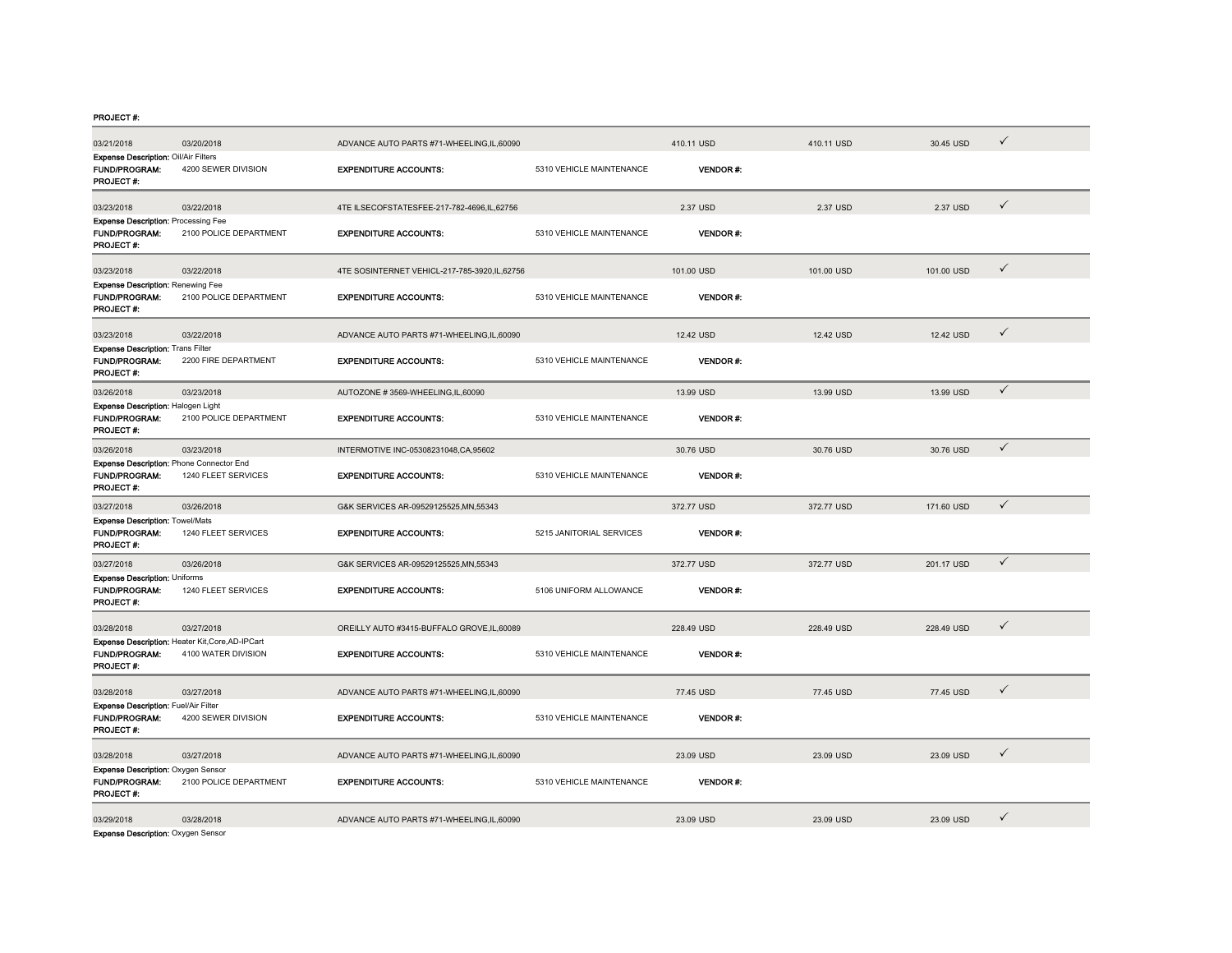PROJECT #:

| | | | | | | | |
|---|---|---|---|---|---|---|---|
| 03/21/2018 | 03/20/2018 | ADVANCE AUTO PARTS #71-WHEELING,IL,60090 | | 410.11 USD | 410.11 USD | 30.45 USD | ✓ |
| **Expense Description:** Oil/Air Filters | | | | | | | |
| **FUND/PROGRAM:** | 4200 SEWER DIVISION | **EXPENDITURE ACCOUNTS:** | 5310 VEHICLE MAINTENANCE | **VENDOR #:** | | | |
| **PROJECT #:** | | | | | | | |
| 03/23/2018 | 03/22/2018 | 4TE ILSECOFSTATESFEE-217-782-4696,IL,62756 | | 2.37 USD | 2.37 USD | 2.37 USD | ✓ |
| **Expense Description:** Processing Fee | | | | | | | |
| **FUND/PROGRAM:** | 2100 POLICE DEPARTMENT | **EXPENDITURE ACCOUNTS:** | 5310 VEHICLE MAINTENANCE | **VENDOR #:** | | | |
| **PROJECT #:** | | | | | | | |
| 03/23/2018 | 03/22/2018 | 4TE SOSINTERNET VEHICL-217-785-3920,IL,62756 | | 101.00 USD | 101.00 USD | 101.00 USD | ✓ |
| **Expense Description:** Renewing Fee | | | | | | | |
| **FUND/PROGRAM:** | 2100 POLICE DEPARTMENT | **EXPENDITURE ACCOUNTS:** | 5310 VEHICLE MAINTENANCE | **VENDOR #:** | | | |
| **PROJECT #:** | | | | | | | |
| 03/23/2018 | 03/22/2018 | ADVANCE AUTO PARTS #71-WHEELING,IL,60090 | | 12.42 USD | 12.42 USD | 12.42 USD | ✓ |
| **Expense Description:** Trans Filter | | | | | | | |
| **FUND/PROGRAM:** | 2200 FIRE DEPARTMENT | **EXPENDITURE ACCOUNTS:** | 5310 VEHICLE MAINTENANCE | **VENDOR #:** | | | |
| **PROJECT #:** | | | | | | | |
| 03/26/2018 | 03/23/2018 | AUTOZONE # 3569-WHEELING,IL,60090 | | 13.99 USD | 13.99 USD | 13.99 USD | ✓ |
| **Expense Description:** Halogen Light | | | | | | | |
| **FUND/PROGRAM:** | 2100 POLICE DEPARTMENT | **EXPENDITURE ACCOUNTS:** | 5310 VEHICLE MAINTENANCE | **VENDOR #:** | | | |
| **PROJECT #:** | | | | | | | |
| 03/26/2018 | 03/23/2018 | INTERMOTIVE INC-05308231048,CA,95602 | | 30.76 USD | 30.76 USD | 30.76 USD | ✓ |
| **Expense Description:** Phone Connector End | | | | | | | |
| **FUND/PROGRAM:** | 1240 FLEET SERVICES | **EXPENDITURE ACCOUNTS:** | 5310 VEHICLE MAINTENANCE | **VENDOR #:** | | | |
| **PROJECT #:** | | | | | | | |
| 03/27/2018 | 03/26/2018 | G&K SERVICES AR-09529125525,MN,55343 | | 372.77 USD | 372.77 USD | 171.60 USD | ✓ |
| **Expense Description:** Towel/Mats | | | | | | | |
| **FUND/PROGRAM:** | 1240 FLEET SERVICES | **EXPENDITURE ACCOUNTS:** | 5215 JANITORIAL SERVICES | **VENDOR #:** | | | |
| **PROJECT #:** | | | | | | | |
| 03/27/2018 | 03/26/2018 | G&K SERVICES AR-09529125525,MN,55343 | | 372.77 USD | 372.77 USD | 201.17 USD | ✓ |
| **Expense Description:** Uniforms | | | | | | | |
| **FUND/PROGRAM:** | 1240 FLEET SERVICES | **EXPENDITURE ACCOUNTS:** | 5106 UNIFORM ALLOWANCE | **VENDOR #:** | | | |
| **PROJECT #:** | | | | | | | |
| 03/28/2018 | 03/27/2018 | OREILLY AUTO #3415-BUFFALO GROVE,IL,60089 | | 228.49 USD | 228.49 USD | 228.49 USD | ✓ |
| **Expense Description:** Heater Kit,Core,AD-IPCart | | | | | | | |
| **FUND/PROGRAM:** | 4100 WATER DIVISION | **EXPENDITURE ACCOUNTS:** | 5310 VEHICLE MAINTENANCE | **VENDOR #:** | | | |
| **PROJECT #:** | | | | | | | |
| 03/28/2018 | 03/27/2018 | ADVANCE AUTO PARTS #71-WHEELING,IL,60090 | | 77.45 USD | 77.45 USD | 77.45 USD | ✓ |
| **Expense Description:** Fuel/Air Filter | | | | | | | |
| **FUND/PROGRAM:** | 4200 SEWER DIVISION | **EXPENDITURE ACCOUNTS:** | 5310 VEHICLE MAINTENANCE | **VENDOR #:** | | | |
| **PROJECT #:** | | | | | | | |
| 03/28/2018 | 03/27/2018 | ADVANCE AUTO PARTS #71-WHEELING,IL,60090 | | 23.09 USD | 23.09 USD | 23.09 USD | ✓ |
| **Expense Description:** Oxygen Sensor | | | | | | | |
| **FUND/PROGRAM:** | 2100 POLICE DEPARTMENT | **EXPENDITURE ACCOUNTS:** | 5310 VEHICLE MAINTENANCE | **VENDOR #:** | | | |
| **PROJECT #:** | | | | | | | |
| 03/29/2018 | 03/28/2018 | ADVANCE AUTO PARTS #71-WHEELING,IL,60090 | | 23.09 USD | 23.09 USD | 23.09 USD | ✓ |
| **Expense Description:** Oxygen Sensor | | | | | | | |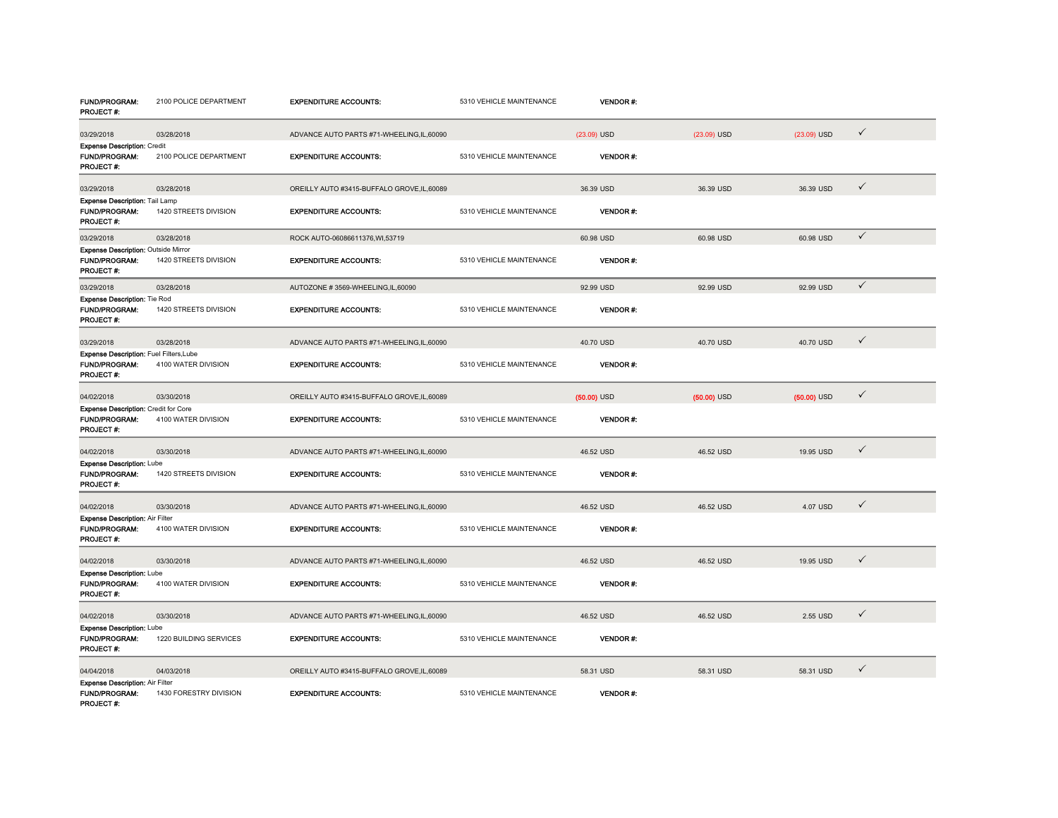| | | | | | | | |
|---|---|---|---|---|---|---|---|
| **FUND/PROGRAM:** | 2100 POLICE DEPARTMENT | **EXPENDITURE ACCOUNTS:** | 5310 VEHICLE MAINTENANCE | **VENDOR #:** | | | |
| **PROJECT #:** | | | | | | | |
| 03/29/2018 | 03/28/2018 | ADVANCE AUTO PARTS #71-WHEELING,IL,60090 | | (23.09) USD | (23.09) USD | (23.09) USD | ✓ |
| **Expense Description:** Credit | | | | | | | |
| **FUND/PROGRAM:** | 2100 POLICE DEPARTMENT | **EXPENDITURE ACCOUNTS:** | 5310 VEHICLE MAINTENANCE | **VENDOR #:** | | | |
| **PROJECT #:** | | | | | | | |
| 03/29/2018 | 03/28/2018 | OREILLY AUTO #3415-BUFFALO GROVE,IL,60089 | | 36.39 USD | 36.39 USD | 36.39 USD | ✓ |
| **Expense Description:** Tail Lamp | | | | | | | |
| **FUND/PROGRAM:** | 1420 STREETS DIVISION | **EXPENDITURE ACCOUNTS:** | 5310 VEHICLE MAINTENANCE | **VENDOR #:** | | | |
| **PROJECT #:** | | | | | | | |
| 03/29/2018 | 03/28/2018 | ROCK AUTO-06086611376,WI,53719 | | 60.98 USD | 60.98 USD | 60.98 USD | ✓ |
| **Expense Description:** Outside Mirror | | | | | | | |
| **FUND/PROGRAM:** | 1420 STREETS DIVISION | **EXPENDITURE ACCOUNTS:** | 5310 VEHICLE MAINTENANCE | **VENDOR #:** | | | |
| **PROJECT #:** | | | | | | | |
| 03/29/2018 | 03/28/2018 | AUTOZONE # 3569-WHEELING,IL,60090 | | 92.99 USD | 92.99 USD | 92.99 USD | ✓ |
| **Expense Description:** Tie Rod | | | | | | | |
| **FUND/PROGRAM:** | 1420 STREETS DIVISION | **EXPENDITURE ACCOUNTS:** | 5310 VEHICLE MAINTENANCE | **VENDOR #:** | | | |
| **PROJECT #:** | | | | | | | |
| 03/29/2018 | 03/28/2018 | ADVANCE AUTO PARTS #71-WHEELING,IL,60090 | | 40.70 USD | 40.70 USD | 40.70 USD | ✓ |
| **Expense Description:** Fuel Filters,Lube | | | | | | | |
| **FUND/PROGRAM:** | 4100 WATER DIVISION | **EXPENDITURE ACCOUNTS:** | 5310 VEHICLE MAINTENANCE | **VENDOR #:** | | | |
| **PROJECT #:** | | | | | | | |
| 04/02/2018 | 03/30/2018 | OREILLY AUTO #3415-BUFFALO GROVE,IL,60089 | | (50.00) USD | (50.00) USD | (50.00) USD | ✓ |
| **Expense Description:** Credit for Core | | | | | | | |
| **FUND/PROGRAM:** | 4100 WATER DIVISION | **EXPENDITURE ACCOUNTS:** | 5310 VEHICLE MAINTENANCE | **VENDOR #:** | | | |
| **PROJECT #:** | | | | | | | |
| 04/02/2018 | 03/30/2018 | ADVANCE AUTO PARTS #71-WHEELING,IL,60090 | | 46.52 USD | 46.52 USD | 19.95 USD | ✓ |
| **Expense Description:** Lube | | | | | | | |
| **FUND/PROGRAM:** | 1420 STREETS DIVISION | **EXPENDITURE ACCOUNTS:** | 5310 VEHICLE MAINTENANCE | **VENDOR #:** | | | |
| **PROJECT #:** | | | | | | | |
| 04/02/2018 | 03/30/2018 | ADVANCE AUTO PARTS #71-WHEELING,IL,60090 | | 46.52 USD | 46.52 USD | 4.07 USD | ✓ |
| **Expense Description:** Air Filter | | | | | | | |
| **FUND/PROGRAM:** | 4100 WATER DIVISION | **EXPENDITURE ACCOUNTS:** | 5310 VEHICLE MAINTENANCE | **VENDOR #:** | | | |
| **PROJECT #:** | | | | | | | |
| 04/02/2018 | 03/30/2018 | ADVANCE AUTO PARTS #71-WHEELING,IL,60090 | | 46.52 USD | 46.52 USD | 19.95 USD | ✓ |
| **Expense Description:** Lube | | | | | | | |
| **FUND/PROGRAM:** | 4100 WATER DIVISION | **EXPENDITURE ACCOUNTS:** | 5310 VEHICLE MAINTENANCE | **VENDOR #:** | | | |
| **PROJECT #:** | | | | | | | |
| 04/02/2018 | 03/30/2018 | ADVANCE AUTO PARTS #71-WHEELING,IL,60090 | | 46.52 USD | 46.52 USD | 2.55 USD | ✓ |
| **Expense Description:** Lube | | | | | | | |
| **FUND/PROGRAM:** | 1220 BUILDING SERVICES | **EXPENDITURE ACCOUNTS:** | 5310 VEHICLE MAINTENANCE | **VENDOR #:** | | | |
| **PROJECT #:** | | | | | | | |
| 04/04/2018 | 04/03/2018 | OREILLY AUTO #3415-BUFFALO GROVE,IL,60089 | | 58.31 USD | 58.31 USD | 58.31 USD | ✓ |
| **Expense Description:** Air Filter | | | | | | | |
| **FUND/PROGRAM:** | 1430 FORESTRY DIVISION | **EXPENDITURE ACCOUNTS:** | 5310 VEHICLE MAINTENANCE | **VENDOR #:** | | | |
| **PROJECT #:** | | | | | | | |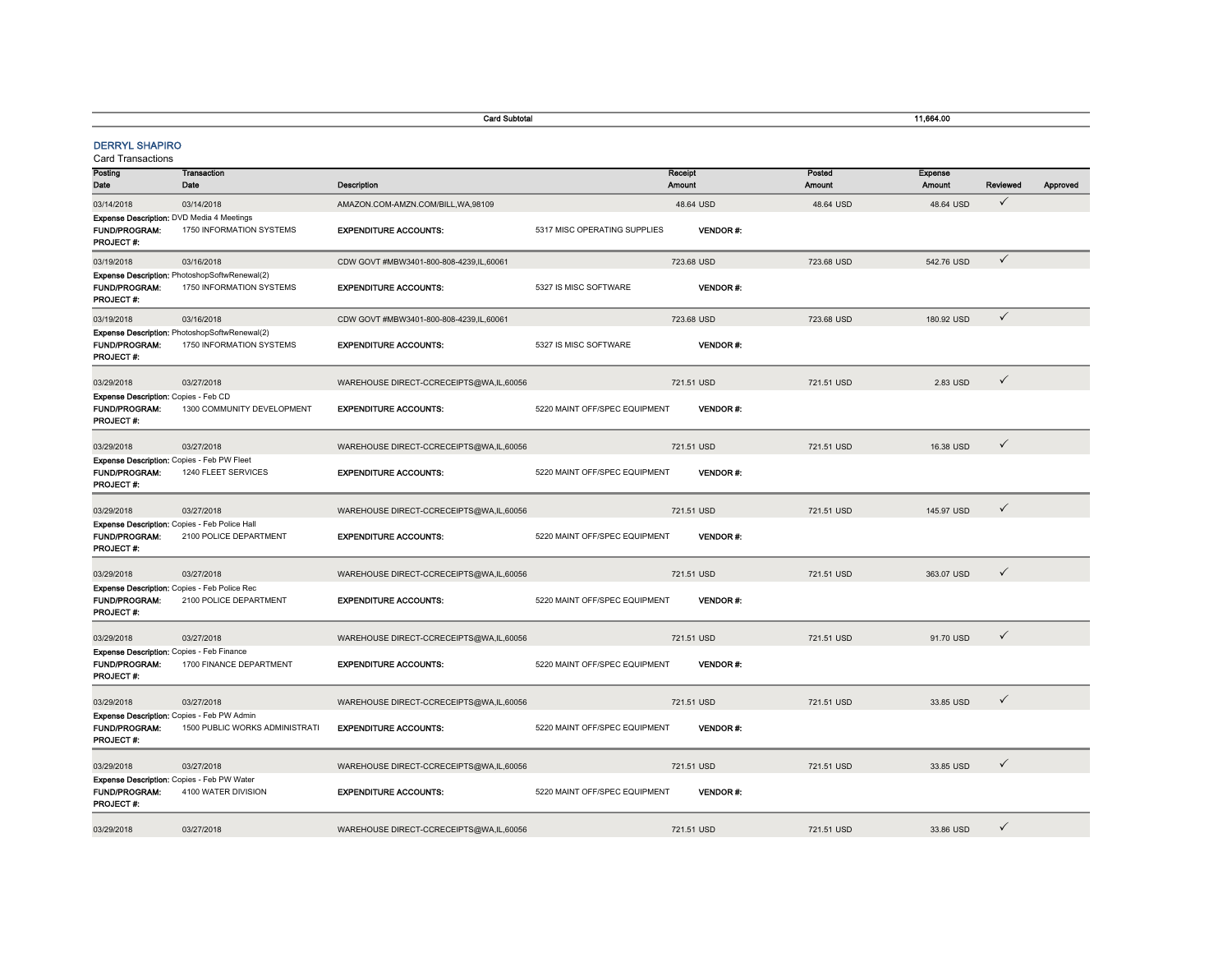| | Card Subtotal | 11,664.00 |
|---|---|---|

## DERRYL SHAPIRO

Card Transactions

| Posting Date | Transaction Date | Description | Receipt Amount | Posted Amount | Expense Amount | Reviewed | Approved |
|---|---|---|---|---|---|---|---|
| 03/14/2018 | 03/14/2018 | AMAZON.COM-AMZN.COM/BILL,WA,98109 | 48.64 USD | 48.64 USD | 48.64 USD | ✓ | |
| **Expense Description:** DVD Media 4 Meetings | | | | | | | |
| **FUND/PROGRAM:** | 1750 INFORMATION SYSTEMS | **EXPENDITURE ACCOUNTS:** | 5317 MISC OPERATING SUPPLIES | **VENDOR #:** | | | |
| **PROJECT #:** | | | | | | | |
| 03/19/2018 | 03/16/2018 | CDW GOVT #MBW3401-800-808-4239,IL,60061 | 723.68 USD | 723.68 USD | 542.76 USD | ✓ | |
| **Expense Description:** PhotoshopSoftwRenewal(2) | | | | | | | |
| **FUND/PROGRAM:** | 1750 INFORMATION SYSTEMS | **EXPENDITURE ACCOUNTS:** | 5327 IS MISC SOFTWARE | **VENDOR #:** | | | |
| **PROJECT #:** | | | | | | | |
| 03/19/2018 | 03/16/2018 | CDW GOVT #MBW3401-800-808-4239,IL,60061 | 723.68 USD | 723.68 USD | 180.92 USD | ✓ | |
| **Expense Description:** PhotoshopSoftwRenewal(2) | | | | | | | |
| **FUND/PROGRAM:** | 1750 INFORMATION SYSTEMS | **EXPENDITURE ACCOUNTS:** | 5327 IS MISC SOFTWARE | **VENDOR #:** | | | |
| **PROJECT #:** | | | | | | | |
| 03/29/2018 | 03/27/2018 | WAREHOUSE DIRECT-CCRECEIPTS@WA,IL,60056 | 721.51 USD | 721.51 USD | 2.83 USD | ✓ | |
| **Expense Description:** Copies - Feb CD | | | | | | | |
| **FUND/PROGRAM:** | 1300 COMMUNITY DEVELOPMENT | **EXPENDITURE ACCOUNTS:** | 5220 MAINT OFF/SPEC EQUIPMENT | **VENDOR #:** | | | |
| **PROJECT #:** | | | | | | | |
| 03/29/2018 | 03/27/2018 | WAREHOUSE DIRECT-CCRECEIPTS@WA,IL,60056 | 721.51 USD | 721.51 USD | 16.38 USD | ✓ | |
| **Expense Description:** Copies - Feb PW Fleet | | | | | | | |
| **FUND/PROGRAM:** | 1240 FLEET SERVICES | **EXPENDITURE ACCOUNTS:** | 5220 MAINT OFF/SPEC EQUIPMENT | **VENDOR #:** | | | |
| **PROJECT #:** | | | | | | | |
| 03/29/2018 | 03/27/2018 | WAREHOUSE DIRECT-CCRECEIPTS@WA,IL,60056 | 721.51 USD | 721.51 USD | 145.97 USD | ✓ | |
| **Expense Description:** Copies - Feb Police Hall | | | | | | | |
| **FUND/PROGRAM:** | 2100 POLICE DEPARTMENT | **EXPENDITURE ACCOUNTS:** | 5220 MAINT OFF/SPEC EQUIPMENT | **VENDOR #:** | | | |
| **PROJECT #:** | | | | | | | |
| 03/29/2018 | 03/27/2018 | WAREHOUSE DIRECT-CCRECEIPTS@WA,IL,60056 | 721.51 USD | 721.51 USD | 363.07 USD | ✓ | |
| **Expense Description:** Copies - Feb Police Rec | | | | | | | |
| **FUND/PROGRAM:** | 2100 POLICE DEPARTMENT | **EXPENDITURE ACCOUNTS:** | 5220 MAINT OFF/SPEC EQUIPMENT | **VENDOR #:** | | | |
| **PROJECT #:** | | | | | | | |
| 03/29/2018 | 03/27/2018 | WAREHOUSE DIRECT-CCRECEIPTS@WA,IL,60056 | 721.51 USD | 721.51 USD | 91.70 USD | ✓ | |
| **Expense Description:** Copies - Feb Finance | | | | | | | |
| **FUND/PROGRAM:** | 1700 FINANCE DEPARTMENT | **EXPENDITURE ACCOUNTS:** | 5220 MAINT OFF/SPEC EQUIPMENT | **VENDOR #:** | | | |
| **PROJECT #:** | | | | | | | |
| 03/29/2018 | 03/27/2018 | WAREHOUSE DIRECT-CCRECEIPTS@WA,IL,60056 | 721.51 USD | 721.51 USD | 33.85 USD | ✓ | |
| **Expense Description:** Copies - Feb PW Admin | | | | | | | |
| **FUND/PROGRAM:** | 1500 PUBLIC WORKS ADMINISTRATI | **EXPENDITURE ACCOUNTS:** | 5220 MAINT OFF/SPEC EQUIPMENT | **VENDOR #:** | | | |
| **PROJECT #:** | | | | | | | |
| 03/29/2018 | 03/27/2018 | WAREHOUSE DIRECT-CCRECEIPTS@WA,IL,60056 | 721.51 USD | 721.51 USD | 33.85 USD | ✓ | |
| **Expense Description:** Copies - Feb PW Water | | | | | | | |
| **FUND/PROGRAM:** | 4100 WATER DIVISION | **EXPENDITURE ACCOUNTS:** | 5220 MAINT OFF/SPEC EQUIPMENT | **VENDOR #:** | | | |
| **PROJECT #:** | | | | | | | |
| 03/29/2018 | 03/27/2018 | WAREHOUSE DIRECT-CCRECEIPTS@WA,IL,60056 | 721.51 USD | 721.51 USD | 33.86 USD | ✓ | |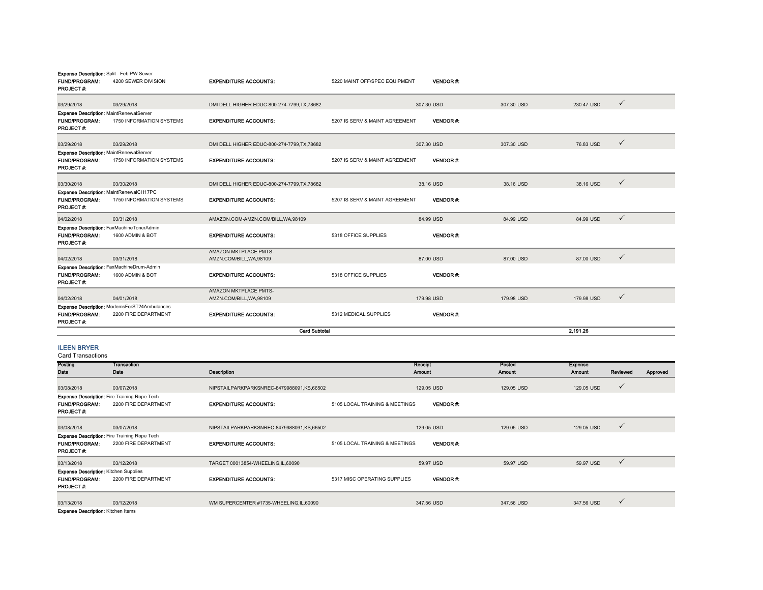**Expense Description:** Split - Feb PW Sewer

| | | | | | |
|---|---|---|---|---|---|
| **FUND/PROGRAM:** | 4200 SEWER DIVISION | **EXPENDITURE ACCOUNTS:** | 5220 MAINT OFF/SPEC EQUIPMENT | **VENDOR #:** | |
| **PROJECT #:** | | | | | |

| Posting Date | Transaction Date | Description | Receipt Amount | Posted Amount | Expense Amount | Reviewed | Approved |
|---|---|---|---|---|---|---|---|
| 03/29/2018 | 03/29/2018 | DMI DELL HIGHER EDUC-800-274-7799,TX,78682 | 307.30 USD | 307.30 USD | 230.47 USD | ✓ | |

**Expense Description:** MaintRenewalServer
**FUND/PROGRAM:** 1750 INFORMATION SYSTEMS **EXPENDITURE ACCOUNTS:** 5207 IS SERV & MAINT AGREEMENT **VENDOR #:**
**PROJECT #:**

| Posting Date | Transaction Date | Description | Receipt Amount | Posted Amount | Expense Amount | Reviewed | Approved |
|---|---|---|---|---|---|---|---|
| 03/29/2018 | 03/29/2018 | DMI DELL HIGHER EDUC-800-274-7799,TX,78682 | 307.30 USD | 307.30 USD | 76.83 USD | ✓ | |

**Expense Description:** MaintRenewalServer
**FUND/PROGRAM:** 1750 INFORMATION SYSTEMS **EXPENDITURE ACCOUNTS:** 5207 IS SERV & MAINT AGREEMENT **VENDOR #:**
**PROJECT #:**

| Posting Date | Transaction Date | Description | Receipt Amount | Posted Amount | Expense Amount | Reviewed | Approved |
|---|---|---|---|---|---|---|---|
| 03/30/2018 | 03/30/2018 | DMI DELL HIGHER EDUC-800-274-7799,TX,78682 | 38.16 USD | 38.16 USD | 38.16 USD | ✓ | |

**Expense Description:** MaintRenewalCH17PC
**FUND/PROGRAM:** 1750 INFORMATION SYSTEMS **EXPENDITURE ACCOUNTS:** 5207 IS SERV & MAINT AGREEMENT **VENDOR #:**
**PROJECT #:**

| Posting Date | Transaction Date | Description | Receipt Amount | Posted Amount | Expense Amount | Reviewed | Approved |
|---|---|---|---|---|---|---|---|
| 04/02/2018 | 03/31/2018 | AMAZON.COM-AMZN.COM/BILL,WA,98109 | 84.99 USD | 84.99 USD | 84.99 USD | ✓ | |

**Expense Description:** FaxMachineTonerAdmin
**FUND/PROGRAM:** 1600 ADMIN & BOT **EXPENDITURE ACCOUNTS:** 5318 OFFICE SUPPLIES **VENDOR #:**
**PROJECT #:**

| Posting Date | Transaction Date | Description | Receipt Amount | Posted Amount | Expense Amount | Reviewed | Approved |
|---|---|---|---|---|---|---|---|
| 04/02/2018 | 03/31/2018 | AMAZON MKTPLACE PMTS-AMZN.COM/BILL,WA,98109 | 87.00 USD | 87.00 USD | 87.00 USD | ✓ | |

**Expense Description:** FaxMachineDrum-Admin
**FUND/PROGRAM:** 1600 ADMIN & BOT **EXPENDITURE ACCOUNTS:** 5318 OFFICE SUPPLIES **VENDOR #:**
**PROJECT #:**

| Posting Date | Transaction Date | Description | Receipt Amount | Posted Amount | Expense Amount | Reviewed | Approved |
|---|---|---|---|---|---|---|---|
| 04/02/2018 | 04/01/2018 | AMAZON MKTPLACE PMTS-AMZN.COM/BILL,WA,98109 | 179.98 USD | 179.98 USD | 179.98 USD | ✓ | |

**Expense Description:** ModemsForST24Ambulances
**FUND/PROGRAM:** 2200 FIRE DEPARTMENT **EXPENDITURE ACCOUNTS:** 5312 MEDICAL SUPPLIES **VENDOR #:**
**PROJECT #:**

**Card Subtotal** 2,191.26

## ILEEN BRYER

Card Transactions

| Posting Date | Transaction Date | Description | Receipt Amount | Posted Amount | Expense Amount | Reviewed | Approved |
|---|---|---|---|---|---|---|---|
| 03/08/2018 | 03/07/2018 | NIPSTAILPARKPARKSNREC-8479988091,KS,66502 | 129.05 USD | 129.05 USD | 129.05 USD | ✓ | |

**Expense Description:** Fire Training Rope Tech
**FUND/PROGRAM:** 2200 FIRE DEPARTMENT **EXPENDITURE ACCOUNTS:** 5105 LOCAL TRAINING & MEETINGS **VENDOR #:**
**PROJECT #:**

| Posting Date | Transaction Date | Description | Receipt Amount | Posted Amount | Expense Amount | Reviewed | Approved |
|---|---|---|---|---|---|---|---|
| 03/08/2018 | 03/07/2018 | NIPSTAILPARKPARKSNREC-8479988091,KS,66502 | 129.05 USD | 129.05 USD | 129.05 USD | ✓ | |

**Expense Description:** Fire Training Rope Tech
**FUND/PROGRAM:** 2200 FIRE DEPARTMENT **EXPENDITURE ACCOUNTS:** 5105 LOCAL TRAINING & MEETINGS **VENDOR #:**
**PROJECT #:**

| Posting Date | Transaction Date | Description | Receipt Amount | Posted Amount | Expense Amount | Reviewed | Approved |
|---|---|---|---|---|---|---|---|
| 03/13/2018 | 03/12/2018 | TARGET 00013854-WHEELING,IL,60090 | 59.97 USD | 59.97 USD | 59.97 USD | ✓ | |

**Expense Description:** Kitchen Supplies
**FUND/PROGRAM:** 2200 FIRE DEPARTMENT **EXPENDITURE ACCOUNTS:** 5317 MISC OPERATING SUPPLIES **VENDOR #:**
**PROJECT #:**

| Posting Date | Transaction Date | Description | Receipt Amount | Posted Amount | Expense Amount | Reviewed | Approved |
|---|---|---|---|---|---|---|---|
| 03/13/2018 | 03/12/2018 | WM SUPERCENTER #1735-WHEELING,IL,60090 | 347.56 USD | 347.56 USD | 347.56 USD | ✓ | |

**Expense Description:** Kitchen Items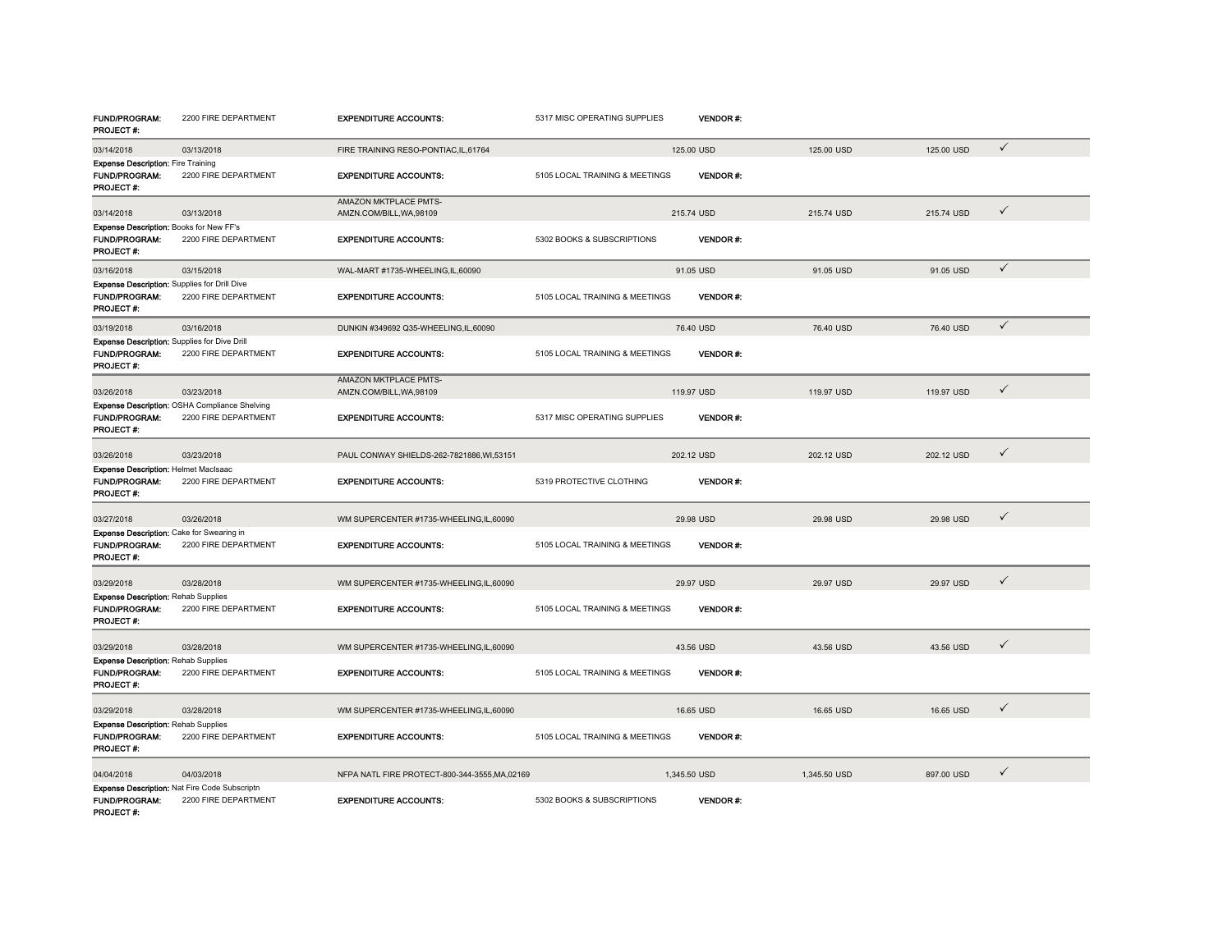| | | | | | | | |
|---|---|---|---|---|---|---|---|
| **FUND/PROGRAM:** | 2200 FIRE DEPARTMENT | **EXPENDITURE ACCOUNTS:** | 5317 MISC OPERATING SUPPLIES | **VENDOR #:** | | | |
| **PROJECT #:** | | | | | | | |
| 03/14/2018 | 03/13/2018 | FIRE TRAINING RESO-PONTIAC,IL,61764 | | 125.00 USD | 125.00 USD | 125.00 USD | ✓ |
| **Expense Description:** Fire Training | | | | | | | |
| **FUND/PROGRAM:** | 2200 FIRE DEPARTMENT | **EXPENDITURE ACCOUNTS:** | 5105 LOCAL TRAINING & MEETINGS | **VENDOR #:** | | | |
| **PROJECT #:** | | | | | | | |
| 03/14/2018 | 03/13/2018 | AMAZON MKTPLACE PMTS-AMZN.COM/BILL,WA,98109 | | 215.74 USD | 215.74 USD | 215.74 USD | ✓ |
| **Expense Description:** Books for New FF's | | | | | | | |
| **FUND/PROGRAM:** | 2200 FIRE DEPARTMENT | **EXPENDITURE ACCOUNTS:** | 5302 BOOKS & SUBSCRIPTIONS | **VENDOR #:** | | | |
| **PROJECT #:** | | | | | | | |
| 03/16/2018 | 03/15/2018 | WAL-MART #1735-WHEELING,IL,60090 | | 91.05 USD | 91.05 USD | 91.05 USD | ✓ |
| **Expense Description:** Supplies for Drill Dive | | | | | | | |
| **FUND/PROGRAM:** | 2200 FIRE DEPARTMENT | **EXPENDITURE ACCOUNTS:** | 5105 LOCAL TRAINING & MEETINGS | **VENDOR #:** | | | |
| **PROJECT #:** | | | | | | | |
| 03/19/2018 | 03/16/2018 | DUNKIN #349692 Q35-WHEELING,IL,60090 | | 76.40 USD | 76.40 USD | 76.40 USD | ✓ |
| **Expense Description:** Supplies for Dive Drill | | | | | | | |
| **FUND/PROGRAM:** | 2200 FIRE DEPARTMENT | **EXPENDITURE ACCOUNTS:** | 5105 LOCAL TRAINING & MEETINGS | **VENDOR #:** | | | |
| **PROJECT #:** | | | | | | | |
| 03/26/2018 | 03/23/2018 | AMAZON MKTPLACE PMTS-AMZN.COM/BILL,WA,98109 | | 119.97 USD | 119.97 USD | 119.97 USD | ✓ |
| **Expense Description:** OSHA Compliance Shelving | | | | | | | |
| **FUND/PROGRAM:** | 2200 FIRE DEPARTMENT | **EXPENDITURE ACCOUNTS:** | 5317 MISC OPERATING SUPPLIES | **VENDOR #:** | | | |
| **PROJECT #:** | | | | | | | |
| 03/26/2018 | 03/23/2018 | PAUL CONWAY SHIELDS-262-7821886,WI,53151 | | 202.12 USD | 202.12 USD | 202.12 USD | ✓ |
| **Expense Description:** Helmet MacIsaac | | | | | | | |
| **FUND/PROGRAM:** | 2200 FIRE DEPARTMENT | **EXPENDITURE ACCOUNTS:** | 5319 PROTECTIVE CLOTHING | **VENDOR #:** | | | |
| **PROJECT #:** | | | | | | | |
| 03/27/2018 | 03/26/2018 | WM SUPERCENTER #1735-WHEELING,IL,60090 | | 29.98 USD | 29.98 USD | 29.98 USD | ✓ |
| **Expense Description:** Cake for Swearing in | | | | | | | |
| **FUND/PROGRAM:** | 2200 FIRE DEPARTMENT | **EXPENDITURE ACCOUNTS:** | 5105 LOCAL TRAINING & MEETINGS | **VENDOR #:** | | | |
| **PROJECT #:** | | | | | | | |
| 03/29/2018 | 03/28/2018 | WM SUPERCENTER #1735-WHEELING,IL,60090 | | 29.97 USD | 29.97 USD | 29.97 USD | ✓ |
| **Expense Description:** Rehab Supplies | | | | | | | |
| **FUND/PROGRAM:** | 2200 FIRE DEPARTMENT | **EXPENDITURE ACCOUNTS:** | 5105 LOCAL TRAINING & MEETINGS | **VENDOR #:** | | | |
| **PROJECT #:** | | | | | | | |
| 03/29/2018 | 03/28/2018 | WM SUPERCENTER #1735-WHEELING,IL,60090 | | 43.56 USD | 43.56 USD | 43.56 USD | ✓ |
| **Expense Description:** Rehab Supplies | | | | | | | |
| **FUND/PROGRAM:** | 2200 FIRE DEPARTMENT | **EXPENDITURE ACCOUNTS:** | 5105 LOCAL TRAINING & MEETINGS | **VENDOR #:** | | | |
| **PROJECT #:** | | | | | | | |
| 03/29/2018 | 03/28/2018 | WM SUPERCENTER #1735-WHEELING,IL,60090 | | 16.65 USD | 16.65 USD | 16.65 USD | ✓ |
| **Expense Description:** Rehab Supplies | | | | | | | |
| **FUND/PROGRAM:** | 2200 FIRE DEPARTMENT | **EXPENDITURE ACCOUNTS:** | 5105 LOCAL TRAINING & MEETINGS | **VENDOR #:** | | | |
| **PROJECT #:** | | | | | | | |
| 04/04/2018 | 04/03/2018 | NFPA NATL FIRE PROTECT-800-344-3555,MA,02169 | | 1,345.50 USD | 1,345.50 USD | 897.00 USD | ✓ |
| **Expense Description:** Nat Fire Code Subscriptn | | | | | | | |
| **FUND/PROGRAM:** | 2200 FIRE DEPARTMENT | **EXPENDITURE ACCOUNTS:** | 5302 BOOKS & SUBSCRIPTIONS | **VENDOR #:** | | | |
| **PROJECT #:** | | | | | | | |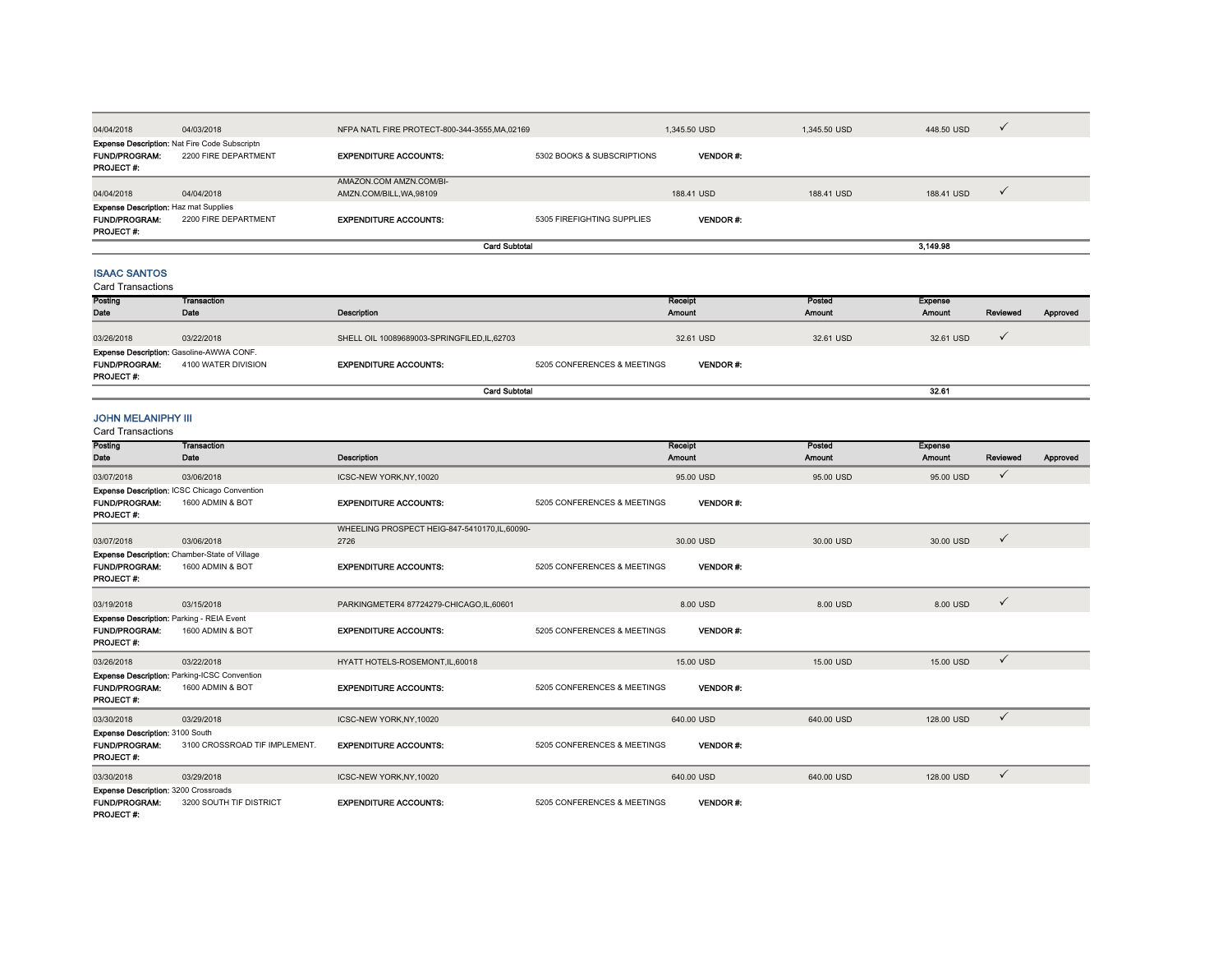| Posting Date | Transaction Date | Description | Receipt Amount | Posted Amount | Expense Amount | Reviewed | Approved |
|---|---|---|---|---|---|---|---|
| 04/04/2018 | 04/03/2018 | NFPA NATL FIRE PROTECT-800-344-3555,MA,02169 | 1,345.50 USD | 1,345.50 USD | 448.50 USD | ✓ | |

**Expense Description:** Nat Fire Code Subscriptn
**FUND/PROGRAM:** 2200 FIRE DEPARTMENT **EXPENDITURE ACCOUNTS:** 5302 BOOKS & SUBSCRIPTIONS **VENDOR #:**
**PROJECT #:**

| Posting Date | Transaction Date | Description | Receipt Amount | Posted Amount | Expense Amount | Reviewed | Approved |
|---|---|---|---|---|---|---|---|
| 04/04/2018 | 04/04/2018 | AMAZON.COM AMZN.COM/BI-AMZN.COM/BILL,WA,98109 | 188.41 USD | 188.41 USD | 188.41 USD | ✓ | |

**Expense Description:** Haz mat Supplies
**FUND/PROGRAM:** 2200 FIRE DEPARTMENT **EXPENDITURE ACCOUNTS:** 5305 FIREFIGHTING SUPPLIES **VENDOR #:**
**PROJECT #:**

**Card Subtotal** 3,149.98

## ISAAC SANTOS

Card Transactions

| Posting Date | Transaction Date | Description | Receipt Amount | Posted Amount | Expense Amount | Reviewed | Approved |
|---|---|---|---|---|---|---|---|
| 03/26/2018 | 03/22/2018 | SHELL OIL 10089689003-SPRINGFIELD,IL,62703 | 32.61 USD | 32.61 USD | 32.61 USD | ✓ | |

**Expense Description:** Gasoline-AWWA CONF.
**FUND/PROGRAM:** 4100 WATER DIVISION **EXPENDITURE ACCOUNTS:** 5205 CONFERENCES & MEETINGS **VENDOR #:**
**PROJECT #:**

**Card Subtotal** 32.61

## JOHN MELANIPHY III

Card Transactions

| Posting Date | Transaction Date | Description | Receipt Amount | Posted Amount | Expense Amount | Reviewed | Approved |
|---|---|---|---|---|---|---|---|
| 03/07/2018 | 03/06/2018 | ICSC-NEW YORK,NY,10020 | 95.00 USD | 95.00 USD | 95.00 USD | ✓ | |

**Expense Description:** ICSC Chicago Convention
**FUND/PROGRAM:** 1600 ADMIN & BOT **EXPENDITURE ACCOUNTS:** 5205 CONFERENCES & MEETINGS **VENDOR #:**
**PROJECT #:**

| Posting Date | Transaction Date | Description | Receipt Amount | Posted Amount | Expense Amount | Reviewed | Approved |
|---|---|---|---|---|---|---|---|
| 03/07/2018 | 03/06/2018 | WHEELING PROSPECT HEIG-847-5410170,IL,60090-2726 | 30.00 USD | 30.00 USD | 30.00 USD | ✓ | |

**Expense Description:** Chamber-State of Village
**FUND/PROGRAM:** 1600 ADMIN & BOT **EXPENDITURE ACCOUNTS:** 5205 CONFERENCES & MEETINGS **VENDOR #:**
**PROJECT #:**

| Posting Date | Transaction Date | Description | Receipt Amount | Posted Amount | Expense Amount | Reviewed | Approved |
|---|---|---|---|---|---|---|---|
| 03/19/2018 | 03/15/2018 | PARKINGMETER4 87724279-CHICAGO,IL,60601 | 8.00 USD | 8.00 USD | 8.00 USD | ✓ | |

**Expense Description:** Parking - REIA Event
**FUND/PROGRAM:** 1600 ADMIN & BOT **EXPENDITURE ACCOUNTS:** 5205 CONFERENCES & MEETINGS **VENDOR #:**
**PROJECT #:**

| Posting Date | Transaction Date | Description | Receipt Amount | Posted Amount | Expense Amount | Reviewed | Approved |
|---|---|---|---|---|---|---|---|
| 03/26/2018 | 03/22/2018 | HYATT HOTELS-ROSEMONT,IL,60018 | 15.00 USD | 15.00 USD | 15.00 USD | ✓ | |

**Expense Description:** Parking-ICSC Convention
**FUND/PROGRAM:** 1600 ADMIN & BOT **EXPENDITURE ACCOUNTS:** 5205 CONFERENCES & MEETINGS **VENDOR #:**
**PROJECT #:**

| Posting Date | Transaction Date | Description | Receipt Amount | Posted Amount | Expense Amount | Reviewed | Approved |
|---|---|---|---|---|---|---|---|
| 03/30/2018 | 03/29/2018 | ICSC-NEW YORK,NY,10020 | 640.00 USD | 640.00 USD | 128.00 USD | ✓ | |

**Expense Description:** 3100 South
**FUND/PROGRAM:** 3100 CROSSROAD TIF IMPLEMENT. **EXPENDITURE ACCOUNTS:** 5205 CONFERENCES & MEETINGS **VENDOR #:**
**PROJECT #:**

| Posting Date | Transaction Date | Description | Receipt Amount | Posted Amount | Expense Amount | Reviewed | Approved |
|---|---|---|---|---|---|---|---|
| 03/30/2018 | 03/29/2018 | ICSC-NEW YORK,NY,10020 | 640.00 USD | 640.00 USD | 128.00 USD | ✓ | |

**Expense Description:** 3200 Crossroads
**FUND/PROGRAM:** 3200 SOUTH TIF DISTRICT **EXPENDITURE ACCOUNTS:** 5205 CONFERENCES & MEETINGS **VENDOR #:**
**PROJECT #:**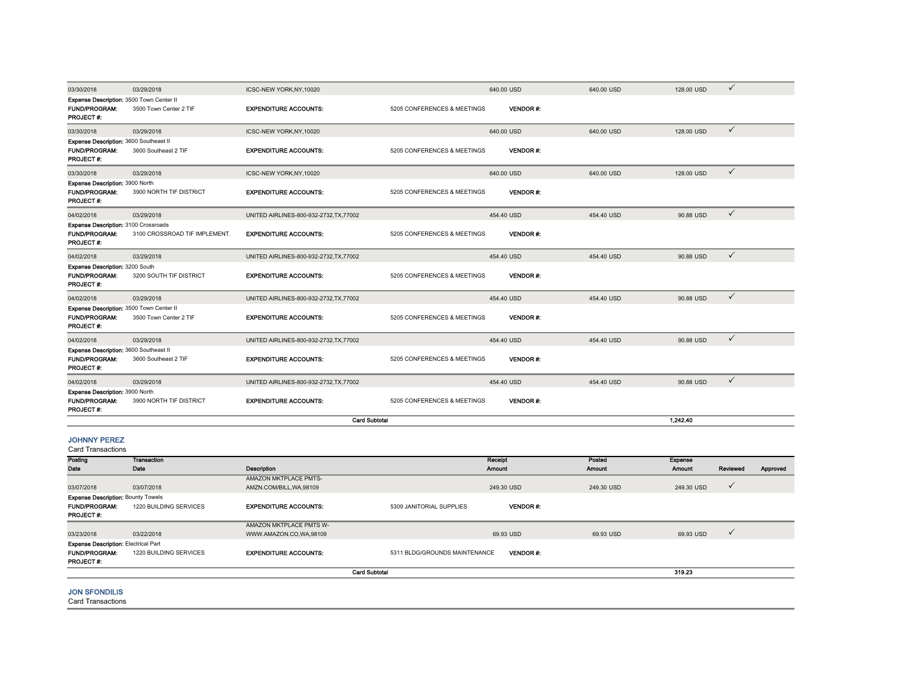| Posting Date | Transaction Date | Description | | Receipt Amount | Posted Amount | Expense Amount | Reviewed | Approved |
|---|---|---|---|---|---|---|---|---|
| 03/30/2018 | 03/29/2018 | ICSC-NEW YORK,NY,10020 | | 640.00 USD | 640.00 USD | 128.00 USD | ✓ | |
| **Expense Description:** 3500 Town Center II | | | | | | | | |
| **FUND/PROGRAM:** | 3500 Town Center 2 TIF | **EXPENDITURE ACCOUNTS:** | 5205 CONFERENCES & MEETINGS | **VENDOR #:** | | | | |
| **PROJECT #:** | | | | | | | | |
| 03/30/2018 | 03/29/2018 | ICSC-NEW YORK,NY,10020 | | 640.00 USD | 640.00 USD | 128.00 USD | ✓ | |
| **Expense Description:** 3600 Southeast II | | | | | | | | |
| **FUND/PROGRAM:** | 3600 Southeast 2 TIF | **EXPENDITURE ACCOUNTS:** | 5205 CONFERENCES & MEETINGS | **VENDOR #:** | | | | |
| **PROJECT #:** | | | | | | | | |
| 03/30/2018 | 03/29/2018 | ICSC-NEW YORK,NY,10020 | | 640.00 USD | 640.00 USD | 128.00 USD | ✓ | |
| **Expense Description:** 3900 North | | | | | | | | |
| **FUND/PROGRAM:** | 3900 NORTH TIF DISTRICT | **EXPENDITURE ACCOUNTS:** | 5205 CONFERENCES & MEETINGS | **VENDOR #:** | | | | |
| **PROJECT #:** | | | | | | | | |
| 04/02/2018 | 03/29/2018 | UNITED AIRLINES-800-932-2732,TX,77002 | | 454.40 USD | 454.40 USD | 90.88 USD | ✓ | |
| **Expense Description:** 3100 Crossroads | | | | | | | | |
| **FUND/PROGRAM:** | 3100 CROSSROAD TIF IMPLEMENT. | **EXPENDITURE ACCOUNTS:** | 5205 CONFERENCES & MEETINGS | **VENDOR #:** | | | | |
| **PROJECT #:** | | | | | | | | |
| 04/02/2018 | 03/29/2018 | UNITED AIRLINES-800-932-2732,TX,77002 | | 454.40 USD | 454.40 USD | 90.88 USD | ✓ | |
| **Expense Description:** 3200 South | | | | | | | | |
| **FUND/PROGRAM:** | 3200 SOUTH TIF DISTRICT | **EXPENDITURE ACCOUNTS:** | 5205 CONFERENCES & MEETINGS | **VENDOR #:** | | | | |
| **PROJECT #:** | | | | | | | | |
| 04/02/2018 | 03/29/2018 | UNITED AIRLINES-800-932-2732,TX,77002 | | 454.40 USD | 454.40 USD | 90.88 USD | ✓ | |
| **Expense Description:** 3500 Town Center II | | | | | | | | |
| **FUND/PROGRAM:** | 3500 Town Center 2 TIF | **EXPENDITURE ACCOUNTS:** | 5205 CONFERENCES & MEETINGS | **VENDOR #:** | | | | |
| **PROJECT #:** | | | | | | | | |
| 04/02/2018 | 03/29/2018 | UNITED AIRLINES-800-932-2732,TX,77002 | | 454.40 USD | 454.40 USD | 90.88 USD | ✓ | |
| **Expense Description:** 3600 Southeast II | | | | | | | | |
| **FUND/PROGRAM:** | 3600 Southeast 2 TIF | **EXPENDITURE ACCOUNTS:** | 5205 CONFERENCES & MEETINGS | **VENDOR #:** | | | | |
| **PROJECT #:** | | | | | | | | |
| 04/02/2018 | 03/29/2018 | UNITED AIRLINES-800-932-2732,TX,77002 | | 454.40 USD | 454.40 USD | 90.88 USD | ✓ | |
| **Expense Description:** 3900 North | | | | | | | | |
| **FUND/PROGRAM:** | 3900 NORTH TIF DISTRICT | **EXPENDITURE ACCOUNTS:** | 5205 CONFERENCES & MEETINGS | **VENDOR #:** | | | | |
| **PROJECT #:** | | | | | | | | |
| | | | **Card Subtotal** | | | **1,242.40** | | |

## JOHNNY PEREZ

Card Transactions

| Posting Date | Transaction Date | Description | | Receipt Amount | Posted Amount | Expense Amount | Reviewed | Approved |
|---|---|---|---|---|---|---|---|---|
| 03/07/2018 | 03/07/2018 | AMAZON MKTPLACE PMTS-AMZN.COM/BILL,WA,98109 | | 249.30 USD | 249.30 USD | 249.30 USD | ✓ | |
| **Expense Description:** Bounty Towels | | | | | | | | |
| **FUND/PROGRAM:** | 1220 BUILDING SERVICES | **EXPENDITURE ACCOUNTS:** | 5309 JANITORIAL SUPPLIES | **VENDOR #:** | | | | |
| **PROJECT #:** | | | | | | | | |
| 03/23/2018 | 03/22/2018 | AMAZON MKTPLACE PMTS W-WWW.AMAZON.CO,WA,98109 | | 69.93 USD | 69.93 USD | 69.93 USD | ✓ | |
| **Expense Description:** Electrical Part | | | | | | | | |
| **FUND/PROGRAM:** | 1220 BUILDING SERVICES | **EXPENDITURE ACCOUNTS:** | 5311 BLDG/GROUNDS MAINTENANCE | **VENDOR #:** | | | | |
| **PROJECT #:** | | | | | | | | |
| | | | **Card Subtotal** | | | **319.23** | | |

## JON SFONDILIS

Card Transactions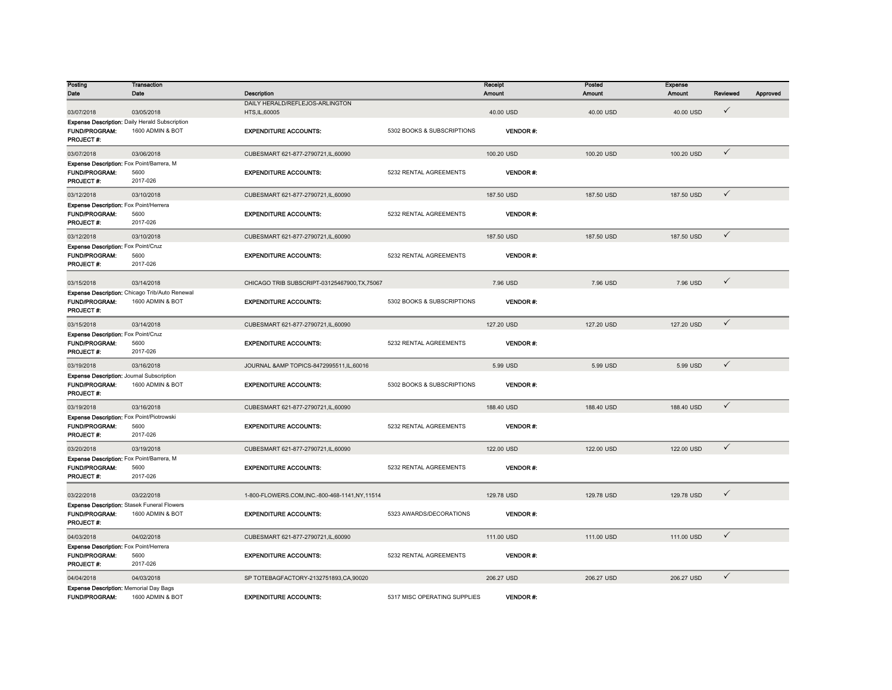| Posting Date | Transaction Date | Description | | Receipt Amount | | Posted Amount | Expense Amount | Reviewed | Approved |
|---|---|---|---|---|---|---|---|---|---|
| 03/07/2018 | 03/05/2018 | DAILY HERALD/REFLEJOS-ARLINGTON HTS,IL,60005 | | 40.00 USD | | 40.00 USD | 40.00 USD | ✓ | |
| **Expense Description:** Daily Herald Subscription | | | | | | | | | |
| **FUND/PROGRAM:** | 1600 ADMIN & BOT | **EXPENDITURE ACCOUNTS:** | 5302 BOOKS & SUBSCRIPTIONS | | **VENDOR #:** | | | | |
| **PROJECT #:** | | | | | | | | | |
| 03/07/2018 | 03/06/2018 | CUBESMART 621-877-2790721,IL,60090 | | 100.20 USD | | 100.20 USD | 100.20 USD | ✓ | |
| **Expense Description:** Fox Point/Barrera, M | | | | | | | | | |
| **FUND/PROGRAM:** | 5600 | **EXPENDITURE ACCOUNTS:** | 5232 RENTAL AGREEMENTS | | **VENDOR #:** | | | | |
| **PROJECT #:** | 2017-026 | | | | | | | | |
| 03/12/2018 | 03/10/2018 | CUBESMART 621-877-2790721,IL,60090 | | 187.50 USD | | 187.50 USD | 187.50 USD | ✓ | |
| **Expense Description:** Fox Point/Herrera | | | | | | | | | |
| **FUND/PROGRAM:** | 5600 | **EXPENDITURE ACCOUNTS:** | 5232 RENTAL AGREEMENTS | | **VENDOR #:** | | | | |
| **PROJECT #:** | 2017-026 | | | | | | | | |
| 03/12/2018 | 03/10/2018 | CUBESMART 621-877-2790721,IL,60090 | | 187.50 USD | | 187.50 USD | 187.50 USD | ✓ | |
| **Expense Description:** Fox Point/Cruz | | | | | | | | | |
| **FUND/PROGRAM:** | 5600 | **EXPENDITURE ACCOUNTS:** | 5232 RENTAL AGREEMENTS | | **VENDOR #:** | | | | |
| **PROJECT #:** | 2017-026 | | | | | | | | |
| 03/15/2018 | 03/14/2018 | CHICAGO TRIB SUBSCRIPT-03125467900,TX,75067 | | 7.96 USD | | 7.96 USD | 7.96 USD | ✓ | |
| **Expense Description:** Chicago Trib/Auto Renewal | | | | | | | | | |
| **FUND/PROGRAM:** | 1600 ADMIN & BOT | **EXPENDITURE ACCOUNTS:** | 5302 BOOKS & SUBSCRIPTIONS | | **VENDOR #:** | | | | |
| **PROJECT #:** | | | | | | | | | |
| 03/15/2018 | 03/14/2018 | CUBESMART 621-877-2790721,IL,60090 | | 127.20 USD | | 127.20 USD | 127.20 USD | ✓ | |
| **Expense Description:** Fox Point/Cruz | | | | | | | | | |
| **FUND/PROGRAM:** | 5600 | **EXPENDITURE ACCOUNTS:** | 5232 RENTAL AGREEMENTS | | **VENDOR #:** | | | | |
| **PROJECT #:** | 2017-026 | | | | | | | | |
| 03/19/2018 | 03/16/2018 | JOURNAL &AMP TOPICS-8472995511,IL,60016 | | 5.99 USD | | 5.99 USD | 5.99 USD | ✓ | |
| **Expense Description:** Journal Subscription | | | | | | | | | |
| **FUND/PROGRAM:** | 1600 ADMIN & BOT | **EXPENDITURE ACCOUNTS:** | 5302 BOOKS & SUBSCRIPTIONS | | **VENDOR #:** | | | | |
| **PROJECT #:** | | | | | | | | | |
| 03/19/2018 | 03/16/2018 | CUBESMART 621-877-2790721,IL,60090 | | 188.40 USD | | 188.40 USD | 188.40 USD | ✓ | |
| **Expense Description:** Fox Point/Piotrowski | | | | | | | | | |
| **FUND/PROGRAM:** | 5600 | **EXPENDITURE ACCOUNTS:** | 5232 RENTAL AGREEMENTS | | **VENDOR #:** | | | | |
| **PROJECT #:** | 2017-026 | | | | | | | | |
| 03/20/2018 | 03/19/2018 | CUBESMART 621-877-2790721,IL,60090 | | 122.00 USD | | 122.00 USD | 122.00 USD | ✓ | |
| **Expense Description:** Fox Point/Barrera, M | | | | | | | | | |
| **FUND/PROGRAM:** | 5600 | **EXPENDITURE ACCOUNTS:** | 5232 RENTAL AGREEMENTS | | **VENDOR #:** | | | | |
| **PROJECT #:** | 2017-026 | | | | | | | | |
| 03/22/2018 | 03/22/2018 | 1-800-FLOWERS.COM,INC.-800-468-1141,NY,11514 | | 129.78 USD | | 129.78 USD | 129.78 USD | ✓ | |
| **Expense Description:** Stasek Funeral Flowers | | | | | | | | | |
| **FUND/PROGRAM:** | 1600 ADMIN & BOT | **EXPENDITURE ACCOUNTS:** | 5323 AWARDS/DECORATIONS | | **VENDOR #:** | | | | |
| **PROJECT #:** | | | | | | | | | |
| 04/03/2018 | 04/02/2018 | CUBESMART 621-877-2790721,IL,60090 | | 111.00 USD | | 111.00 USD | 111.00 USD | ✓ | |
| **Expense Description:** Fox Point/Herrera | | | | | | | | | |
| **FUND/PROGRAM:** | 5600 | **EXPENDITURE ACCOUNTS:** | 5232 RENTAL AGREEMENTS | | **VENDOR #:** | | | | |
| **PROJECT #:** | 2017-026 | | | | | | | | |
| 04/04/2018 | 04/03/2018 | SP TOTEBAGFACTORY-2132751893,CA,90020 | | 206.27 USD | | 206.27 USD | 206.27 USD | ✓ | |
| **Expense Description:** Memorial Day Bags | | | | | | | | | |
| **FUND/PROGRAM:** | 1600 ADMIN & BOT | **EXPENDITURE ACCOUNTS:** | 5317 MISC OPERATING SUPPLIES | | **VENDOR #:** | | | | |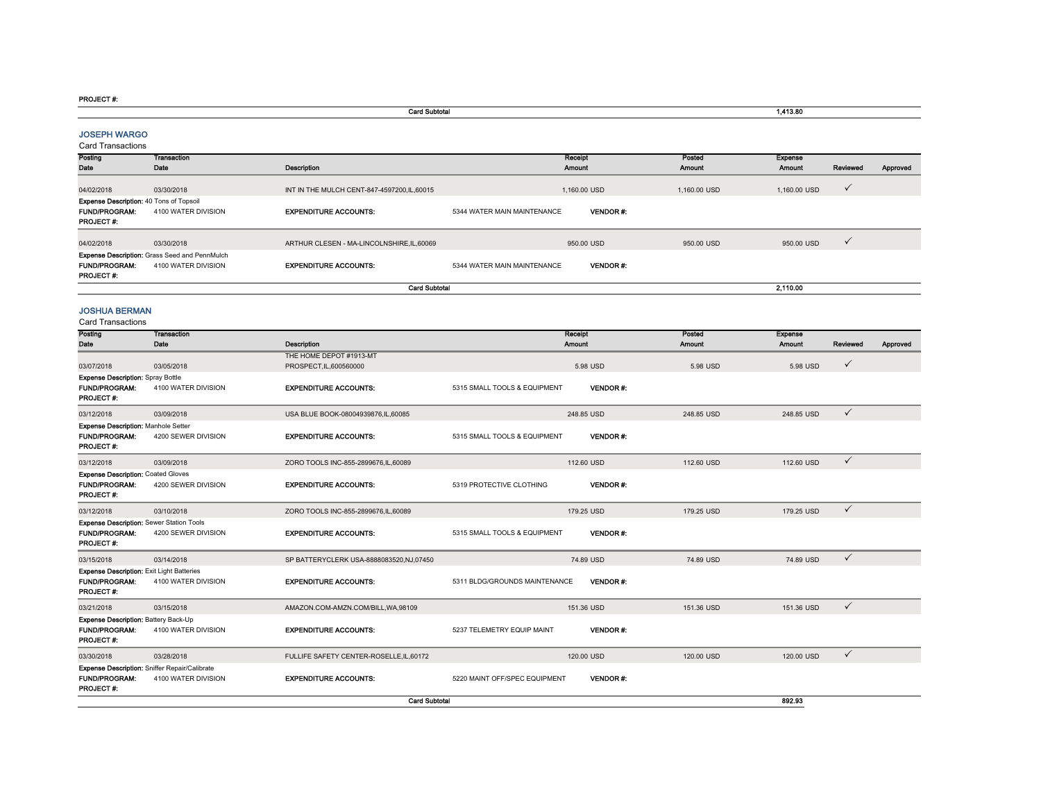**PROJECT #:**

| | Card Subtotal | 1,413.80 |
|---|---|---|

## JOSEPH WARGO

Card Transactions

| Posting Date | Transaction Date | Description | Receipt Amount | Posted Amount | Expense Amount | Reviewed | Approved |
|---|---|---|---|---|---|---|---|
| 04/02/2018 | 03/30/2018 | INT IN THE MULCH CENT-847-4597200,IL,60015 | 1,160.00 USD | 1,160.00 USD | 1,160.00 USD | ✓ | |

**Expense Description:** 40 Tons of Topsoil
**FUND/PROGRAM:** 4100 WATER DIVISION **EXPENDITURE ACCOUNTS:** 5344 WATER MAIN MAINTENANCE **VENDOR #:**
**PROJECT #:**

| Posting Date | Transaction Date | Description | Receipt Amount | Posted Amount | Expense Amount | Reviewed | Approved |
|---|---|---|---|---|---|---|---|
| 04/02/2018 | 03/30/2018 | ARTHUR CLESEN - MA-LINCOLNSHIRE,IL,60069 | 950.00 USD | 950.00 USD | 950.00 USD | ✓ | |

**Expense Description:** Grass Seed and PennMulch
**FUND/PROGRAM:** 4100 WATER DIVISION **EXPENDITURE ACCOUNTS:** 5344 WATER MAIN MAINTENANCE **VENDOR #:**
**PROJECT #:**

| | Card Subtotal | 2,110.00 |
|---|---|---|

## JOSHUA BERMAN

Card Transactions

| Posting Date | Transaction Date | Description | Receipt Amount | Posted Amount | Expense Amount | Reviewed | Approved |
|---|---|---|---|---|---|---|---|
| 03/07/2018 | 03/05/2018 | THE HOME DEPOT #1913-MT PROSPECT,IL,600560000 | 5.98 USD | 5.98 USD | 5.98 USD | ✓ | |

**Expense Description:** Spray Bottle
**FUND/PROGRAM:** 4100 WATER DIVISION **EXPENDITURE ACCOUNTS:** 5315 SMALL TOOLS & EQUIPMENT **VENDOR #:**
**PROJECT #:**

| Posting Date | Transaction Date | Description | Receipt Amount | Posted Amount | Expense Amount | Reviewed | Approved |
|---|---|---|---|---|---|---|---|
| 03/12/2018 | 03/09/2018 | USA BLUE BOOK-08004939876,IL,60085 | 248.85 USD | 248.85 USD | 248.85 USD | ✓ | |

**Expense Description:** Manhole Setter
**FUND/PROGRAM:** 4200 SEWER DIVISION **EXPENDITURE ACCOUNTS:** 5315 SMALL TOOLS & EQUIPMENT **VENDOR #:**
**PROJECT #:**

| Posting Date | Transaction Date | Description | Receipt Amount | Posted Amount | Expense Amount | Reviewed | Approved |
|---|---|---|---|---|---|---|---|
| 03/12/2018 | 03/09/2018 | ZORO TOOLS INC-855-2899676,IL,60089 | 112.60 USD | 112.60 USD | 112.60 USD | ✓ | |

**Expense Description:** Coated Gloves
**FUND/PROGRAM:** 4200 SEWER DIVISION **EXPENDITURE ACCOUNTS:** 5319 PROTECTIVE CLOTHING **VENDOR #:**
**PROJECT #:**

| Posting Date | Transaction Date | Description | Receipt Amount | Posted Amount | Expense Amount | Reviewed | Approved |
|---|---|---|---|---|---|---|---|
| 03/12/2018 | 03/10/2018 | ZORO TOOLS INC-855-2899676,IL,60089 | 179.25 USD | 179.25 USD | 179.25 USD | ✓ | |

**Expense Description:** Sewer Station Tools
**FUND/PROGRAM:** 4200 SEWER DIVISION **EXPENDITURE ACCOUNTS:** 5315 SMALL TOOLS & EQUIPMENT **VENDOR #:**
**PROJECT #:**

| Posting Date | Transaction Date | Description | Receipt Amount | Posted Amount | Expense Amount | Reviewed | Approved |
|---|---|---|---|---|---|---|---|
| 03/15/2018 | 03/14/2018 | SP BATTERYCLERK USA-8888083520,NJ,07450 | 74.89 USD | 74.89 USD | 74.89 USD | ✓ | |

**Expense Description:** Exit Light Batteries
**FUND/PROGRAM:** 4100 WATER DIVISION **EXPENDITURE ACCOUNTS:** 5311 BLDG/GROUNDS MAINTENANCE **VENDOR #:**
**PROJECT #:**

| Posting Date | Transaction Date | Description | Receipt Amount | Posted Amount | Expense Amount | Reviewed | Approved |
|---|---|---|---|---|---|---|---|
| 03/21/2018 | 03/15/2018 | AMAZON.COM-AMZN.COM/BILL,WA,98109 | 151.36 USD | 151.36 USD | 151.36 USD | ✓ | |

**Expense Description:** Battery Back-Up
**FUND/PROGRAM:** 4100 WATER DIVISION **EXPENDITURE ACCOUNTS:** 5237 TELEMETRY EQUIP MAINT **VENDOR #:**
**PROJECT #:**

| Posting Date | Transaction Date | Description | Receipt Amount | Posted Amount | Expense Amount | Reviewed | Approved |
|---|---|---|---|---|---|---|---|
| 03/30/2018 | 03/28/2018 | FULLIFE SAFETY CENTER-ROSELLE,IL,60172 | 120.00 USD | 120.00 USD | 120.00 USD | ✓ | |

**Expense Description:** Sniffer Repair/Calibrate
**FUND/PROGRAM:** 4100 WATER DIVISION **EXPENDITURE ACCOUNTS:** 5220 MAINT OFF/SPEC EQUIPMENT **VENDOR #:**
**PROJECT #:**

| | Card Subtotal | 892.93 |
|---|---|---|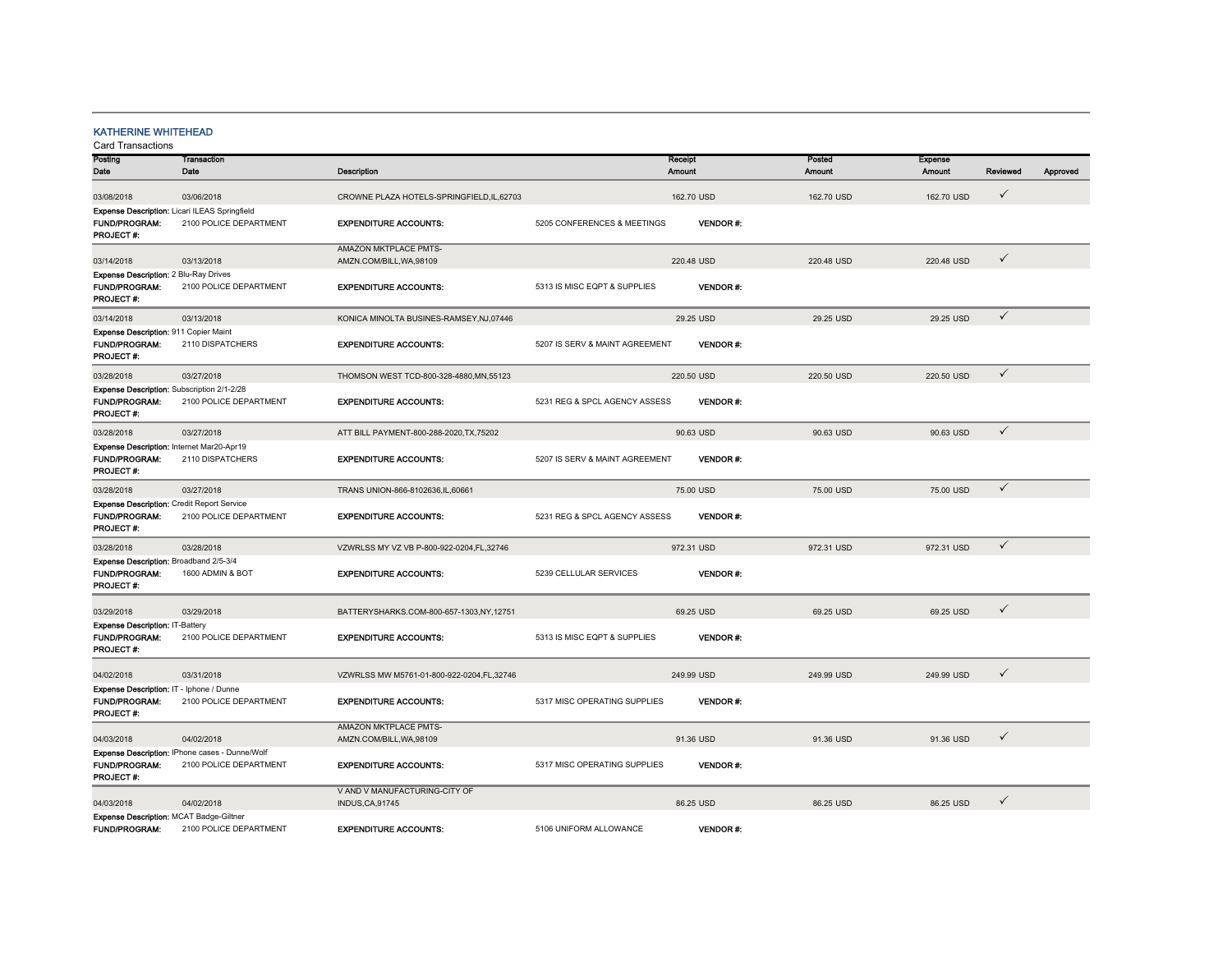## KATHERINE WHITEHEAD

Card Transactions

| Posting Date | Transaction Date | Description | Receipt Amount | Posted Amount | Expense Amount | Reviewed | Approved |
|---|---|---|---|---|---|---|---|
| 03/08/2018 | 03/06/2018 | CROWNE PLAZA HOTELS-SPRINGFIELD,IL,62703 | 162.70 USD | 162.70 USD | 162.70 USD | ✓ | |
| **Expense Description:** Licari ILEAS Springfield | | | | | | | |
| **FUND/PROGRAM:** 2100 POLICE DEPARTMENT | | **EXPENDITURE ACCOUNTS:** 5205 CONFERENCES & MEETINGS | **VENDOR #:** | | | | |
| **PROJECT #:** | | | | | | | |
| 03/14/2018 | 03/13/2018 | AMAZON MKTPLACE PMTS-AMZN.COM/BILL,WA,98109 | 220.48 USD | 220.48 USD | 220.48 USD | ✓ | |
| **Expense Description:** 2 Blu-Ray Drives | | | | | | | |
| **FUND/PROGRAM:** 2100 POLICE DEPARTMENT | | **EXPENDITURE ACCOUNTS:** 5313 IS MISC EQPT & SUPPLIES | **VENDOR #:** | | | | |
| **PROJECT #:** | | | | | | | |
| 03/14/2018 | 03/13/2018 | KONICA MINOLTA BUSINES-RAMSEY,NJ,07446 | 29.25 USD | 29.25 USD | 29.25 USD | ✓ | |
| **Expense Description:** 911 Copier Maint | | | | | | | |
| **FUND/PROGRAM:** 2110 DISPATCHERS | | **EXPENDITURE ACCOUNTS:** 5207 IS SERV & MAINT AGREEMENT | **VENDOR #:** | | | | |
| **PROJECT #:** | | | | | | | |
| 03/28/2018 | 03/27/2018 | THOMSON WEST TCD-800-328-4880,MN,55123 | 220.50 USD | 220.50 USD | 220.50 USD | ✓ | |
| **Expense Description:** Subscription 2/1-2/28 | | | | | | | |
| **FUND/PROGRAM:** 2100 POLICE DEPARTMENT | | **EXPENDITURE ACCOUNTS:** 5231 REG & SPCL AGENCY ASSESS | **VENDOR #:** | | | | |
| **PROJECT #:** | | | | | | | |
| 03/28/2018 | 03/27/2018 | ATT BILL PAYMENT-800-288-2020,TX,75202 | 90.63 USD | 90.63 USD | 90.63 USD | ✓ | |
| **Expense Description:** Internet Mar20-Apr19 | | | | | | | |
| **FUND/PROGRAM:** 2110 DISPATCHERS | | **EXPENDITURE ACCOUNTS:** 5207 IS SERV & MAINT AGREEMENT | **VENDOR #:** | | | | |
| **PROJECT #:** | | | | | | | |
| 03/28/2018 | 03/27/2018 | TRANS UNION-866-8102636,IL,60661 | 75.00 USD | 75.00 USD | 75.00 USD | ✓ | |
| **Expense Description:** Credit Report Service | | | | | | | |
| **FUND/PROGRAM:** 2100 POLICE DEPARTMENT | | **EXPENDITURE ACCOUNTS:** 5231 REG & SPCL AGENCY ASSESS | **VENDOR #:** | | | | |
| **PROJECT #:** | | | | | | | |
| 03/28/2018 | 03/28/2018 | VZWRLSS MY VZ VB P-800-922-0204,FL,32746 | 972.31 USD | 972.31 USD | 972.31 USD | ✓ | |
| **Expense Description:** Broadband 2/5-3/4 | | | | | | | |
| **FUND/PROGRAM:** 1600 ADMIN & BOT | | **EXPENDITURE ACCOUNTS:** 5239 CELLULAR SERVICES | **VENDOR #:** | | | | |
| **PROJECT #:** | | | | | | | |
| 03/29/2018 | 03/29/2018 | BATTERYSHARKS.COM-800-657-1303,NY,12751 | 69.25 USD | 69.25 USD | 69.25 USD | ✓ | |
| **Expense Description:** IT-Battery | | | | | | | |
| **FUND/PROGRAM:** 2100 POLICE DEPARTMENT | | **EXPENDITURE ACCOUNTS:** 5313 IS MISC EQPT & SUPPLIES | **VENDOR #:** | | | | |
| **PROJECT #:** | | | | | | | |
| 04/02/2018 | 03/31/2018 | VZWRLSS MW M5761-01-800-922-0204,FL,32746 | 249.99 USD | 249.99 USD | 249.99 USD | ✓ | |
| **Expense Description:** IT - Iphone / Dunne | | | | | | | |
| **FUND/PROGRAM:** 2100 POLICE DEPARTMENT | | **EXPENDITURE ACCOUNTS:** 5317 MISC OPERATING SUPPLIES | **VENDOR #:** | | | | |
| **PROJECT #:** | | | | | | | |
| 04/03/2018 | 04/02/2018 | AMAZON MKTPLACE PMTS-AMZN.COM/BILL,WA,98109 | 91.36 USD | 91.36 USD | 91.36 USD | ✓ | |
| **Expense Description:** IPhone cases - Dunne/Wolf | | | | | | | |
| **FUND/PROGRAM:** 2100 POLICE DEPARTMENT | | **EXPENDITURE ACCOUNTS:** 5317 MISC OPERATING SUPPLIES | **VENDOR #:** | | | | |
| **PROJECT #:** | | | | | | | |
| 04/03/2018 | 04/02/2018 | V AND V MANUFACTURING-CITY OF INDUS,CA,91745 | 86.25 USD | 86.25 USD | 86.25 USD | ✓ | |
| **Expense Description:** MCAT Badge-Giltner | | | | | | | |
| **FUND/PROGRAM:** 2100 POLICE DEPARTMENT | | **EXPENDITURE ACCOUNTS:** 5106 UNIFORM ALLOWANCE | **VENDOR #:** | | | | |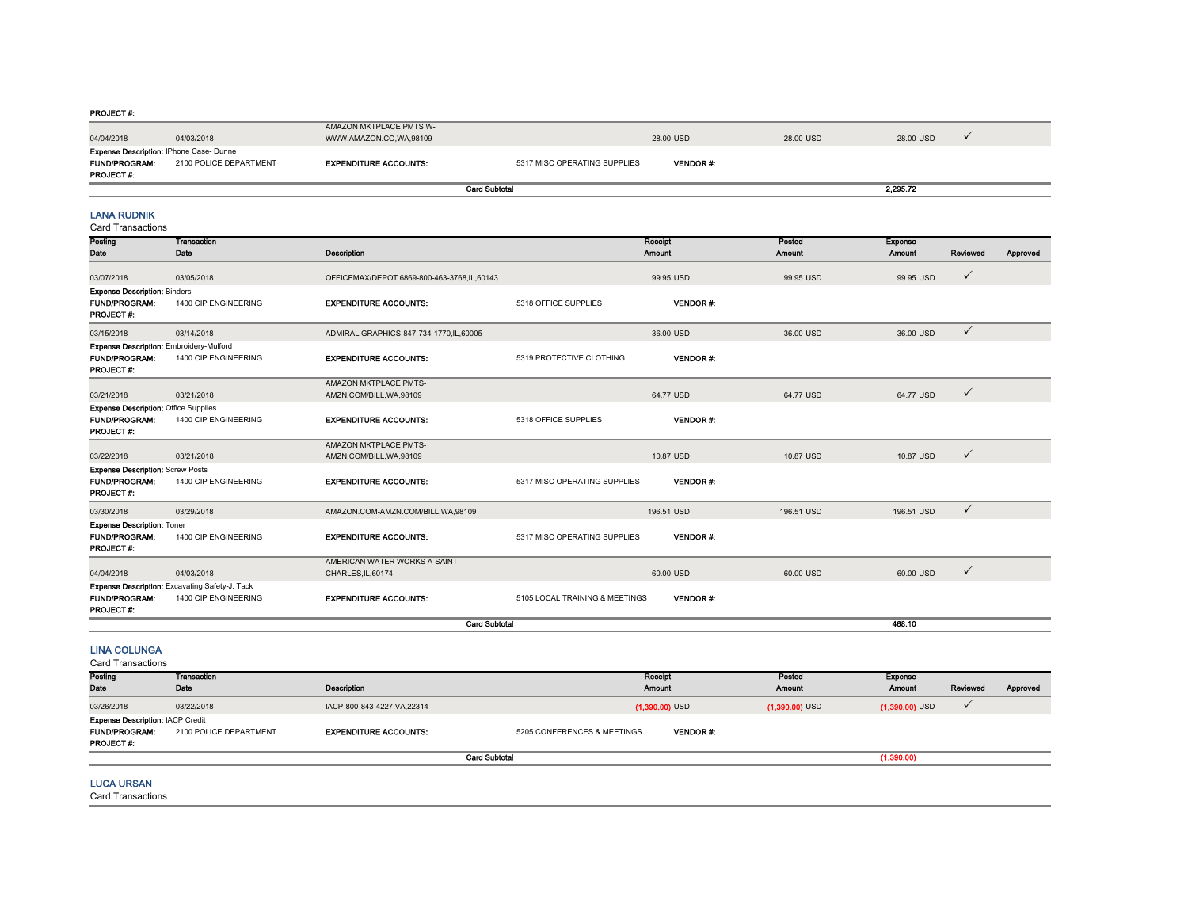PROJECT #:

| Posting Date | Transaction Date | Description | | Receipt Amount | Posted Amount | Expense Amount | Reviewed | Approved |
|---|---|---|---|---|---|---|---|---|
| 04/04/2018 | 04/03/2018 | AMAZON MKTPLACE PMTS W-WWW.AMAZON.CO,WA,98109 | | 28.00 USD | 28.00 USD | 28.00 USD | ✓ | |
| **Expense Description:** IPhone Case- Dunne | | | | | | | | |
| **FUND/PROGRAM:** | 2100 POLICE DEPARTMENT | **EXPENDITURE ACCOUNTS:** | 5317 MISC OPERATING SUPPLIES | **VENDOR #:** | | | | |
| **PROJECT #:** | | | | | | | | |
| | | **Card Subtotal** | | | | **2,295.72** | | |

## LANA RUDNIK

Card Transactions

| Posting Date | Transaction Date | Description | | Receipt Amount | Posted Amount | Expense Amount | Reviewed | Approved |
|---|---|---|---|---|---|---|---|---|
| 03/07/2018 | 03/05/2018 | OFFICEMAX/DEPOT 6869-800-463-3768,IL,60143 | | 99.95 USD | 99.95 USD | 99.95 USD | ✓ | |
| **Expense Description:** Binders | | | | | | | | |
| **FUND/PROGRAM:** | 1400 CIP ENGINEERING | **EXPENDITURE ACCOUNTS:** | 5318 OFFICE SUPPLIES | **VENDOR #:** | | | | |
| **PROJECT #:** | | | | | | | | |
| 03/15/2018 | 03/14/2018 | ADMIRAL GRAPHICS-847-734-1770,IL,60005 | | 36.00 USD | 36.00 USD | 36.00 USD | ✓ | |
| **Expense Description:** Embroidery-Mulford | | | | | | | | |
| **FUND/PROGRAM:** | 1400 CIP ENGINEERING | **EXPENDITURE ACCOUNTS:** | 5319 PROTECTIVE CLOTHING | **VENDOR #:** | | | | |
| **PROJECT #:** | | | | | | | | |
| 03/21/2018 | 03/21/2018 | AMAZON MKTPLACE PMTS-AMZN.COM/BILL,WA,98109 | | 64.77 USD | 64.77 USD | 64.77 USD | ✓ | |
| **Expense Description:** Office Supplies | | | | | | | | |
| **FUND/PROGRAM:** | 1400 CIP ENGINEERING | **EXPENDITURE ACCOUNTS:** | 5318 OFFICE SUPPLIES | **VENDOR #:** | | | | |
| **PROJECT #:** | | | | | | | | |
| 03/22/2018 | 03/21/2018 | AMAZON MKTPLACE PMTS-AMZN.COM/BILL,WA,98109 | | 10.87 USD | 10.87 USD | 10.87 USD | ✓ | |
| **Expense Description:** Screw Posts | | | | | | | | |
| **FUND/PROGRAM:** | 1400 CIP ENGINEERING | **EXPENDITURE ACCOUNTS:** | 5317 MISC OPERATING SUPPLIES | **VENDOR #:** | | | | |
| **PROJECT #:** | | | | | | | | |
| 03/30/2018 | 03/29/2018 | AMAZON.COM-AMZN.COM/BILL,WA,98109 | | 196.51 USD | 196.51 USD | 196.51 USD | ✓ | |
| **Expense Description:** Toner | | | | | | | | |
| **FUND/PROGRAM:** | 1400 CIP ENGINEERING | **EXPENDITURE ACCOUNTS:** | 5317 MISC OPERATING SUPPLIES | **VENDOR #:** | | | | |
| **PROJECT #:** | | | | | | | | |
| 04/04/2018 | 04/03/2018 | AMERICAN WATER WORKS A-SAINT CHARLES,IL,60174 | | 60.00 USD | 60.00 USD | 60.00 USD | ✓ | |
| **Expense Description:** Excavating Safety-J. Tack | | | | | | | | |
| **FUND/PROGRAM:** | 1400 CIP ENGINEERING | **EXPENDITURE ACCOUNTS:** | 5105 LOCAL TRAINING & MEETINGS | **VENDOR #:** | | | | |
| **PROJECT #:** | | | | | | | | |
| | | **Card Subtotal** | | | | **468.10** | | |

## LINA COLUNGA

Card Transactions

| Posting Date | Transaction Date | Description | | Receipt Amount | Posted Amount | Expense Amount | Reviewed | Approved |
|---|---|---|---|---|---|---|---|---|
| 03/26/2018 | 03/22/2018 | IACP-800-843-4227,VA,22314 | | (1,390.00) USD | (1,390.00) USD | (1,390.00) USD | ✓ | |
| **Expense Description:** IACP Credit | | | | | | | | |
| **FUND/PROGRAM:** | 2100 POLICE DEPARTMENT | **EXPENDITURE ACCOUNTS:** | 5205 CONFERENCES & MEETINGS | **VENDOR #:** | | | | |
| **PROJECT #:** | | | | | | | | |
| | | **Card Subtotal** | | | | **(1,390.00)** | | |

## LUCA URSAN

Card Transactions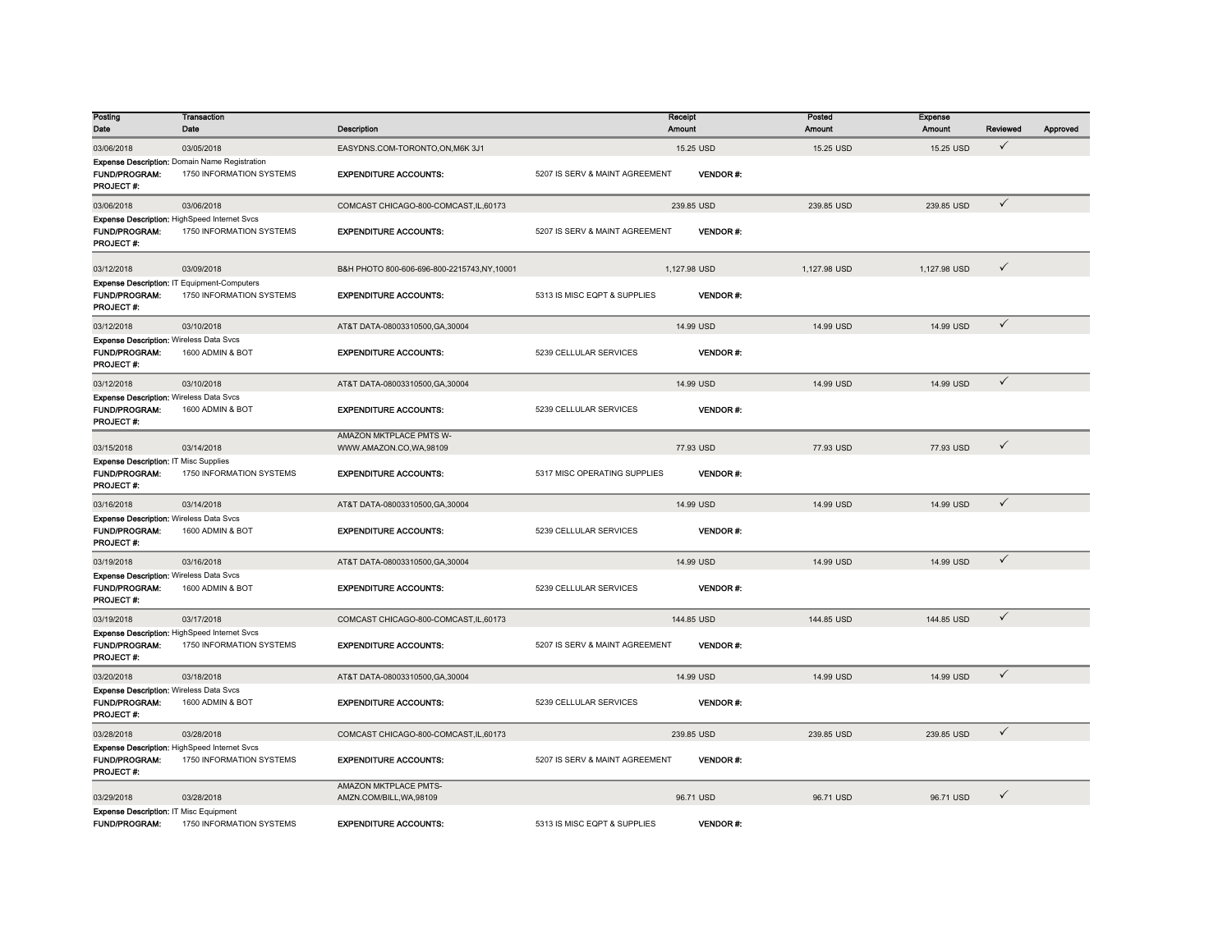| Posting Date | Transaction Date | Description | Receipt Amount | Posted Amount | Expense Amount | Reviewed | Approved |
|---|---|---|---|---|---|---|---|
| 03/06/2018 | 03/05/2018 | EASYDNS.COM-TORONTO,ON,M6K 3J1 | 15.25 USD | 15.25 USD | 15.25 USD | ✓ | |
| **Expense Description:** Domain Name Registration | | | | | | | |
| **FUND/PROGRAM:** | 1750 INFORMATION SYSTEMS | **EXPENDITURE ACCOUNTS:** | 5207 IS SERV & MAINT AGREEMENT | **VENDOR #:** | | | |
| **PROJECT #:** | | | | | | | |
| 03/06/2018 | 03/06/2018 | COMCAST CHICAGO-800-COMCAST,IL,60173 | 239.85 USD | 239.85 USD | 239.85 USD | ✓ | |
| **Expense Description:** HighSpeed Internet Svcs | | | | | | | |
| **FUND/PROGRAM:** | 1750 INFORMATION SYSTEMS | **EXPENDITURE ACCOUNTS:** | 5207 IS SERV & MAINT AGREEMENT | **VENDOR #:** | | | |
| **PROJECT #:** | | | | | | | |
| 03/12/2018 | 03/09/2018 | B&H PHOTO 800-606-696-800-2215743,NY,10001 | 1,127.98 USD | 1,127.98 USD | 1,127.98 USD | ✓ | |
| **Expense Description:** IT Equipment-Computers | | | | | | | |
| **FUND/PROGRAM:** | 1750 INFORMATION SYSTEMS | **EXPENDITURE ACCOUNTS:** | 5313 IS MISC EQPT & SUPPLIES | **VENDOR #:** | | | |
| **PROJECT #:** | | | | | | | |
| 03/12/2018 | 03/10/2018 | AT&T DATA-08003310500,GA,30004 | 14.99 USD | 14.99 USD | 14.99 USD | ✓ | |
| **Expense Description:** Wireless Data Svcs | | | | | | | |
| **FUND/PROGRAM:** | 1600 ADMIN & BOT | **EXPENDITURE ACCOUNTS:** | 5239 CELLULAR SERVICES | **VENDOR #:** | | | |
| **PROJECT #:** | | | | | | | |
| 03/12/2018 | 03/10/2018 | AT&T DATA-08003310500,GA,30004 | 14.99 USD | 14.99 USD | 14.99 USD | ✓ | |
| **Expense Description:** Wireless Data Svcs | | | | | | | |
| **FUND/PROGRAM:** | 1600 ADMIN & BOT | **EXPENDITURE ACCOUNTS:** | 5239 CELLULAR SERVICES | **VENDOR #:** | | | |
| **PROJECT #:** | | | | | | | |
| 03/15/2018 | 03/14/2018 | AMAZON MKTPLACE PMTS W-WWW.AMAZON.CO,WA,98109 | 77.93 USD | 77.93 USD | 77.93 USD | ✓ | |
| **Expense Description:** IT Misc Supplies | | | | | | | |
| **FUND/PROGRAM:** | 1750 INFORMATION SYSTEMS | **EXPENDITURE ACCOUNTS:** | 5317 MISC OPERATING SUPPLIES | **VENDOR #:** | | | |
| **PROJECT #:** | | | | | | | |
| 03/16/2018 | 03/14/2018 | AT&T DATA-08003310500,GA,30004 | 14.99 USD | 14.99 USD | 14.99 USD | ✓ | |
| **Expense Description:** Wireless Data Svcs | | | | | | | |
| **FUND/PROGRAM:** | 1600 ADMIN & BOT | **EXPENDITURE ACCOUNTS:** | 5239 CELLULAR SERVICES | **VENDOR #:** | | | |
| **PROJECT #:** | | | | | | | |
| 03/19/2018 | 03/16/2018 | AT&T DATA-08003310500,GA,30004 | 14.99 USD | 14.99 USD | 14.99 USD | ✓ | |
| **Expense Description:** Wireless Data Svcs | | | | | | | |
| **FUND/PROGRAM:** | 1600 ADMIN & BOT | **EXPENDITURE ACCOUNTS:** | 5239 CELLULAR SERVICES | **VENDOR #:** | | | |
| **PROJECT #:** | | | | | | | |
| 03/19/2018 | 03/17/2018 | COMCAST CHICAGO-800-COMCAST,IL,60173 | 144.85 USD | 144.85 USD | 144.85 USD | ✓ | |
| **Expense Description:** HighSpeed Internet Svcs | | | | | | | |
| **FUND/PROGRAM:** | 1750 INFORMATION SYSTEMS | **EXPENDITURE ACCOUNTS:** | 5207 IS SERV & MAINT AGREEMENT | **VENDOR #:** | | | |
| **PROJECT #:** | | | | | | | |
| 03/20/2018 | 03/18/2018 | AT&T DATA-08003310500,GA,30004 | 14.99 USD | 14.99 USD | 14.99 USD | ✓ | |
| **Expense Description:** Wireless Data Svcs | | | | | | | |
| **FUND/PROGRAM:** | 1600 ADMIN & BOT | **EXPENDITURE ACCOUNTS:** | 5239 CELLULAR SERVICES | **VENDOR #:** | | | |
| **PROJECT #:** | | | | | | | |
| 03/28/2018 | 03/28/2018 | COMCAST CHICAGO-800-COMCAST,IL,60173 | 239.85 USD | 239.85 USD | 239.85 USD | ✓ | |
| **Expense Description:** HighSpeed Internet Svcs | | | | | | | |
| **FUND/PROGRAM:** | 1750 INFORMATION SYSTEMS | **EXPENDITURE ACCOUNTS:** | 5207 IS SERV & MAINT AGREEMENT | **VENDOR #:** | | | |
| **PROJECT #:** | | | | | | | |
| 03/29/2018 | 03/28/2018 | AMAZON MKTPLACE PMTS-AMZN.COM/BILL,WA,98109 | 96.71 USD | 96.71 USD | 96.71 USD | ✓ | |
| **Expense Description:** IT Misc Equipment | | | | | | | |
| **FUND/PROGRAM:** | 1750 INFORMATION SYSTEMS | **EXPENDITURE ACCOUNTS:** | 5313 IS MISC EQPT & SUPPLIES | **VENDOR #:** | | | |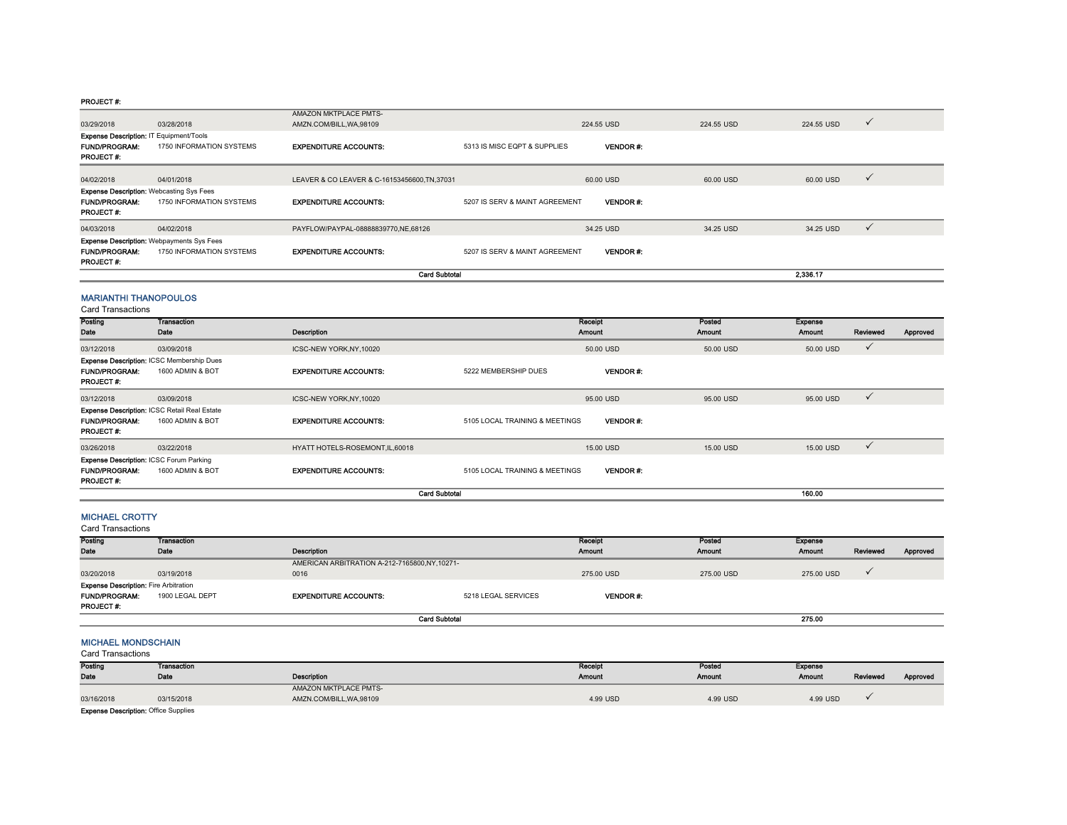**PROJECT #:**

| Posting Date | Transaction Date | Description | Receipt Amount | Posted Amount | Expense Amount | Reviewed | Approved |
|---|---|---|---|---|---|---|---|
| 03/29/2018 | 03/28/2018 | AMAZON MKTPLACE PMTS-AMZN.COM/BILL,WA,98109 | 224.55 USD | 224.55 USD | 224.55 USD | ✓ | |

**Expense Description:** IT Equipment/Tools
**FUND/PROGRAM:** 1750 INFORMATION SYSTEMS **EXPENDITURE ACCOUNTS:** 5313 IS MISC EQPT & SUPPLIES **VENDOR #:**
**PROJECT #:**

| Posting Date | Transaction Date | Description | Receipt Amount | Posted Amount | Expense Amount | Reviewed | Approved |
|---|---|---|---|---|---|---|---|
| 04/02/2018 | 04/01/2018 | LEAVER & CO LEAVER & C-16153456600,TN,37031 | 60.00 USD | 60.00 USD | 60.00 USD | ✓ | |

**Expense Description:** Webcasting Sys Fees
**FUND/PROGRAM:** 1750 INFORMATION SYSTEMS **EXPENDITURE ACCOUNTS:** 5207 IS SERV & MAINT AGREEMENT **VENDOR #:**
**PROJECT #:**

| Posting Date | Transaction Date | Description | Receipt Amount | Posted Amount | Expense Amount | Reviewed | Approved |
|---|---|---|---|---|---|---|---|
| 04/03/2018 | 04/02/2018 | PAYFLOW/PAYPAL-08888839770,NE,68126 | 34.25 USD | 34.25 USD | 34.25 USD | ✓ | |

**Expense Description:** Webpayments Sys Fees
**FUND/PROGRAM:** 1750 INFORMATION SYSTEMS **EXPENDITURE ACCOUNTS:** 5207 IS SERV & MAINT AGREEMENT **VENDOR #:**
**PROJECT #:**

**Card Subtotal** 2,336.17

## MARIANTHI THANOPOULOS

Card Transactions

| Posting Date | Transaction Date | Description | Receipt Amount | Posted Amount | Expense Amount | Reviewed | Approved |
|---|---|---|---|---|---|---|---|
| 03/12/2018 | 03/09/2018 | ICSC-NEW YORK,NY,10020 | 50.00 USD | 50.00 USD | 50.00 USD | ✓ | |

**Expense Description:** ICSC Membership Dues
**FUND/PROGRAM:** 1600 ADMIN & BOT **EXPENDITURE ACCOUNTS:** 5222 MEMBERSHIP DUES **VENDOR #:**
**PROJECT #:**

| Posting Date | Transaction Date | Description | Receipt Amount | Posted Amount | Expense Amount | Reviewed | Approved |
|---|---|---|---|---|---|---|---|
| 03/12/2018 | 03/09/2018 | ICSC-NEW YORK,NY,10020 | 95.00 USD | 95.00 USD | 95.00 USD | ✓ | |

**Expense Description:** ICSC Retail Real Estate
**FUND/PROGRAM:** 1600 ADMIN & BOT **EXPENDITURE ACCOUNTS:** 5105 LOCAL TRAINING & MEETINGS **VENDOR #:**
**PROJECT #:**

| Posting Date | Transaction Date | Description | Receipt Amount | Posted Amount | Expense Amount | Reviewed | Approved |
|---|---|---|---|---|---|---|---|
| 03/26/2018 | 03/22/2018 | HYATT HOTELS-ROSEMONT,IL,60018 | 15.00 USD | 15.00 USD | 15.00 USD | ✓ | |

**Expense Description:** ICSC Forum Parking
**FUND/PROGRAM:** 1600 ADMIN & BOT **EXPENDITURE ACCOUNTS:** 5105 LOCAL TRAINING & MEETINGS **VENDOR #:**
**PROJECT #:**

**Card Subtotal** 160.00

## MICHAEL CROTTY

Card Transactions

| Posting Date | Transaction Date | Description | Receipt Amount | Posted Amount | Expense Amount | Reviewed | Approved |
|---|---|---|---|---|---|---|---|
| 03/20/2018 | 03/19/2018 | AMERICAN ARBITRATION A-212-7165800,NY,10271-0016 | 275.00 USD | 275.00 USD | 275.00 USD | ✓ | |

**Expense Description:** Fire Arbitration
**FUND/PROGRAM:** 1900 LEGAL DEPT **EXPENDITURE ACCOUNTS:** 5218 LEGAL SERVICES **VENDOR #:**
**PROJECT #:**

**Card Subtotal** 275.00

## MICHAEL MONDSCHAIN

Card Transactions

| Posting Date | Transaction Date | Description | Receipt Amount | Posted Amount | Expense Amount | Reviewed | Approved |
|---|---|---|---|---|---|---|---|
| 03/16/2018 | 03/15/2018 | AMAZON MKTPLACE PMTS-AMZN.COM/BILL,WA,98109 | 4.99 USD | 4.99 USD | 4.99 USD | ✓ | |

**Expense Description:** Office Supplies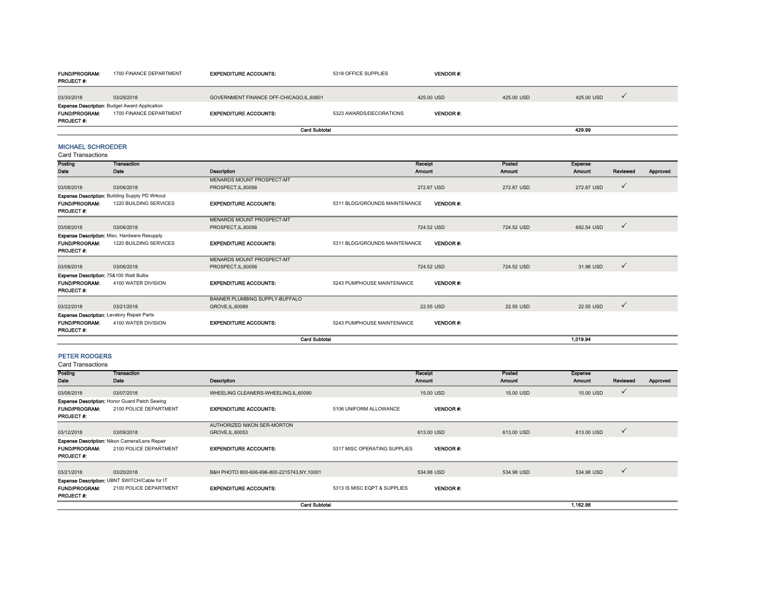| | | | | | | | |
|---|---|---|---|---|---|---|---|
| **FUND/PROGRAM:** | 1700 FINANCE DEPARTMENT | **EXPENDITURE ACCOUNTS:** | 5318 OFFICE SUPPLIES | **VENDOR #:** | | | |
| **PROJECT #:** | | | | | | | |
| 03/30/2018 | 03/29/2018 | GOVERNMENT FINANCE OFF-CHICAGO,IL,60601 | 425.00 USD | 425.00 USD | 425.00 USD | ✓ | |
| **Expense Description:** Budget Award Application | | | | | | | |
| **FUND/PROGRAM:** | 1700 FINANCE DEPARTMENT | **EXPENDITURE ACCOUNTS:** | 5323 AWARDS/DECORATIONS | **VENDOR #:** | | | |
| **PROJECT #:** | | | | | | | |
| | | **Card Subtotal** | | | 429.99 | | |

## MICHAEL SCHROEDER

Card Transactions

| Posting Date | Transaction Date | Description | Receipt Amount | Posted Amount | Expense Amount | Reviewed | Approved |
|---|---|---|---|---|---|---|---|
| 03/08/2018 | 03/06/2018 | MENARDS MOUNT PROSPECT-MT PROSPECT,IL,60056 | 272.87 USD | 272.87 USD | 272.87 USD | ✓ | |
| **Expense Description:** Building Supply PD Wrkout | | | | | | | |
| **FUND/PROGRAM:** 1220 BUILDING SERVICES | | **EXPENDITURE ACCOUNTS:** 5311 BLDG/GROUNDS MAINTENANCE | **VENDOR #:** | | | | |
| **PROJECT #:** | | | | | | | |
| 03/08/2018 | 03/06/2018 | MENARDS MOUNT PROSPECT-MT PROSPECT,IL,60056 | 724.52 USD | 724.52 USD | 692.54 USD | ✓ | |
| **Expense Description:** Misc. Hardware Resupply | | | | | | | |
| **FUND/PROGRAM:** 1220 BUILDING SERVICES | | **EXPENDITURE ACCOUNTS:** 5311 BLDG/GROUNDS MAINTENANCE | **VENDOR #:** | | | | |
| **PROJECT #:** | | | | | | | |
| 03/08/2018 | 03/06/2018 | MENARDS MOUNT PROSPECT-MT PROSPECT,IL,60056 | 724.52 USD | 724.52 USD | 31.98 USD | ✓ | |
| **Expense Description:** 75&100 Watt Bulbs | | | | | | | |
| **FUND/PROGRAM:** 4100 WATER DIVISION | | **EXPENDITURE ACCOUNTS:** 5243 PUMPHOUSE MAINTENANCE | **VENDOR #:** | | | | |
| **PROJECT #:** | | | | | | | |
| 03/22/2018 | 03/21/2018 | BANNER PLUMBING SUPPLY-BUFFALO GROVE,IL,60089 | 22.55 USD | 22.55 USD | 22.55 USD | ✓ | |
| **Expense Description:** Lavatory Repair Parts | | | | | | | |
| **FUND/PROGRAM:** 4100 WATER DIVISION | | **EXPENDITURE ACCOUNTS:** 5243 PUMPHOUSE MAINTENANCE | **VENDOR #:** | | | | |
| **PROJECT #:** | | | | | | | |
| | | **Card Subtotal** | | | 1,019.94 | | |

## PETER RODGERS

Card Transactions

| Posting Date | Transaction Date | Description | Receipt Amount | Posted Amount | Expense Amount | Reviewed | Approved |
|---|---|---|---|---|---|---|---|
| 03/08/2018 | 03/07/2018 | WHEELING CLEANERS-WHEELING,IL,60090 | 15.00 USD | 15.00 USD | 15.00 USD | ✓ | |
| **Expense Description:** Honor Guard Patch Sewing | | | | | | | |
| **FUND/PROGRAM:** 2100 POLICE DEPARTMENT | | **EXPENDITURE ACCOUNTS:** 5106 UNIFORM ALLOWANCE | **VENDOR #:** | | | | |
| **PROJECT #:** | | | | | | | |
| 03/12/2018 | 03/09/2018 | AUTHORIZED NIKON SER-MORTON GROVE,IL,60053 | 613.00 USD | 613.00 USD | 613.00 USD | ✓ | |
| **Expense Description:** Nikon Camera/Lens Repair | | | | | | | |
| **FUND/PROGRAM:** 2100 POLICE DEPARTMENT | | **EXPENDITURE ACCOUNTS:** 5317 MISC OPERATING SUPPLIES | **VENDOR #:** | | | | |
| **PROJECT #:** | | | | | | | |
| 03/21/2018 | 03/20/2018 | B&H PHOTO 800-606-696-800-2215743,NY,10001 | 534.98 USD | 534.98 USD | 534.98 USD | ✓ | |
| **Expense Description:** UBNT SWITCH/Cable for IT | | | | | | | |
| **FUND/PROGRAM:** 2100 POLICE DEPARTMENT | | **EXPENDITURE ACCOUNTS:** 5313 IS MISC EQPT & SUPPLIES | **VENDOR #:** | | | | |
| **PROJECT #:** | | | | | | | |
| | | **Card Subtotal** | | | 1,162.98 | | |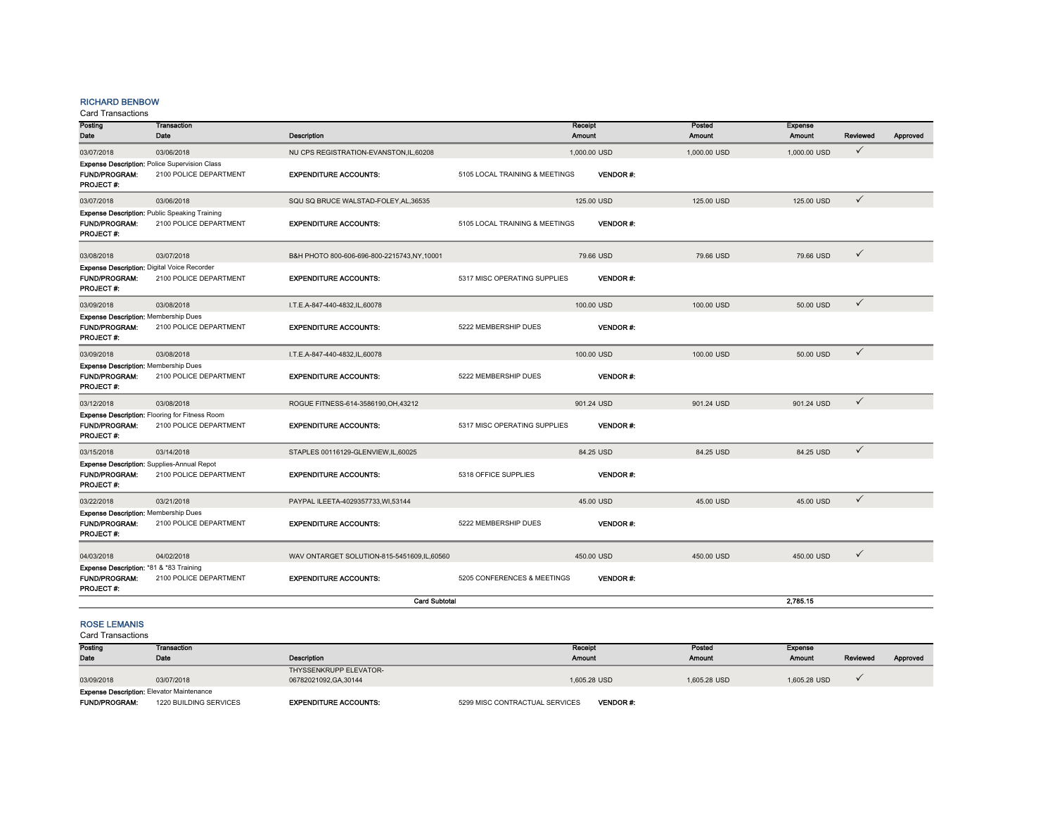## RICHARD BENBOW

Card Transactions

| Posting Date | Transaction Date | Description | Receipt Amount | Posted Amount | Expense Amount | Reviewed | Approved |
|---|---|---|---|---|---|---|---|
| 03/07/2018 | 03/06/2018 | NU CPS REGISTRATION-EVANSTON,IL,60208 | 1,000.00 USD | 1,000.00 USD | 1,000.00 USD | ✓ | |
| **Expense Description:** Police Supervision Class | | | | | | | |
| **FUND/PROGRAM:** | 2100 POLICE DEPARTMENT | **EXPENDITURE ACCOUNTS:** | 5105 LOCAL TRAINING & MEETINGS | **VENDOR #:** | | | |
| **PROJECT #:** | | | | | | | |
| 03/07/2018 | 03/06/2018 | SQU SQ BRUCE WALSTAD-FOLEY,AL,36535 | 125.00 USD | 125.00 USD | 125.00 USD | ✓ | |
| **Expense Description:** Public Speaking Training | | | | | | | |
| **FUND/PROGRAM:** | 2100 POLICE DEPARTMENT | **EXPENDITURE ACCOUNTS:** | 5105 LOCAL TRAINING & MEETINGS | **VENDOR #:** | | | |
| **PROJECT #:** | | | | | | | |
| 03/08/2018 | 03/07/2018 | B&H PHOTO 800-606-696-800-2215743,NY,10001 | 79.66 USD | 79.66 USD | 79.66 USD | ✓ | |
| **Expense Description:** Digital Voice Recorder | | | | | | | |
| **FUND/PROGRAM:** | 2100 POLICE DEPARTMENT | **EXPENDITURE ACCOUNTS:** | 5317 MISC OPERATING SUPPLIES | **VENDOR #:** | | | |
| **PROJECT #:** | | | | | | | |
| 03/09/2018 | 03/08/2018 | I.T.E.A-847-440-4832,IL,60078 | 100.00 USD | 100.00 USD | 50.00 USD | ✓ | |
| **Expense Description:** Membership Dues | | | | | | | |
| **FUND/PROGRAM:** | 2100 POLICE DEPARTMENT | **EXPENDITURE ACCOUNTS:** | 5222 MEMBERSHIP DUES | **VENDOR #:** | | | |
| **PROJECT #:** | | | | | | | |
| 03/09/2018 | 03/08/2018 | I.T.E.A-847-440-4832,IL,60078 | 100.00 USD | 100.00 USD | 50.00 USD | ✓ | |
| **Expense Description:** Membership Dues | | | | | | | |
| **FUND/PROGRAM:** | 2100 POLICE DEPARTMENT | **EXPENDITURE ACCOUNTS:** | 5222 MEMBERSHIP DUES | **VENDOR #:** | | | |
| **PROJECT #:** | | | | | | | |
| 03/12/2018 | 03/08/2018 | ROGUE FITNESS-614-3586190,OH,43212 | 901.24 USD | 901.24 USD | 901.24 USD | ✓ | |
| **Expense Description:** Flooring for Fitness Room | | | | | | | |
| **FUND/PROGRAM:** | 2100 POLICE DEPARTMENT | **EXPENDITURE ACCOUNTS:** | 5317 MISC OPERATING SUPPLIES | **VENDOR #:** | | | |
| **PROJECT #:** | | | | | | | |
| 03/15/2018 | 03/14/2018 | STAPLES 00116129-GLENVIEW,IL,60025 | 84.25 USD | 84.25 USD | 84.25 USD | ✓ | |
| **Expense Description:** Supplies-Annual Repot | | | | | | | |
| **FUND/PROGRAM:** | 2100 POLICE DEPARTMENT | **EXPENDITURE ACCOUNTS:** | 5318 OFFICE SUPPLIES | **VENDOR #:** | | | |
| **PROJECT #:** | | | | | | | |
| 03/22/2018 | 03/21/2018 | PAYPAL ILEETA-4029357733,WI,53144 | 45.00 USD | 45.00 USD | 45.00 USD | ✓ | |
| **Expense Description:** Membership Dues | | | | | | | |
| **FUND/PROGRAM:** | 2100 POLICE DEPARTMENT | **EXPENDITURE ACCOUNTS:** | 5222 MEMBERSHIP DUES | **VENDOR #:** | | | |
| **PROJECT #:** | | | | | | | |
| 04/03/2018 | 04/02/2018 | WAV ONTARGET SOLUTION-815-5451609,IL,60560 | 450.00 USD | 450.00 USD | 450.00 USD | ✓ | |
| **Expense Description:** *81 & *83 Training | | | | | | | |
| **FUND/PROGRAM:** | 2100 POLICE DEPARTMENT | **EXPENDITURE ACCOUNTS:** | 5205 CONFERENCES & MEETINGS | **VENDOR #:** | | | |
| **PROJECT #:** | | | | | | | |
| | | **Card Subtotal** | | | **2,785.15** | | |

## ROSE LEMANIS

Card Transactions

| Posting Date | Transaction Date | Description | Receipt Amount | Posted Amount | Expense Amount | Reviewed | Approved |
|---|---|---|---|---|---|---|---|
| 03/09/2018 | 03/07/2018 | THYSSENKRUPP ELEVATOR-06782021092,GA,30144 | 1,605.28 USD | 1,605.28 USD | 1,605.28 USD | ✓ | |
| **Expense Description:** Elevator Maintenance | | | | | | | |
| **FUND/PROGRAM:** | 1220 BUILDING SERVICES | **EXPENDITURE ACCOUNTS:** | 5299 MISC CONTRACTUAL SERVICES | **VENDOR #:** | | | |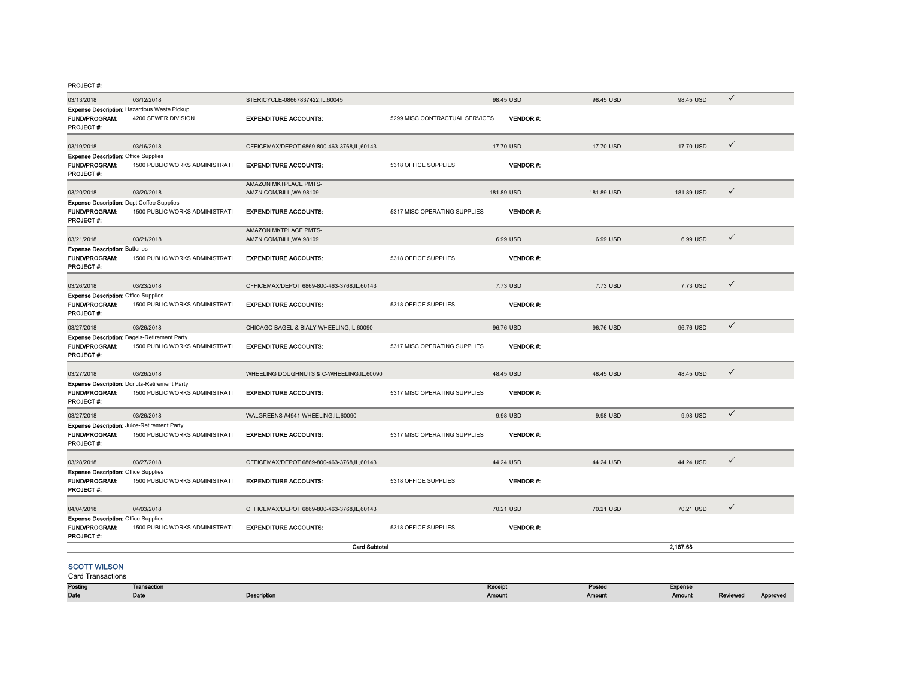**PROJECT #:**

| Posting Date | Transaction Date | Description | Receipt Amount | Posted Amount | Expense Amount | Reviewed | Approved |
|---|---|---|---|---|---|---|---|
| 03/13/2018 | 03/12/2018 | STERICYCLE-08667837422,IL,60045 | 98.45 USD | 98.45 USD | 98.45 USD | ✓ | |
| **Expense Description:** Hazardous Waste Pickup | | | | | | | |
| **FUND/PROGRAM:** | 4200 SEWER DIVISION | **EXPENDITURE ACCOUNTS:** | 5299 MISC CONTRACTUAL SERVICES | **VENDOR #:** | | | |
| **PROJECT #:** | | | | | | | |
| 03/19/2018 | 03/16/2018 | OFFICEMAX/DEPOT 6869-800-463-3768,IL,60143 | 17.70 USD | 17.70 USD | 17.70 USD | ✓ | |
| **Expense Description:** Office Supplies | | | | | | | |
| **FUND/PROGRAM:** | 1500 PUBLIC WORKS ADMINISTRATI | **EXPENDITURE ACCOUNTS:** | 5318 OFFICE SUPPLIES | **VENDOR #:** | | | |
| **PROJECT #:** | | | | | | | |
| 03/20/2018 | 03/20/2018 | AMAZON MKTPLACE PMTS-AMZN.COM/BILL,WA,98109 | 181.89 USD | 181.89 USD | 181.89 USD | ✓ | |
| **Expense Description:** Dept Coffee Supplies | | | | | | | |
| **FUND/PROGRAM:** | 1500 PUBLIC WORKS ADMINISTRATI | **EXPENDITURE ACCOUNTS:** | 5317 MISC OPERATING SUPPLIES | **VENDOR #:** | | | |
| **PROJECT #:** | | | | | | | |
| 03/21/2018 | 03/21/2018 | AMAZON MKTPLACE PMTS-AMZN.COM/BILL,WA,98109 | 6.99 USD | 6.99 USD | 6.99 USD | ✓ | |
| **Expense Description:** Batteries | | | | | | | |
| **FUND/PROGRAM:** | 1500 PUBLIC WORKS ADMINISTRATI | **EXPENDITURE ACCOUNTS:** | 5318 OFFICE SUPPLIES | **VENDOR #:** | | | |
| **PROJECT #:** | | | | | | | |
| 03/26/2018 | 03/23/2018 | OFFICEMAX/DEPOT 6869-800-463-3768,IL,60143 | 7.73 USD | 7.73 USD | 7.73 USD | ✓ | |
| **Expense Description:** Office Supplies | | | | | | | |
| **FUND/PROGRAM:** | 1500 PUBLIC WORKS ADMINISTRATI | **EXPENDITURE ACCOUNTS:** | 5318 OFFICE SUPPLIES | **VENDOR #:** | | | |
| **PROJECT #:** | | | | | | | |
| 03/27/2018 | 03/26/2018 | CHICAGO BAGEL & BIALY-WHEELING,IL,60090 | 96.76 USD | 96.76 USD | 96.76 USD | ✓ | |
| **Expense Description:** Bagels-Retirement Party | | | | | | | |
| **FUND/PROGRAM:** | 1500 PUBLIC WORKS ADMINISTRATI | **EXPENDITURE ACCOUNTS:** | 5317 MISC OPERATING SUPPLIES | **VENDOR #:** | | | |
| **PROJECT #:** | | | | | | | |
| 03/27/2018 | 03/26/2018 | WHEELING DOUGHNUTS & C-WHEELING,IL,60090 | 48.45 USD | 48.45 USD | 48.45 USD | ✓ | |
| **Expense Description:** Donuts-Retirement Party | | | | | | | |
| **FUND/PROGRAM:** | 1500 PUBLIC WORKS ADMINISTRATI | **EXPENDITURE ACCOUNTS:** | 5317 MISC OPERATING SUPPLIES | **VENDOR #:** | | | |
| **PROJECT #:** | | | | | | | |
| 03/27/2018 | 03/26/2018 | WALGREENS #4941-WHEELING,IL,60090 | 9.98 USD | 9.98 USD | 9.98 USD | ✓ | |
| **Expense Description:** Juice-Retirement Party | | | | | | | |
| **FUND/PROGRAM:** | 1500 PUBLIC WORKS ADMINISTRATI | **EXPENDITURE ACCOUNTS:** | 5317 MISC OPERATING SUPPLIES | **VENDOR #:** | | | |
| **PROJECT #:** | | | | | | | |
| 03/28/2018 | 03/27/2018 | OFFICEMAX/DEPOT 6869-800-463-3768,IL,60143 | 44.24 USD | 44.24 USD | 44.24 USD | ✓ | |
| **Expense Description:** Office Supplies | | | | | | | |
| **FUND/PROGRAM:** | 1500 PUBLIC WORKS ADMINISTRATI | **EXPENDITURE ACCOUNTS:** | 5318 OFFICE SUPPLIES | **VENDOR #:** | | | |
| **PROJECT #:** | | | | | | | |
| 04/04/2018 | 04/03/2018 | OFFICEMAX/DEPOT 6869-800-463-3768,IL,60143 | 70.21 USD | 70.21 USD | 70.21 USD | ✓ | |
| **Expense Description:** Office Supplies | | | | | | | |
| **FUND/PROGRAM:** | 1500 PUBLIC WORKS ADMINISTRATI | **EXPENDITURE ACCOUNTS:** | 5318 OFFICE SUPPLIES | **VENDOR #:** | | | |
| **PROJECT #:** | | | | | | | |
| | | **Card Subtotal** | | | **2,187.68** | | |

## SCOTT WILSON

Card Transactions

| Posting Date | Transaction Date | Description | Receipt Amount | Posted Amount | Expense Amount | Reviewed | Approved |
|---|---|---|---|---|---|---|---|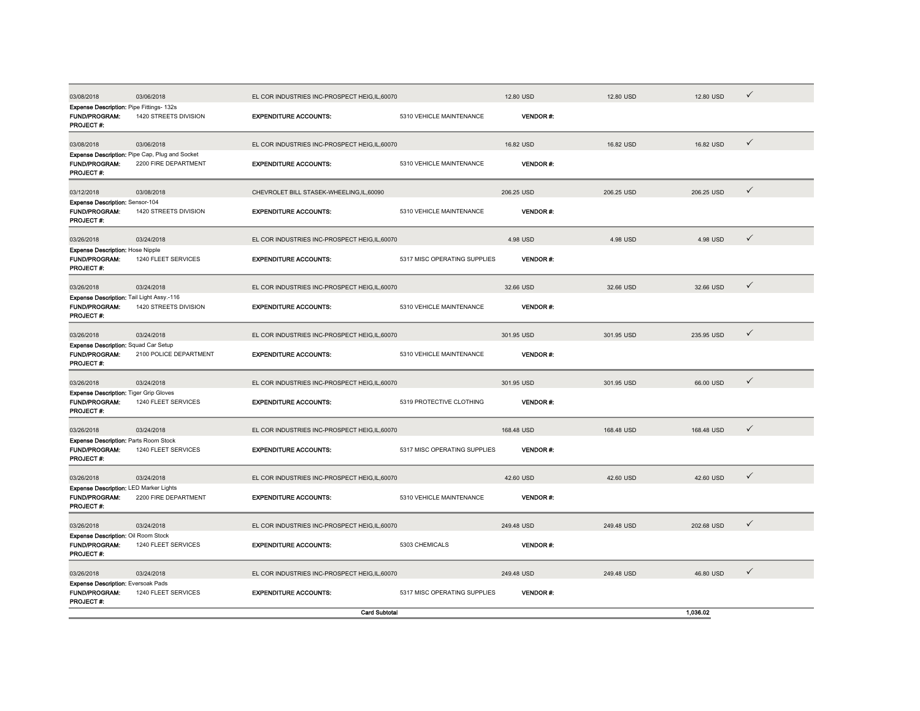| | | | | | | | |
|---|---|---|---|---|---|---|---|
| 03/08/2018 | 03/06/2018 | EL COR INDUSTRIES INC-PROSPECT HEIG,IL,60070 | | 12.80 USD | 12.80 USD | 12.80 USD | ✓ |
| **Expense Description:** Pipe Fittings- 132s | | | | | | | |
| **FUND/PROGRAM:** | 1420 STREETS DIVISION | **EXPENDITURE ACCOUNTS:** | 5310 VEHICLE MAINTENANCE | **VENDOR #:** | | | |
| **PROJECT #:** | | | | | | | |
| 03/08/2018 | 03/06/2018 | EL COR INDUSTRIES INC-PROSPECT HEIG,IL,60070 | | 16.82 USD | 16.82 USD | 16.82 USD | ✓ |
| **Expense Description:** Pipe Cap, Plug and Socket | | | | | | | |
| **FUND/PROGRAM:** | 2200 FIRE DEPARTMENT | **EXPENDITURE ACCOUNTS:** | 5310 VEHICLE MAINTENANCE | **VENDOR #:** | | | |
| **PROJECT #:** | | | | | | | |
| 03/12/2018 | 03/08/2018 | CHEVROLET BILL STASEK-WHEELING,IL,60090 | | 206.25 USD | 206.25 USD | 206.25 USD | ✓ |
| **Expense Description:** Sensor-104 | | | | | | | |
| **FUND/PROGRAM:** | 1420 STREETS DIVISION | **EXPENDITURE ACCOUNTS:** | 5310 VEHICLE MAINTENANCE | **VENDOR #:** | | | |
| **PROJECT #:** | | | | | | | |
| 03/26/2018 | 03/24/2018 | EL COR INDUSTRIES INC-PROSPECT HEIG,IL,60070 | | 4.98 USD | 4.98 USD | 4.98 USD | ✓ |
| **Expense Description:** Hose Nipple | | | | | | | |
| **FUND/PROGRAM:** | 1240 FLEET SERVICES | **EXPENDITURE ACCOUNTS:** | 5317 MISC OPERATING SUPPLIES | **VENDOR #:** | | | |
| **PROJECT #:** | | | | | | | |
| 03/26/2018 | 03/24/2018 | EL COR INDUSTRIES INC-PROSPECT HEIG,IL,60070 | | 32.66 USD | 32.66 USD | 32.66 USD | ✓ |
| **Expense Description:** Tail Light Assy.-116 | | | | | | | |
| **FUND/PROGRAM:** | 1420 STREETS DIVISION | **EXPENDITURE ACCOUNTS:** | 5310 VEHICLE MAINTENANCE | **VENDOR #:** | | | |
| **PROJECT #:** | | | | | | | |
| 03/26/2018 | 03/24/2018 | EL COR INDUSTRIES INC-PROSPECT HEIG,IL,60070 | | 301.95 USD | 301.95 USD | 235.95 USD | ✓ |
| **Expense Description:** Squad Car Setup | | | | | | | |
| **FUND/PROGRAM:** | 2100 POLICE DEPARTMENT | **EXPENDITURE ACCOUNTS:** | 5310 VEHICLE MAINTENANCE | **VENDOR #:** | | | |
| **PROJECT #:** | | | | | | | |
| 03/26/2018 | 03/24/2018 | EL COR INDUSTRIES INC-PROSPECT HEIG,IL,60070 | | 301.95 USD | 301.95 USD | 66.00 USD | ✓ |
| **Expense Description:** Tiger Grip Gloves | | | | | | | |
| **FUND/PROGRAM:** | 1240 FLEET SERVICES | **EXPENDITURE ACCOUNTS:** | 5319 PROTECTIVE CLOTHING | **VENDOR #:** | | | |
| **PROJECT #:** | | | | | | | |
| 03/26/2018 | 03/24/2018 | EL COR INDUSTRIES INC-PROSPECT HEIG,IL,60070 | | 168.48 USD | 168.48 USD | 168.48 USD | ✓ |
| **Expense Description:** Parts Room Stock | | | | | | | |
| **FUND/PROGRAM:** | 1240 FLEET SERVICES | **EXPENDITURE ACCOUNTS:** | 5317 MISC OPERATING SUPPLIES | **VENDOR #:** | | | |
| **PROJECT #:** | | | | | | | |
| 03/26/2018 | 03/24/2018 | EL COR INDUSTRIES INC-PROSPECT HEIG,IL,60070 | | 42.60 USD | 42.60 USD | 42.60 USD | ✓ |
| **Expense Description:** LED Marker Lights | | | | | | | |
| **FUND/PROGRAM:** | 2200 FIRE DEPARTMENT | **EXPENDITURE ACCOUNTS:** | 5310 VEHICLE MAINTENANCE | **VENDOR #:** | | | |
| **PROJECT #:** | | | | | | | |
| 03/26/2018 | 03/24/2018 | EL COR INDUSTRIES INC-PROSPECT HEIG,IL,60070 | | 249.48 USD | 249.48 USD | 202.68 USD | ✓ |
| **Expense Description:** Oil Room Stock | | | | | | | |
| **FUND/PROGRAM:** | 1240 FLEET SERVICES | **EXPENDITURE ACCOUNTS:** | 5303 CHEMICALS | **VENDOR #:** | | | |
| **PROJECT #:** | | | | | | | |
| 03/26/2018 | 03/24/2018 | EL COR INDUSTRIES INC-PROSPECT HEIG,IL,60070 | | 249.48 USD | 249.48 USD | 46.80 USD | ✓ |
| **Expense Description:** Eversoak Pads | | | | | | | |
| **FUND/PROGRAM:** | 1240 FLEET SERVICES | **EXPENDITURE ACCOUNTS:** | 5317 MISC OPERATING SUPPLIES | **VENDOR #:** | | | |
| **PROJECT #:** | | | | | | | |
| | | **Card Subtotal** | | | | **1,036.02** | |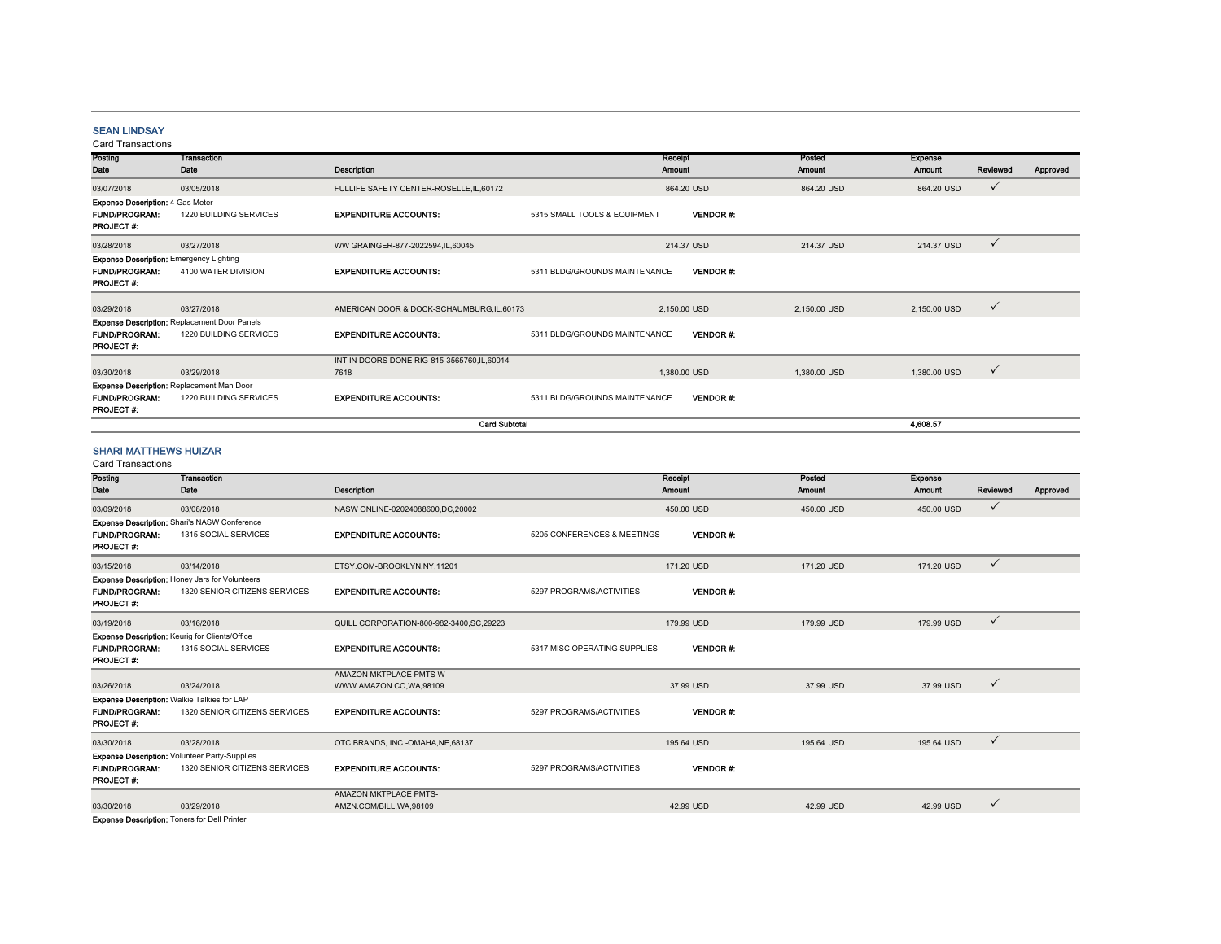## SEAN LINDSAY

Card Transactions

| Posting Date | Transaction Date | Description | | Receipt Amount | Posted Amount | Expense Amount | Reviewed | Approved |
|---|---|---|---|---|---|---|---|---|
| 03/07/2018 | 03/05/2018 | FULLIFE SAFETY CENTER-ROSELLE,IL,60172 | | 864.20 USD | 864.20 USD | 864.20 USD | ✓ | |
| **Expense Description:** 4 Gas Meter | | | | | | | | |
| **FUND/PROGRAM:** | 1220 BUILDING SERVICES | **EXPENDITURE ACCOUNTS:** | 5315 SMALL TOOLS & EQUIPMENT | **VENDOR #:** | | | | |
| **PROJECT #:** | | | | | | | | |
| 03/28/2018 | 03/27/2018 | WW GRAINGER-877-2022594,IL,60045 | | 214.37 USD | 214.37 USD | 214.37 USD | ✓ | |
| **Expense Description:** Emergency Lighting | | | | | | | | |
| **FUND/PROGRAM:** | 4100 WATER DIVISION | **EXPENDITURE ACCOUNTS:** | 5311 BLDG/GROUNDS MAINTENANCE | **VENDOR #:** | | | | |
| **PROJECT #:** | | | | | | | | |
| 03/29/2018 | 03/27/2018 | AMERICAN DOOR & DOCK-SCHAUMBURG,IL,60173 | | 2,150.00 USD | 2,150.00 USD | 2,150.00 USD | ✓ | |
| **Expense Description:** Replacement Door Panels | | | | | | | | |
| **FUND/PROGRAM:** | 1220 BUILDING SERVICES | **EXPENDITURE ACCOUNTS:** | 5311 BLDG/GROUNDS MAINTENANCE | **VENDOR #:** | | | | |
| **PROJECT #:** | | | | | | | | |
| 03/30/2018 | 03/29/2018 | INT IN DOORS DONE RIG-815-3565760,IL,60014-7618 | | 1,380.00 USD | 1,380.00 USD | 1,380.00 USD | ✓ | |
| **Expense Description:** Replacement Man Door | | | | | | | | |
| **FUND/PROGRAM:** | 1220 BUILDING SERVICES | **EXPENDITURE ACCOUNTS:** | 5311 BLDG/GROUNDS MAINTENANCE | **VENDOR #:** | | | | |
| **PROJECT #:** | | | | | | | | |
| | | **Card Subtotal** | | | | **4,608.57** | | |

## SHARI MATTHEWS HUIZAR

Card Transactions

| Posting Date | Transaction Date | Description | | Receipt Amount | Posted Amount | Expense Amount | Reviewed | Approved |
|---|---|---|---|---|---|---|---|---|
| 03/09/2018 | 03/08/2018 | NASW ONLINE-02024088600,DC,20002 | | 450.00 USD | 450.00 USD | 450.00 USD | ✓ | |
| **Expense Description:** Shari's NASW Conference | | | | | | | | |
| **FUND/PROGRAM:** | 1315 SOCIAL SERVICES | **EXPENDITURE ACCOUNTS:** | 5205 CONFERENCES & MEETINGS | **VENDOR #:** | | | | |
| **PROJECT #:** | | | | | | | | |
| 03/15/2018 | 03/14/2018 | ETSY.COM-BROOKLYN,NY,11201 | | 171.20 USD | 171.20 USD | 171.20 USD | ✓ | |
| **Expense Description:** Honey Jars for Volunteers | | | | | | | | |
| **FUND/PROGRAM:** | 1320 SENIOR CITIZENS SERVICES | **EXPENDITURE ACCOUNTS:** | 5297 PROGRAMS/ACTIVITIES | **VENDOR #:** | | | | |
| **PROJECT #:** | | | | | | | | |
| 03/19/2018 | 03/16/2018 | QUILL CORPORATION-800-982-3400,SC,29223 | | 179.99 USD | 179.99 USD | 179.99 USD | ✓ | |
| **Expense Description:** Keurig for Clients/Office | | | | | | | | |
| **FUND/PROGRAM:** | 1315 SOCIAL SERVICES | **EXPENDITURE ACCOUNTS:** | 5317 MISC OPERATING SUPPLIES | **VENDOR #:** | | | | |
| **PROJECT #:** | | | | | | | | |
| 03/26/2018 | 03/24/2018 | AMAZON MKTPLACE PMTS W-WWW.AMAZON.CO,WA,98109 | | 37.99 USD | 37.99 USD | 37.99 USD | ✓ | |
| **Expense Description:** Walkie Talkies for LAP | | | | | | | | |
| **FUND/PROGRAM:** | 1320 SENIOR CITIZENS SERVICES | **EXPENDITURE ACCOUNTS:** | 5297 PROGRAMS/ACTIVITIES | **VENDOR #:** | | | | |
| **PROJECT #:** | | | | | | | | |
| 03/30/2018 | 03/28/2018 | OTC BRANDS, INC.-OMAHA,NE,68137 | | 195.64 USD | 195.64 USD | 195.64 USD | ✓ | |
| **Expense Description:** Volunteer Party-Supplies | | | | | | | | |
| **FUND/PROGRAM:** | 1320 SENIOR CITIZENS SERVICES | **EXPENDITURE ACCOUNTS:** | 5297 PROGRAMS/ACTIVITIES | **VENDOR #:** | | | | |
| **PROJECT #:** | | | | | | | | |
| 03/30/2018 | 03/29/2018 | AMAZON MKTPLACE PMTS-AMZN.COM/BILL,WA,98109 | | 42.99 USD | 42.99 USD | 42.99 USD | ✓ | |
| **Expense Description:** Toners for Dell Printer | | | | | | | | |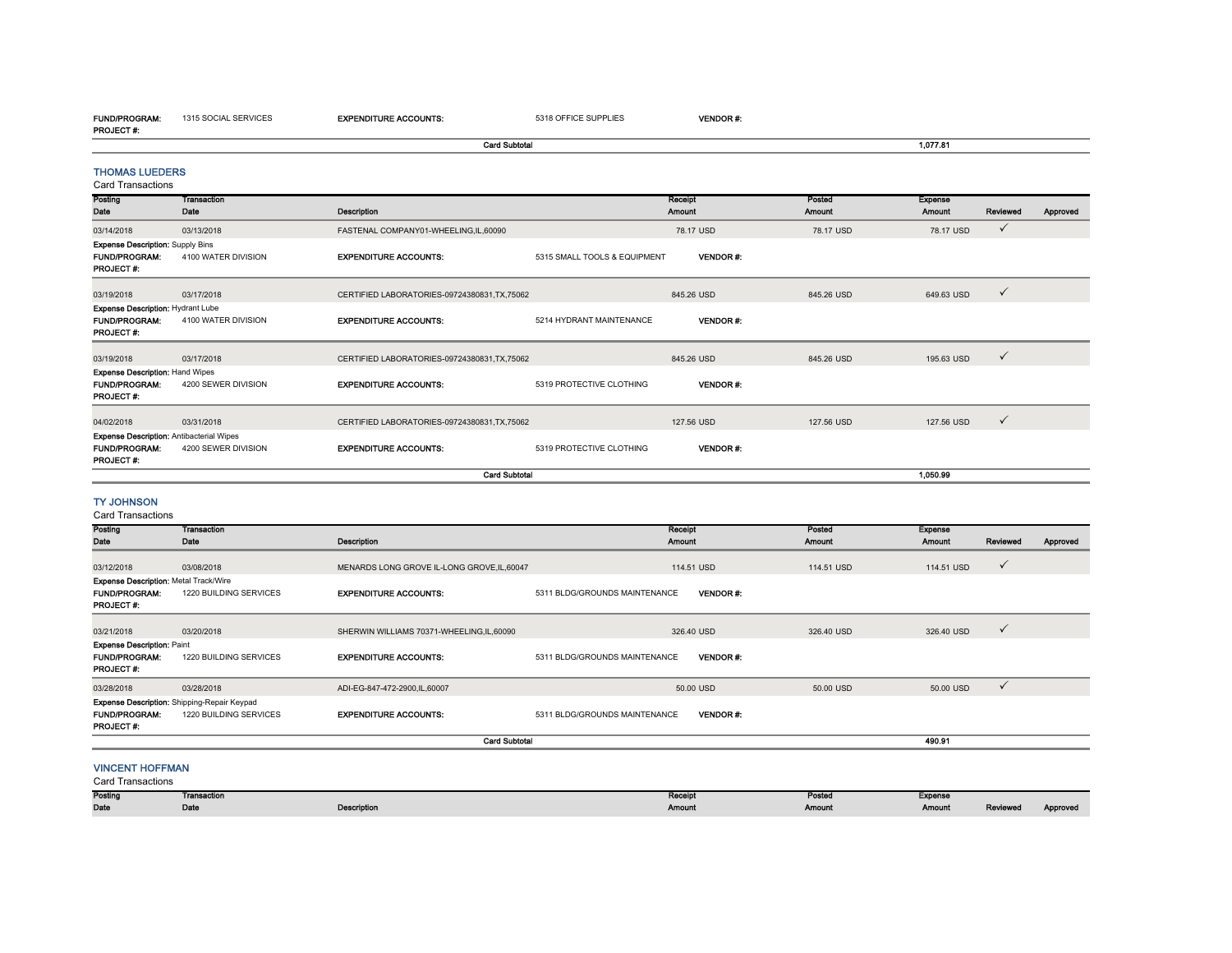| | | | | |
|---|---|---|---|---|
| **FUND/PROGRAM:** | 1315 SOCIAL SERVICES | **EXPENDITURE ACCOUNTS:** | 5318 OFFICE SUPPLIES | **VENDOR #:** |
| **PROJECT #:** | | | | |

**Card Subtotal** 1,077.81

## THOMAS LUEDERS

Card Transactions

| Posting Date | Transaction Date | Description | Receipt Amount | Posted Amount | Expense Amount | Reviewed | Approved |
|---|---|---|---|---|---|---|---|
| 03/14/2018 | 03/13/2018 | FASTENAL COMPANY01-WHEELING,IL,60090 | 78.17 USD | 78.17 USD | 78.17 USD | ✓ | |
| **Expense Description:** Supply Bins | | | | | | | |
| **FUND/PROGRAM:** 4100 WATER DIVISION | | **EXPENDITURE ACCOUNTS:** 5315 SMALL TOOLS & EQUIPMENT | **VENDOR #:** | | | | |
| **PROJECT #:** | | | | | | | |
| 03/19/2018 | 03/17/2018 | CERTIFIED LABORATORIES-09724380831,TX,75062 | 845.26 USD | 845.26 USD | 649.63 USD | ✓ | |
| **Expense Description:** Hydrant Lube | | | | | | | |
| **FUND/PROGRAM:** 4100 WATER DIVISION | | **EXPENDITURE ACCOUNTS:** 5214 HYDRANT MAINTENANCE | **VENDOR #:** | | | | |
| **PROJECT #:** | | | | | | | |
| 03/19/2018 | 03/17/2018 | CERTIFIED LABORATORIES-09724380831,TX,75062 | 845.26 USD | 845.26 USD | 195.63 USD | ✓ | |
| **Expense Description:** Hand Wipes | | | | | | | |
| **FUND/PROGRAM:** 4200 SEWER DIVISION | | **EXPENDITURE ACCOUNTS:** 5319 PROTECTIVE CLOTHING | **VENDOR #:** | | | | |
| **PROJECT #:** | | | | | | | |
| 04/02/2018 | 03/31/2018 | CERTIFIED LABORATORIES-09724380831,TX,75062 | 127.56 USD | 127.56 USD | 127.56 USD | ✓ | |
| **Expense Description:** Antibacterial Wipes | | | | | | | |
| **FUND/PROGRAM:** 4200 SEWER DIVISION | | **EXPENDITURE ACCOUNTS:** 5319 PROTECTIVE CLOTHING | **VENDOR #:** | | | | |
| **PROJECT #:** | | | | | | | |

**Card Subtotal** 1,050.99

## TY JOHNSON

Card Transactions

| Posting Date | Transaction Date | Description | Receipt Amount | Posted Amount | Expense Amount | Reviewed | Approved |
|---|---|---|---|---|---|---|---|
| 03/12/2018 | 03/08/2018 | MENARDS LONG GROVE IL-LONG GROVE,IL,60047 | 114.51 USD | 114.51 USD | 114.51 USD | ✓ | |
| **Expense Description:** Metal Track/Wire | | | | | | | |
| **FUND/PROGRAM:** 1220 BUILDING SERVICES | | **EXPENDITURE ACCOUNTS:** 5311 BLDG/GROUNDS MAINTENANCE | **VENDOR #:** | | | | |
| **PROJECT #:** | | | | | | | |
| 03/21/2018 | 03/20/2018 | SHERWIN WILLIAMS 70371-WHEELING,IL,60090 | 326.40 USD | 326.40 USD | 326.40 USD | ✓ | |
| **Expense Description:** Paint | | | | | | | |
| **FUND/PROGRAM:** 1220 BUILDING SERVICES | | **EXPENDITURE ACCOUNTS:** 5311 BLDG/GROUNDS MAINTENANCE | **VENDOR #:** | | | | |
| **PROJECT #:** | | | | | | | |
| 03/28/2018 | 03/28/2018 | ADI-EG-847-472-2900,IL,60007 | 50.00 USD | 50.00 USD | 50.00 USD | ✓ | |
| **Expense Description:** Shipping-Repair Keypad | | | | | | | |
| **FUND/PROGRAM:** 1220 BUILDING SERVICES | | **EXPENDITURE ACCOUNTS:** 5311 BLDG/GROUNDS MAINTENANCE | **VENDOR #:** | | | | |
| **PROJECT #:** | | | | | | | |

**Card Subtotal** 490.91

## VINCENT HOFFMAN

Card Transactions

| Posting Date | Transaction Date | Description | Receipt Amount | Posted Amount | Expense Amount | Reviewed | Approved |
|---|---|---|---|---|---|---|---|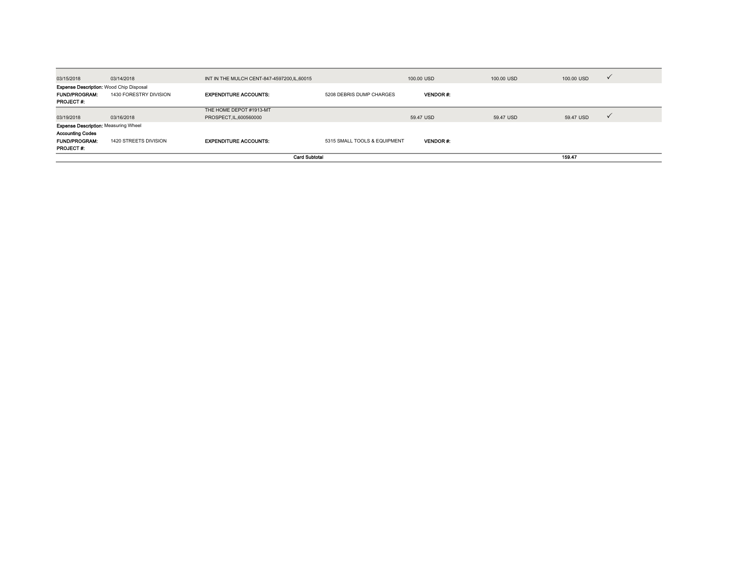| | | | | | | | |
|---|---|---|---|---|---|---|---|
| 03/15/2018 | 03/14/2018 | INT IN THE MULCH CENT-847-4597200,IL,60015 | | 100.00 USD | 100.00 USD | 100.00 USD | ✓ |
| **Expense Description:** Wood Chip Disposal | | | | | | | |
| **FUND/PROGRAM:** | 1430 FORESTRY DIVISION | **EXPENDITURE ACCOUNTS:** | 5208 DEBRIS DUMP CHARGES | **VENDOR #:** | | | |
| **PROJECT #:** | | | | | | | |
| 03/19/2018 | 03/16/2018 | THE HOME DEPOT #1913-MT PROSPECT,IL,600560000 | | 59.47 USD | 59.47 USD | 59.47 USD | ✓ |
| **Expense Description:** Measuring Wheel | | | | | | | |
| **Accounting Codes** | | | | | | | |
| **FUND/PROGRAM:** | 1420 STREETS DIVISION | **EXPENDITURE ACCOUNTS:** | 5315 SMALL TOOLS & EQUIPMENT | **VENDOR #:** | | | |
| **PROJECT #:** | | | | | | | |
| | | | **Card Subtotal** | | | **159.47** | |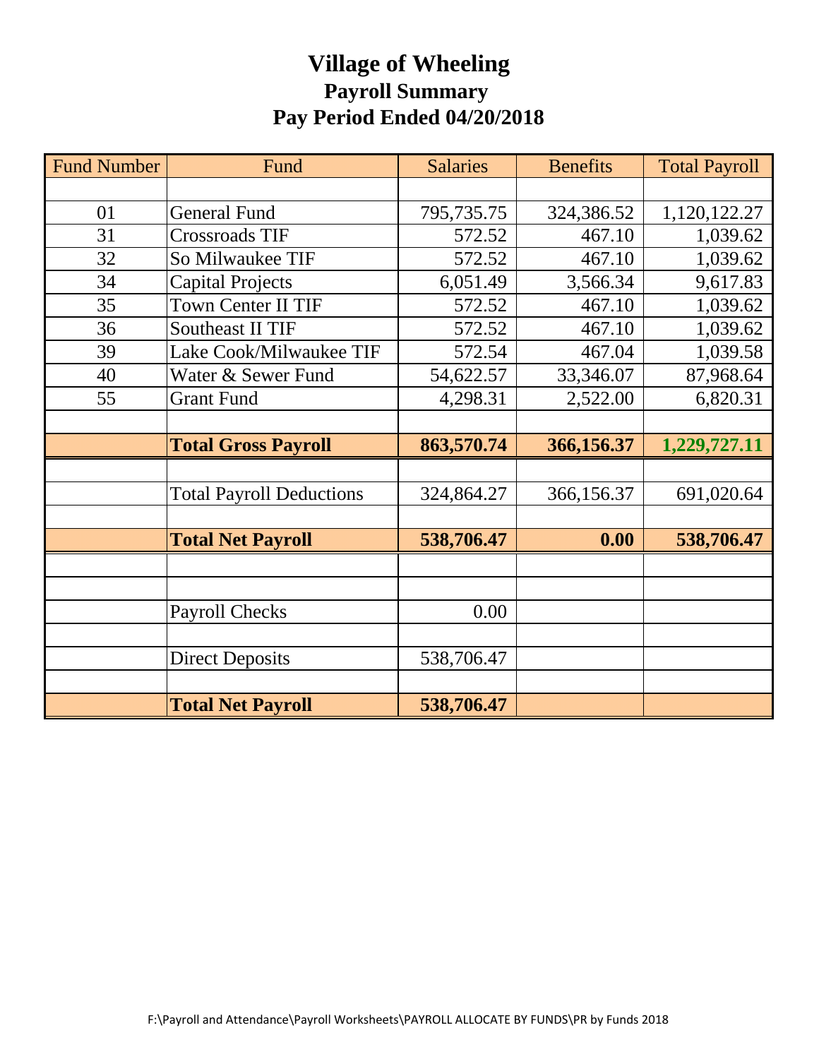# Village of Wheeling

## Payroll Summary

## Pay Period Ended 04/20/2018

| Fund Number | Fund | Salaries | Benefits | Total Payroll |
|---|---|---|---|---|
| | | | | |
| 01 | General Fund | 795,735.75 | 324,386.52 | 1,120,122.27 |
| 31 | Crossroads TIF | 572.52 | 467.10 | 1,039.62 |
| 32 | So Milwaukee TIF | 572.52 | 467.10 | 1,039.62 |
| 34 | Capital Projects | 6,051.49 | 3,566.34 | 9,617.83 |
| 35 | Town Center II TIF | 572.52 | 467.10 | 1,039.62 |
| 36 | Southeast II TIF | 572.52 | 467.10 | 1,039.62 |
| 39 | Lake Cook/Milwaukee TIF | 572.54 | 467.04 | 1,039.58 |
| 40 | Water & Sewer Fund | 54,622.57 | 33,346.07 | 87,968.64 |
| 55 | Grant Fund | 4,298.31 | 2,522.00 | 6,820.31 |
| | | | | |
| | **Total Gross Payroll** | **863,570.74** | **366,156.37** | **1,229,727.11** |
| | | | | |
| | Total Payroll Deductions | 324,864.27 | 366,156.37 | 691,020.64 |
| | | | | |
| | **Total Net Payroll** | **538,706.47** | **0.00** | **538,706.47** |
| | | | | |
| | | | | |
| | Payroll Checks | 0.00 | | |
| | | | | |
| | Direct Deposits | 538,706.47 | | |
| | | | | |
| | **Total Net Payroll** | **538,706.47** | | |

F:\Payroll and Attendance\Payroll Worksheets\PAYROLL ALLOCATE BY FUNDS\PR by Funds 2018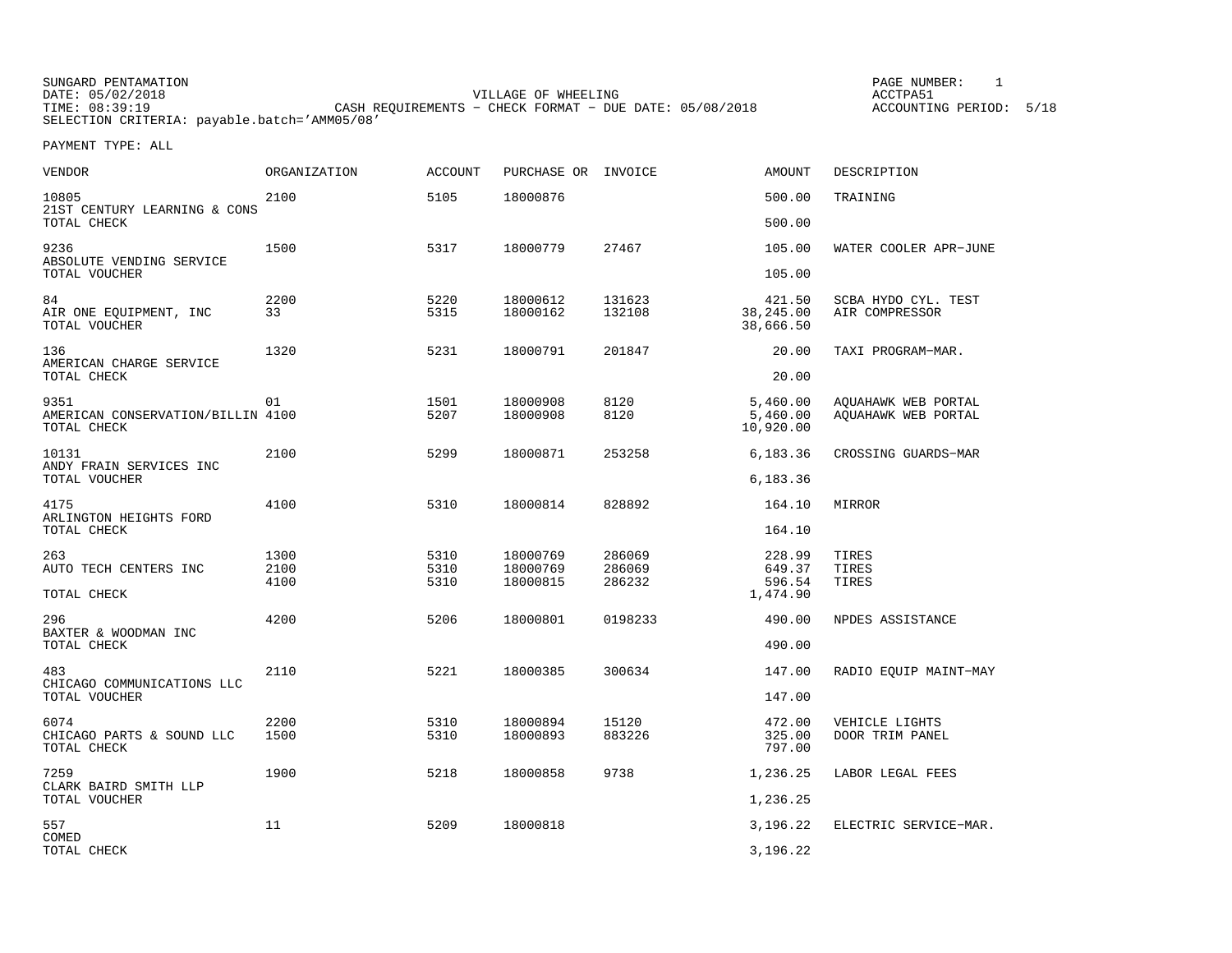SUNGARD PENTAMATION
DATE: 05/02/2018
TIME: 08:39:19

VILLAGE OF WHEELING
CASH REQUIREMENTS - CHECK FORMAT - DUE DATE: 05/08/2018

PAGE NUMBER: 1
ACCTPA51
ACCOUNTING PERIOD: 5/18

SELECTION CRITERIA: payable.batch='AMM05/08'

PAYMENT TYPE: ALL

| VENDOR | ORGANIZATION | ACCOUNT | PURCHASE OR | INVOICE | AMOUNT | DESCRIPTION |
|---|---|---|---|---|---|---|
| 10805 | 2100 | 5105 | 18000876 | | 500.00 | TRAINING |
| 21ST CENTURY LEARNING & CONS | | | | | | |
| TOTAL CHECK | | | | | 500.00 | |
| 9236 | 1500 | 5317 | 18000779 | 27467 | 105.00 | WATER COOLER APR-JUNE |
| ABSOLUTE VENDING SERVICE | | | | | | |
| TOTAL VOUCHER | | | | | 105.00 | |
| 84 | 2200 | 5220 | 18000612 | 131623 | 421.50 | SCBA HYDO CYL. TEST |
| AIR ONE EQUIPMENT, INC | 33 | 5315 | 18000162 | 132108 | 38,245.00 | AIR COMPRESSOR |
| TOTAL VOUCHER | | | | | 38,666.50 | |
| 136 | 1320 | 5231 | 18000791 | 201847 | 20.00 | TAXI PROGRAM-MAR. |
| AMERICAN CHARGE SERVICE | | | | | | |
| TOTAL CHECK | | | | | 20.00 | |
| 9351 | 01 | 1501 | 18000908 | 8120 | 5,460.00 | AQUAHAWK WEB PORTAL |
| AMERICAN CONSERVATION/BILLIN | 4100 | 5207 | 18000908 | 8120 | 5,460.00 | AQUAHAWK WEB PORTAL |
| TOTAL CHECK | | | | | 10,920.00 | |
| 10131 | 2100 | 5299 | 18000871 | 253258 | 6,183.36 | CROSSING GUARDS-MAR |
| ANDY FRAIN SERVICES INC | | | | | | |
| TOTAL VOUCHER | | | | | 6,183.36 | |
| 4175 | 4100 | 5310 | 18000814 | 828892 | 164.10 | MIRROR |
| ARLINGTON HEIGHTS FORD | | | | | | |
| TOTAL CHECK | | | | | 164.10 | |
| 263 | 1300 | 5310 | 18000769 | 286069 | 228.99 | TIRES |
| AUTO TECH CENTERS INC | 2100 | 5310 | 18000769 | 286069 | 649.37 | TIRES |
| | 4100 | 5310 | 18000815 | 286232 | 596.54 | TIRES |
| TOTAL CHECK | | | | | 1,474.90 | |
| 296 | 4200 | 5206 | 18000801 | 0198233 | 490.00 | NPDES ASSISTANCE |
| BAXTER & WOODMAN INC | | | | | | |
| TOTAL CHECK | | | | | 490.00 | |
| 483 | 2110 | 5221 | 18000385 | 300634 | 147.00 | RADIO EQUIP MAINT-MAY |
| CHICAGO COMMUNICATIONS LLC | | | | | | |
| TOTAL VOUCHER | | | | | 147.00 | |
| 6074 | 2200 | 5310 | 18000894 | 15120 | 472.00 | VEHICLE LIGHTS |
| CHICAGO PARTS & SOUND LLC | 1500 | 5310 | 18000893 | 883226 | 325.00 | DOOR TRIM PANEL |
| TOTAL CHECK | | | | | 797.00 | |
| 7259 | 1900 | 5218 | 18000858 | 9738 | 1,236.25 | LABOR LEGAL FEES |
| CLARK BAIRD SMITH LLP | | | | | | |
| TOTAL VOUCHER | | | | | 1,236.25 | |
| 557 | 11 | 5209 | 18000818 | | 3,196.22 | ELECTRIC SERVICE-MAR. |
| COMED | | | | | | |
| TOTAL CHECK | | | | | 3,196.22 | |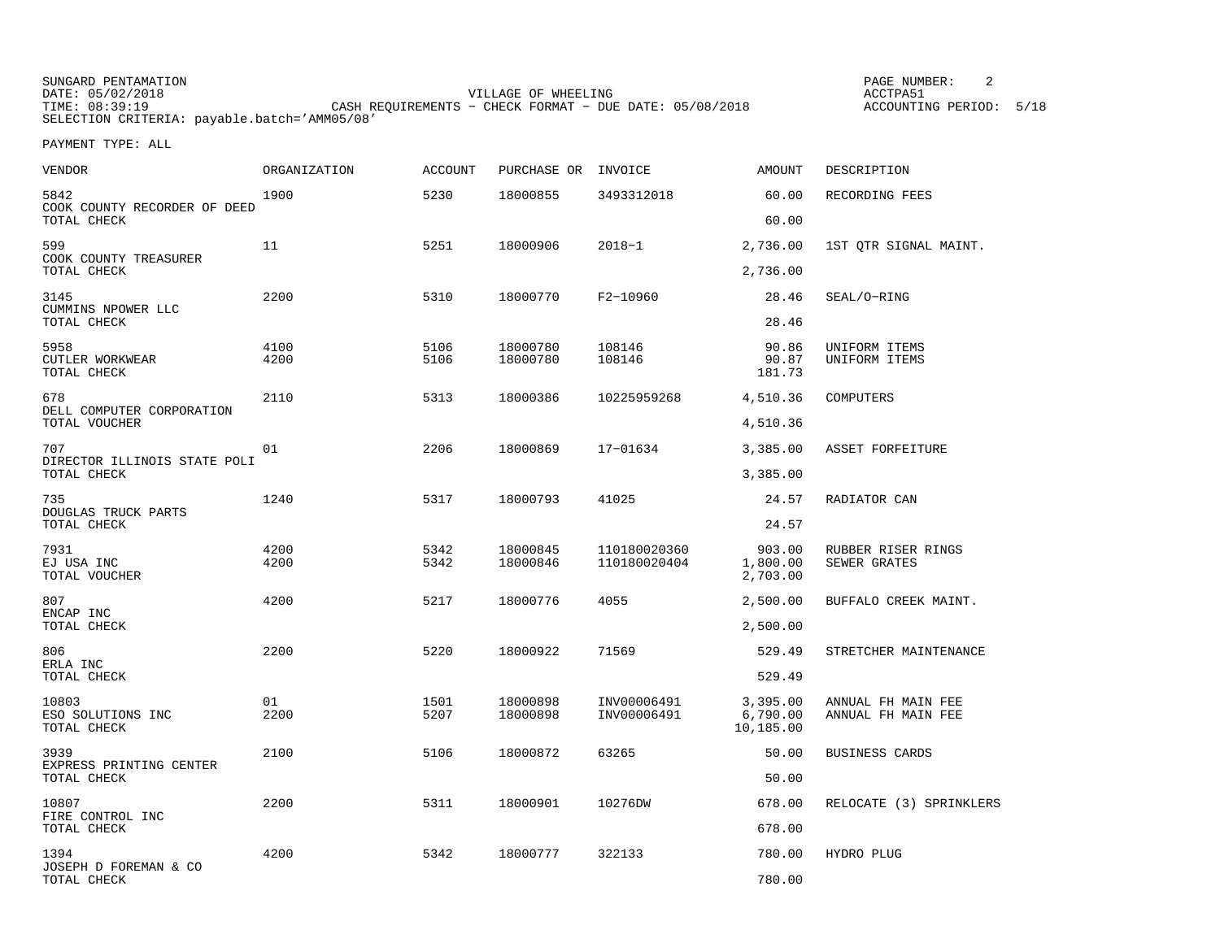SUNGARD PENTAMATION
DATE: 05/02/2018
TIME: 08:39:19
SELECTION CRITERIA: payable.batch='AMM05/08'

VILLAGE OF WHEELING
CASH REQUIREMENTS - CHECK FORMAT - DUE DATE: 05/08/2018

PAGE NUMBER: 2
ACCTPA51
ACCOUNTING PERIOD: 5/18

PAYMENT TYPE: ALL

| VENDOR | ORGANIZATION | ACCOUNT | PURCHASE OR | INVOICE | AMOUNT | DESCRIPTION |
|---|---|---|---|---|---|---|
| 5842 | 1900 | 5230 | 18000855 | 3493312018 | 60.00 | RECORDING FEES |
| COOK COUNTY RECORDER OF DEED | | | | | | |
| TOTAL CHECK | | | | | 60.00 | |
| 599 | 11 | 5251 | 18000906 | 2018-1 | 2,736.00 | 1ST QTR SIGNAL MAINT. |
| COOK COUNTY TREASURER | | | | | | |
| TOTAL CHECK | | | | | 2,736.00 | |
| 3145 | 2200 | 5310 | 18000770 | F2-10960 | 28.46 | SEAL/O-RING |
| CUMMINS NPOWER LLC | | | | | | |
| TOTAL CHECK | | | | | 28.46 | |
| 5958 | 4100 | 5106 | 18000780 | 108146 | 90.86 | UNIFORM ITEMS |
| CUTLER WORKWEAR | 4200 | 5106 | 18000780 | 108146 | 90.87 | UNIFORM ITEMS |
| TOTAL CHECK | | | | | 181.73 | |
| 678 | 2110 | 5313 | 18000386 | 10225959268 | 4,510.36 | COMPUTERS |
| DELL COMPUTER CORPORATION | | | | | | |
| TOTAL VOUCHER | | | | | 4,510.36 | |
| 707 | 01 | 2206 | 18000869 | 17-01634 | 3,385.00 | ASSET FORFEITURE |
| DIRECTOR ILLINOIS STATE POLI | | | | | | |
| TOTAL CHECK | | | | | 3,385.00 | |
| 735 | 1240 | 5317 | 18000793 | 41025 | 24.57 | RADIATOR CAN |
| DOUGLAS TRUCK PARTS | | | | | | |
| TOTAL CHECK | | | | | 24.57 | |
| 7931 | 4200 | 5342 | 18000845 | 110180020360 | 903.00 | RUBBER RISER RINGS |
| EJ USA INC | 4200 | 5342 | 18000846 | 110180020404 | 1,800.00 | SEWER GRATES |
| TOTAL VOUCHER | | | | | 2,703.00 | |
| 807 | 4200 | 5217 | 18000776 | 4055 | 2,500.00 | BUFFALO CREEK MAINT. |
| ENCAP INC | | | | | | |
| TOTAL CHECK | | | | | 2,500.00 | |
| 806 | 2200 | 5220 | 18000922 | 71569 | 529.49 | STRETCHER MAINTENANCE |
| ERLA INC | | | | | | |
| TOTAL CHECK | | | | | 529.49 | |
| 10803 | 01 | 1501 | 18000898 | INV00006491 | 3,395.00 | ANNUAL FH MAIN FEE |
| ESO SOLUTIONS INC | 2200 | 5207 | 18000898 | INV00006491 | 6,790.00 | ANNUAL FH MAIN FEE |
| TOTAL CHECK | | | | | 10,185.00 | |
| 3939 | 2100 | 5106 | 18000872 | 63265 | 50.00 | BUSINESS CARDS |
| EXPRESS PRINTING CENTER | | | | | | |
| TOTAL CHECK | | | | | 50.00 | |
| 10807 | 2200 | 5311 | 18000901 | 10276DW | 678.00 | RELOCATE (3) SPRINKLERS |
| FIRE CONTROL INC | | | | | | |
| TOTAL CHECK | | | | | 678.00 | |
| 1394 | 4200 | 5342 | 18000777 | 322133 | 780.00 | HYDRO PLUG |
| JOSEPH D FOREMAN & CO | | | | | | |
| TOTAL CHECK | | | | | 780.00 | |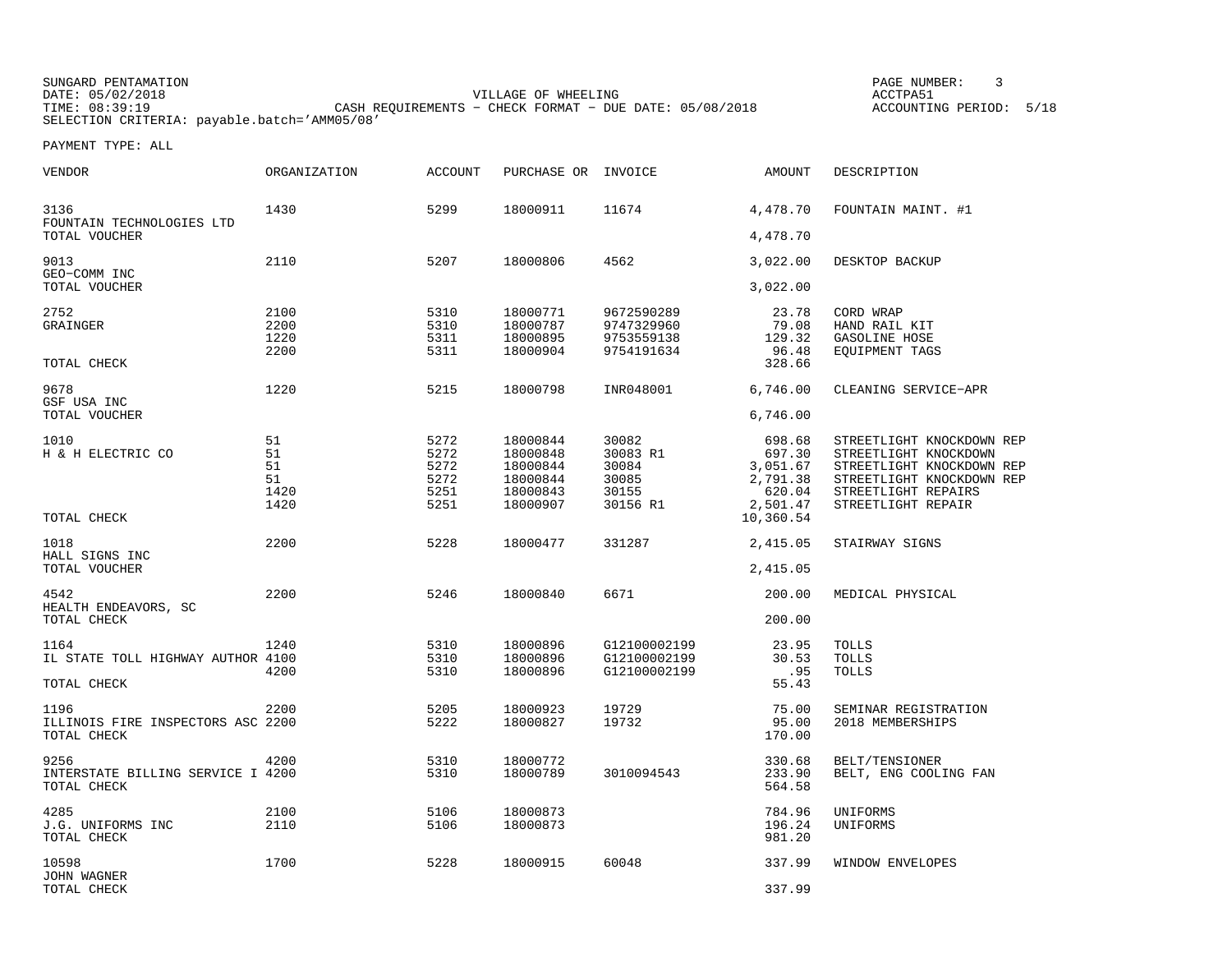SUNGARD PENTAMATION
DATE: 05/02/2018
TIME: 08:39:19
SELECTION CRITERIA: payable.batch='AMM05/08'

VILLAGE OF WHEELING
CASH REQUIREMENTS - CHECK FORMAT - DUE DATE: 05/08/2018

PAGE NUMBER: 3
ACCTPA51
ACCOUNTING PERIOD: 5/18

PAYMENT TYPE: ALL

| VENDOR | ORGANIZATION | ACCOUNT | PURCHASE OR | INVOICE | AMOUNT | DESCRIPTION |
|---|---|---|---|---|---|---|
| 3136 | 1430 | 5299 | 18000911 | 11674 | 4,478.70 | FOUNTAIN MAINT. #1 |
| FOUNTAIN TECHNOLOGIES LTD | | | | | | |
| TOTAL VOUCHER | | | | | 4,478.70 | |
| 9013 | 2110 | 5207 | 18000806 | 4562 | 3,022.00 | DESKTOP BACKUP |
| GEO-COMM INC | | | | | | |
| TOTAL VOUCHER | | | | | 3,022.00 | |
| 2752 | 2100 | 5310 | 18000771 | 9672590289 | 23.78 | CORD WRAP |
| GRAINGER | 2200 | 5310 | 18000787 | 9747329960 | 79.08 | HAND RAIL KIT |
| | 1220 | 5311 | 18000895 | 9753559138 | 129.32 | GASOLINE HOSE |
| | 2200 | 5311 | 18000904 | 9754191634 | 96.48 | EQUIPMENT TAGS |
| TOTAL CHECK | | | | | 328.66 | |
| 9678 | 1220 | 5215 | 18000798 | INR048001 | 6,746.00 | CLEANING SERVICE-APR |
| GSF USA INC | | | | | | |
| TOTAL VOUCHER | | | | | 6,746.00 | |
| 1010 | 51 | 5272 | 18000844 | 30082 | 698.68 | STREETLIGHT KNOCKDOWN REP |
| H & H ELECTRIC CO | 51 | 5272 | 18000848 | 30083 R1 | 697.30 | STREETLIGHT KNOCKDOWN |
| | 51 | 5272 | 18000844 | 30084 | 3,051.67 | STREETLIGHT KNOCKDOWN REP |
| | 51 | 5272 | 18000844 | 30085 | 2,791.38 | STREETLIGHT KNOCKDOWN REP |
| | 1420 | 5251 | 18000843 | 30155 | 620.04 | STREETLIGHT REPAIRS |
| | 1420 | 5251 | 18000907 | 30156 R1 | 2,501.47 | STREETLIGHT REPAIR |
| TOTAL CHECK | | | | | 10,360.54 | |
| 1018 | 2200 | 5228 | 18000477 | 331287 | 2,415.05 | STAIRWAY SIGNS |
| HALL SIGNS INC | | | | | | |
| TOTAL VOUCHER | | | | | 2,415.05 | |
| 4542 | 2200 | 5246 | 18000840 | 6671 | 200.00 | MEDICAL PHYSICAL |
| HEALTH ENDEAVORS, SC | | | | | | |
| TOTAL CHECK | | | | | 200.00 | |
| 1164 | 1240 | 5310 | 18000896 | G12100002199 | 23.95 | TOLLS |
| IL STATE TOLL HIGHWAY AUTHOR | 4100 | 5310 | 18000896 | G12100002199 | 30.53 | TOLLS |
| | 4200 | 5310 | 18000896 | G12100002199 | .95 | TOLLS |
| TOTAL CHECK | | | | | 55.43 | |
| 1196 | 2200 | 5205 | 18000923 | 19729 | 75.00 | SEMINAR REGISTRATION |
| ILLINOIS FIRE INSPECTORS ASC | 2200 | 5222 | 18000827 | 19732 | 95.00 | 2018 MEMBERSHIPS |
| TOTAL CHECK | | | | | 170.00 | |
| 9256 | 4200 | 5310 | 18000772 | | 330.68 | BELT/TENSIONER |
| INTERSTATE BILLING SERVICE I | 4200 | 5310 | 18000789 | 3010094543 | 233.90 | BELT, ENG COOLING FAN |
| TOTAL CHECK | | | | | 564.58 | |
| 4285 | 2100 | 5106 | 18000873 | | 784.96 | UNIFORMS |
| J.G. UNIFORMS INC | 2110 | 5106 | 18000873 | | 196.24 | UNIFORMS |
| TOTAL CHECK | | | | | 981.20 | |
| 10598 | 1700 | 5228 | 18000915 | 60048 | 337.99 | WINDOW ENVELOPES |
| JOHN WAGNER | | | | | | |
| TOTAL CHECK | | | | | 337.99 | |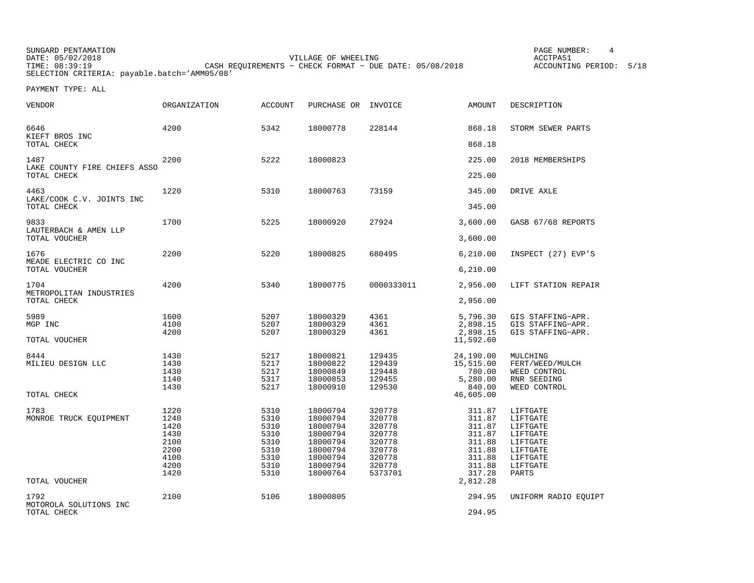SUNGARD PENTAMATION
DATE: 05/02/2018
TIME: 08:39:19
SELECTION CRITERIA: payable.batch='AMM05/08'

VILLAGE OF WHEELING
CASH REQUIREMENTS - CHECK FORMAT - DUE DATE: 05/08/2018

PAGE NUMBER: 4
ACCTPA51
ACCOUNTING PERIOD: 5/18

PAYMENT TYPE: ALL

| VENDOR | ORGANIZATION | ACCOUNT | PURCHASE OR | INVOICE | AMOUNT | DESCRIPTION |
|---|---|---|---|---|---|---|
| 6646 | 4200 | 5342 | 18000778 | 228144 | 868.18 | STORM SEWER PARTS |
| KIEFT BROS INC | | | | | | |
| TOTAL CHECK | | | | | 868.18 | |
| 1487 | 2200 | 5222 | 18000823 | | 225.00 | 2018 MEMBERSHIPS |
| LAKE COUNTY FIRE CHIEFS ASSO | | | | | | |
| TOTAL CHECK | | | | | 225.00 | |
| 4463 | 1220 | 5310 | 18000763 | 73159 | 345.00 | DRIVE AXLE |
| LAKE/COOK C.V. JOINTS INC | | | | | | |
| TOTAL CHECK | | | | | 345.00 | |
| 9833 | 1700 | 5225 | 18000920 | 27924 | 3,600.00 | GASB 67/68 REPORTS |
| LAUTERBACH & AMEN LLP | | | | | | |
| TOTAL VOUCHER | | | | | 3,600.00 | |
| 1676 | 2200 | 5220 | 18000825 | 680495 | 6,210.00 | INSPECT (27) EVP'S |
| MEADE ELECTRIC CO INC | | | | | | |
| TOTAL VOUCHER | | | | | 6,210.00 | |
| 1704 | 4200 | 5340 | 18000775 | 0000333011 | 2,956.00 | LIFT STATION REPAIR |
| METROPOLITAN INDUSTRIES | | | | | | |
| TOTAL CHECK | | | | | 2,956.00 | |
| 5989 | 1600 | 5207 | 18000329 | 4361 | 5,796.30 | GIS STAFFING-APR. |
| MGP INC | 4100 | 5207 | 18000329 | 4361 | 2,898.15 | GIS STAFFING-APR. |
| | 4200 | 5207 | 18000329 | 4361 | 2,898.15 | GIS STAFFING-APR. |
| TOTAL VOUCHER | | | | | 11,592.60 | |
| 8444 | 1430 | 5217 | 18000821 | 129435 | 24,190.00 | MULCHING |
| MILIEU DESIGN LLC | 1430 | 5217 | 18000822 | 129439 | 15,515.00 | FERT/WEED/MULCH |
| | 1430 | 5217 | 18000849 | 129448 | 780.00 | WEED CONTROL |
| | 1140 | 5317 | 18000853 | 129455 | 5,280.00 | RNR SEEDING |
| | 1430 | 5217 | 18000910 | 129530 | 840.00 | WEED CONTROL |
| TOTAL CHECK | | | | | 46,605.00 | |
| 1783 | 1220 | 5310 | 18000794 | 320778 | 311.87 | LIFTGATE |
| MONROE TRUCK EQUIPMENT | 1240 | 5310 | 18000794 | 320778 | 311.87 | LIFTGATE |
| | 1420 | 5310 | 18000794 | 320778 | 311.87 | LIFTGATE |
| | 1430 | 5310 | 18000794 | 320778 | 311.87 | LIFTGATE |
| | 2100 | 5310 | 18000794 | 320778 | 311.88 | LIFTGATE |
| | 2200 | 5310 | 18000794 | 320778 | 311.88 | LIFTGATE |
| | 4100 | 5310 | 18000794 | 320778 | 311.88 | LIFTGATE |
| | 4200 | 5310 | 18000794 | 320778 | 311.88 | LIFTGATE |
| | 1420 | 5310 | 18000764 | 5373701 | 317.28 | PARTS |
| TOTAL VOUCHER | | | | | 2,812.28 | |
| 1792 | 2100 | 5106 | 18000805 | | 294.95 | UNIFORM RADIO EQUIPT |
| MOTOROLA SOLUTIONS INC | | | | | | |
| TOTAL CHECK | | | | | 294.95 | |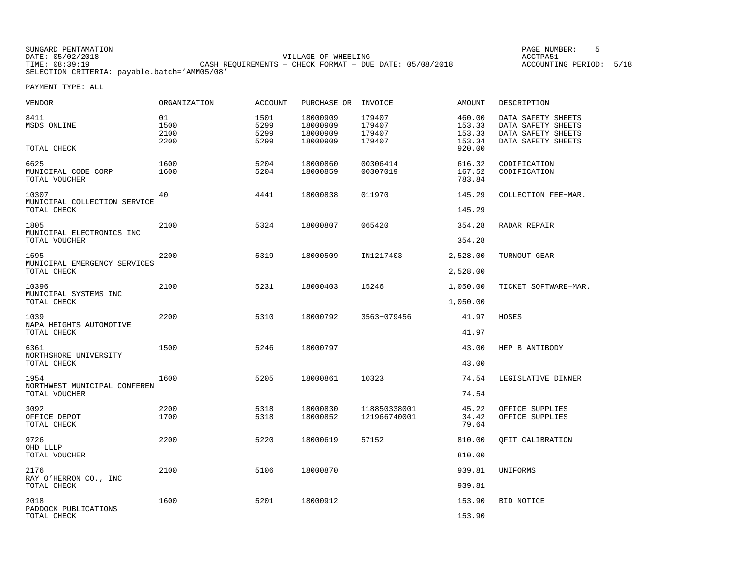SUNGARD PENTAMATION
DATE: 05/02/2018
TIME: 08:39:19

VILLAGE OF WHEELING
CASH REQUIREMENTS - CHECK FORMAT - DUE DATE: 05/08/2018

PAGE NUMBER: 5
ACCTPA51
ACCOUNTING PERIOD: 5/18

SELECTION CRITERIA: payable.batch='AMM05/08'

PAYMENT TYPE: ALL

| VENDOR | ORGANIZATION | ACCOUNT | PURCHASE OR | INVOICE | AMOUNT | DESCRIPTION |
|---|---|---|---|---|---|---|
| 8411 | 01 | 1501 | 18000909 | 179407 | 460.00 | DATA SAFETY SHEETS |
| MSDS ONLINE | 1500 | 5299 | 18000909 | 179407 | 153.33 | DATA SAFETY SHEETS |
| | 2100 | 5299 | 18000909 | 179407 | 153.33 | DATA SAFETY SHEETS |
| | 2200 | 5299 | 18000909 | 179407 | 153.34 | DATA SAFETY SHEETS |
| TOTAL CHECK | | | | | 920.00 | |
| 6625 | 1600 | 5204 | 18000860 | 00306414 | 616.32 | CODIFICATION |
| MUNICIPAL CODE CORP | 1600 | 5204 | 18000859 | 00307019 | 167.52 | CODIFICATION |
| TOTAL VOUCHER | | | | | 783.84 | |
| 10307 | 40 | 4441 | 18000838 | 011970 | 145.29 | COLLECTION FEE-MAR. |
| MUNICIPAL COLLECTION SERVICE | | | | | | |
| TOTAL CHECK | | | | | 145.29 | |
| 1805 | 2100 | 5324 | 18000807 | 065420 | 354.28 | RADAR REPAIR |
| MUNICIPAL ELECTRONICS INC | | | | | | |
| TOTAL VOUCHER | | | | | 354.28 | |
| 1695 | 2200 | 5319 | 18000509 | IN1217403 | 2,528.00 | TURNOUT GEAR |
| MUNICIPAL EMERGENCY SERVICES | | | | | | |
| TOTAL CHECK | | | | | 2,528.00 | |
| 10396 | 2100 | 5231 | 18000403 | 15246 | 1,050.00 | TICKET SOFTWARE-MAR. |
| MUNICIPAL SYSTEMS INC | | | | | | |
| TOTAL CHECK | | | | | 1,050.00 | |
| 1039 | 2200 | 5310 | 18000792 | 3563-079456 | 41.97 | HOSES |
| NAPA HEIGHTS AUTOMOTIVE | | | | | | |
| TOTAL CHECK | | | | | 41.97 | |
| 6361 | 1500 | 5246 | 18000797 | | 43.00 | HEP B ANTIBODY |
| NORTHSHORE UNIVERSITY | | | | | | |
| TOTAL CHECK | | | | | 43.00 | |
| 1954 | 1600 | 5205 | 18000861 | 10323 | 74.54 | LEGISLATIVE DINNER |
| NORTHWEST MUNICIPAL CONFEREN | | | | | | |
| TOTAL VOUCHER | | | | | 74.54 | |
| 3092 | 2200 | 5318 | 18000830 | 118850338001 | 45.22 | OFFICE SUPPLIES |
| OFFICE DEPOT | 1700 | 5318 | 18000852 | 121966740001 | 34.42 | OFFICE SUPPLIES |
| TOTAL CHECK | | | | | 79.64 | |
| 9726 | 2200 | 5220 | 18000619 | 57152 | 810.00 | QFIT CALIBRATION |
| OHD LLLP | | | | | | |
| TOTAL VOUCHER | | | | | 810.00 | |
| 2176 | 2100 | 5106 | 18000870 | | 939.81 | UNIFORMS |
| RAY O'HERRON CO., INC | | | | | | |
| TOTAL CHECK | | | | | 939.81 | |
| 2018 | 1600 | 5201 | 18000912 | | 153.90 | BID NOTICE |
| PADDOCK PUBLICATIONS | | | | | | |
| TOTAL CHECK | | | | | 153.90 | |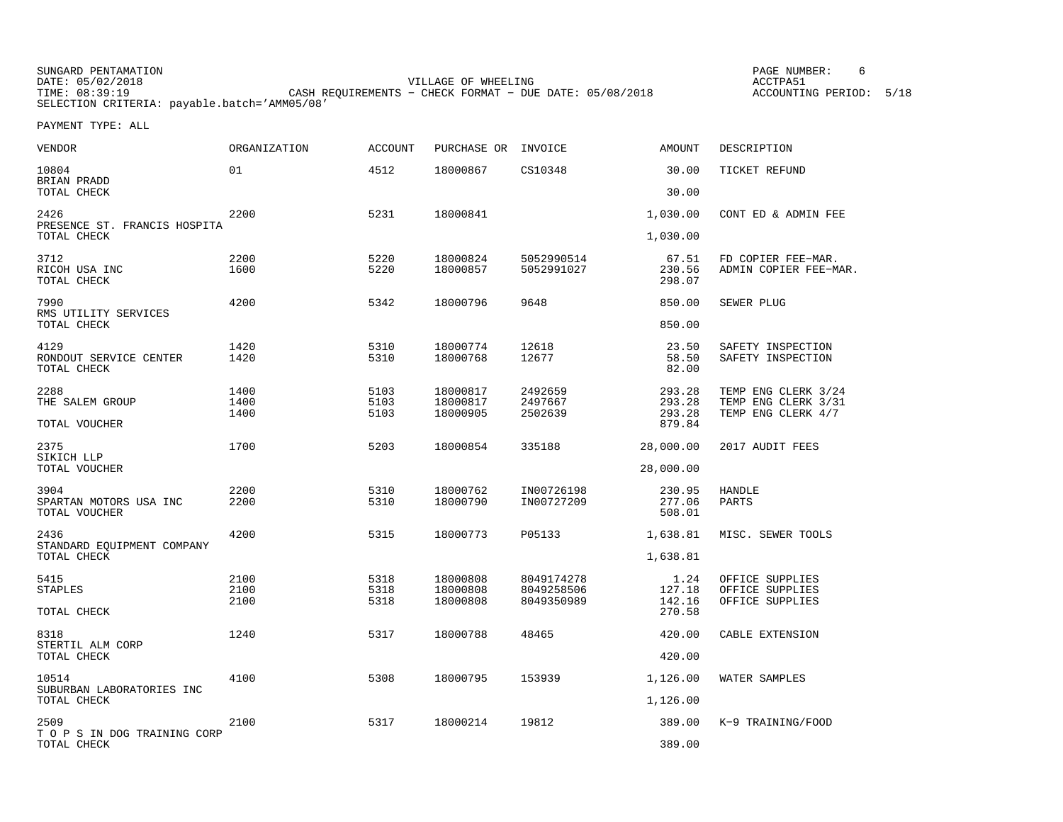SUNGARD PENTAMATION
DATE: 05/02/2018
TIME: 08:39:19
SELECTION CRITERIA: payable.batch='AMM05/08'

VILLAGE OF WHEELING
CASH REQUIREMENTS - CHECK FORMAT - DUE DATE: 05/08/2018

PAGE NUMBER: 6
ACCTPA51
ACCOUNTING PERIOD: 5/18

PAYMENT TYPE: ALL

| VENDOR | ORGANIZATION | ACCOUNT | PURCHASE OR | INVOICE | AMOUNT | DESCRIPTION |
|---|---|---|---|---|---|---|
| 10804 | 01 | 4512 | 18000867 | CS10348 | 30.00 | TICKET REFUND |
| BRIAN PRADD | | | | | | |
| TOTAL CHECK | | | | | 30.00 | |
| 2426 | 2200 | 5231 | 18000841 | | 1,030.00 | CONT ED & ADMIN FEE |
| PRESENCE ST. FRANCIS HOSPITA | | | | | | |
| TOTAL CHECK | | | | | 1,030.00 | |
| 3712 | 2200 | 5220 | 18000824 | 5052990514 | 67.51 | FD COPIER FEE-MAR. |
| RICOH USA INC | 1600 | 5220 | 18000857 | 5052991027 | 230.56 | ADMIN COPIER FEE-MAR. |
| TOTAL CHECK | | | | | 298.07 | |
| 7990 | 4200 | 5342 | 18000796 | 9648 | 850.00 | SEWER PLUG |
| RMS UTILITY SERVICES | | | | | | |
| TOTAL CHECK | | | | | 850.00 | |
| 4129 | 1420 | 5310 | 18000774 | 12618 | 23.50 | SAFETY INSPECTION |
| RONDOUT SERVICE CENTER | 1420 | 5310 | 18000768 | 12677 | 58.50 | SAFETY INSPECTION |
| TOTAL CHECK | | | | | 82.00 | |
| 2288 | 1400 | 5103 | 18000817 | 2492659 | 293.28 | TEMP ENG CLERK 3/24 |
| THE SALEM GROUP | 1400 | 5103 | 18000817 | 2497667 | 293.28 | TEMP ENG CLERK 3/31 |
| | 1400 | 5103 | 18000905 | 2502639 | 293.28 | TEMP ENG CLERK 4/7 |
| TOTAL VOUCHER | | | | | 879.84 | |
| 2375 | 1700 | 5203 | 18000854 | 335188 | 28,000.00 | 2017 AUDIT FEES |
| SIKICH LLP | | | | | | |
| TOTAL VOUCHER | | | | | 28,000.00 | |
| 3904 | 2200 | 5310 | 18000762 | IN00726198 | 230.95 | HANDLE |
| SPARTAN MOTORS USA INC | 2200 | 5310 | 18000790 | IN00727209 | 277.06 | PARTS |
| TOTAL VOUCHER | | | | | 508.01 | |
| 2436 | 4200 | 5315 | 18000773 | P05133 | 1,638.81 | MISC. SEWER TOOLS |
| STANDARD EQUIPMENT COMPANY | | | | | | |
| TOTAL CHECK | | | | | 1,638.81 | |
| 5415 | 2100 | 5318 | 18000808 | 8049174278 | 1.24 | OFFICE SUPPLIES |
| STAPLES | 2100 | 5318 | 18000808 | 8049258506 | 127.18 | OFFICE SUPPLIES |
| | 2100 | 5318 | 18000808 | 8049350989 | 142.16 | OFFICE SUPPLIES |
| TOTAL CHECK | | | | | 270.58 | |
| 8318 | 1240 | 5317 | 18000788 | 48465 | 420.00 | CABLE EXTENSION |
| STERTIL ALM CORP | | | | | | |
| TOTAL CHECK | | | | | 420.00 | |
| 10514 | 4100 | 5308 | 18000795 | 153939 | 1,126.00 | WATER SAMPLES |
| SUBURBAN LABORATORIES INC | | | | | | |
| TOTAL CHECK | | | | | 1,126.00 | |
| 2509 | 2100 | 5317 | 18000214 | 19812 | 389.00 | K-9 TRAINING/FOOD |
| T O P S IN DOG TRAINING CORP | | | | | | |
| TOTAL CHECK | | | | | 389.00 | |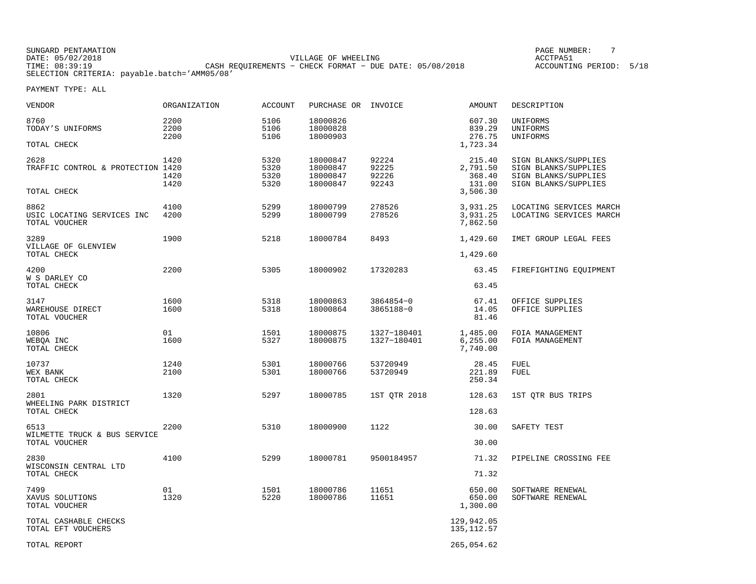SUNGARD PENTAMATION
DATE: 05/02/2018
TIME: 08:39:19
SELECTION CRITERIA: payable.batch='AMM05/08'

VILLAGE OF WHEELING
CASH REQUIREMENTS - CHECK FORMAT - DUE DATE: 05/08/2018

PAGE NUMBER: 7
ACCTPA51
ACCOUNTING PERIOD: 5/18

PAYMENT TYPE: ALL

| VENDOR | ORGANIZATION | ACCOUNT | PURCHASE OR | INVOICE | AMOUNT | DESCRIPTION |
|---|---|---|---|---|---|---|
| 8760 | 2200 | 5106 | 18000826 | | 607.30 | UNIFORMS |
| TODAY'S UNIFORMS | 2200 | 5106 | 18000828 | | 839.29 | UNIFORMS |
| | 2200 | 5106 | 18000903 | | 276.75 | UNIFORMS |
| TOTAL CHECK | | | | | 1,723.34 | |
| 2628 | 1420 | 5320 | 18000847 | 92224 | 215.40 | SIGN BLANKS/SUPPLIES |
| TRAFFIC CONTROL & PROTECTION | 1420 | 5320 | 18000847 | 92225 | 2,791.50 | SIGN BLANKS/SUPPLIES |
| | 1420 | 5320 | 18000847 | 92226 | 368.40 | SIGN BLANKS/SUPPLIES |
| | 1420 | 5320 | 18000847 | 92243 | 131.00 | SIGN BLANKS/SUPPLIES |
| TOTAL CHECK | | | | | 3,506.30 | |
| 8862 | 4100 | 5299 | 18000799 | 278526 | 3,931.25 | LOCATING SERVICES MARCH |
| USIC LOCATING SERVICES INC | 4200 | 5299 | 18000799 | 278526 | 3,931.25 | LOCATING SERVICES MARCH |
| TOTAL VOUCHER | | | | | 7,862.50 | |
| 3289 | 1900 | 5218 | 18000784 | 8493 | 1,429.60 | IMET GROUP LEGAL FEES |
| VILLAGE OF GLENVIEW | | | | | | |
| TOTAL CHECK | | | | | 1,429.60 | |
| 4200 | 2200 | 5305 | 18000902 | 17320283 | 63.45 | FIREFIGHTING EQUIPMENT |
| W S DARLEY CO | | | | | | |
| TOTAL CHECK | | | | | 63.45 | |
| 3147 | 1600 | 5318 | 18000863 | 3864854-0 | 67.41 | OFFICE SUPPLIES |
| WAREHOUSE DIRECT | 1600 | 5318 | 18000864 | 3865188-0 | 14.05 | OFFICE SUPPLIES |
| TOTAL VOUCHER | | | | | 81.46 | |
| 10806 | 01 | 1501 | 18000875 | 1327-180401 | 1,485.00 | FOIA MANAGEMENT |
| WEBQA INC | 1600 | 5327 | 18000875 | 1327-180401 | 6,255.00 | FOIA MANAGEMENT |
| TOTAL CHECK | | | | | 7,740.00 | |
| 10737 | 1240 | 5301 | 18000766 | 53720949 | 28.45 | FUEL |
| WEX BANK | 2100 | 5301 | 18000766 | 53720949 | 221.89 | FUEL |
| TOTAL CHECK | | | | | 250.34 | |
| 2801 | 1320 | 5297 | 18000785 | 1ST QTR 2018 | 128.63 | 1ST QTR BUS TRIPS |
| WHEELING PARK DISTRICT | | | | | | |
| TOTAL CHECK | | | | | 128.63 | |
| 6513 | 2200 | 5310 | 18000900 | 1122 | 30.00 | SAFETY TEST |
| WILMETTE TRUCK & BUS SERVICE | | | | | | |
| TOTAL VOUCHER | | | | | 30.00 | |
| 2830 | 4100 | 5299 | 18000781 | 9500184957 | 71.32 | PIPELINE CROSSING FEE |
| WISCONSIN CENTRAL LTD | | | | | | |
| TOTAL CHECK | | | | | 71.32 | |
| 7499 | 01 | 1501 | 18000786 | 11651 | 650.00 | SOFTWARE RENEWAL |
| XAVUS SOLUTIONS | 1320 | 5220 | 18000786 | 11651 | 650.00 | SOFTWARE RENEWAL |
| TOTAL VOUCHER | | | | | 1,300.00 | |
| TOTAL CASHABLE CHECKS | | | | | 129,942.05 | |
| TOTAL EFT VOUCHERS | | | | | 135,112.57 | |
| TOTAL REPORT | | | | | 265,054.62 | |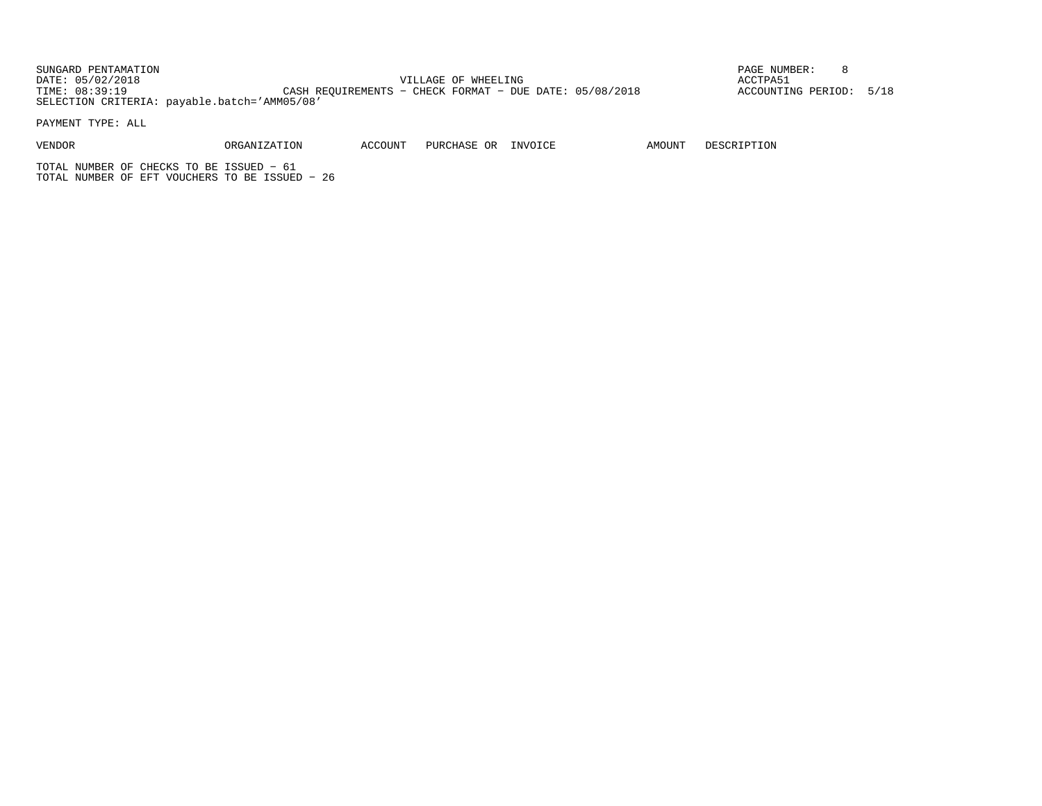SUNGARD PENTAMATION
DATE: 05/02/2018
TIME: 08:39:19

VILLAGE OF WHEELING
CASH REQUIREMENTS - CHECK FORMAT - DUE DATE: 05/08/2018

ACCTPA51
ACCOUNTING PERIOD: 5/18

SELECTION CRITERIA: payable.batch='AMM05/08'

PAYMENT TYPE: ALL

| VENDOR | ORGANIZATION | ACCOUNT | PURCHASE OR | INVOICE | AMOUNT | DESCRIPTION |
|---|---|---|---|---|---|---|

TOTAL NUMBER OF CHECKS TO BE ISSUED - 61
TOTAL NUMBER OF EFT VOUCHERS TO BE ISSUED - 26